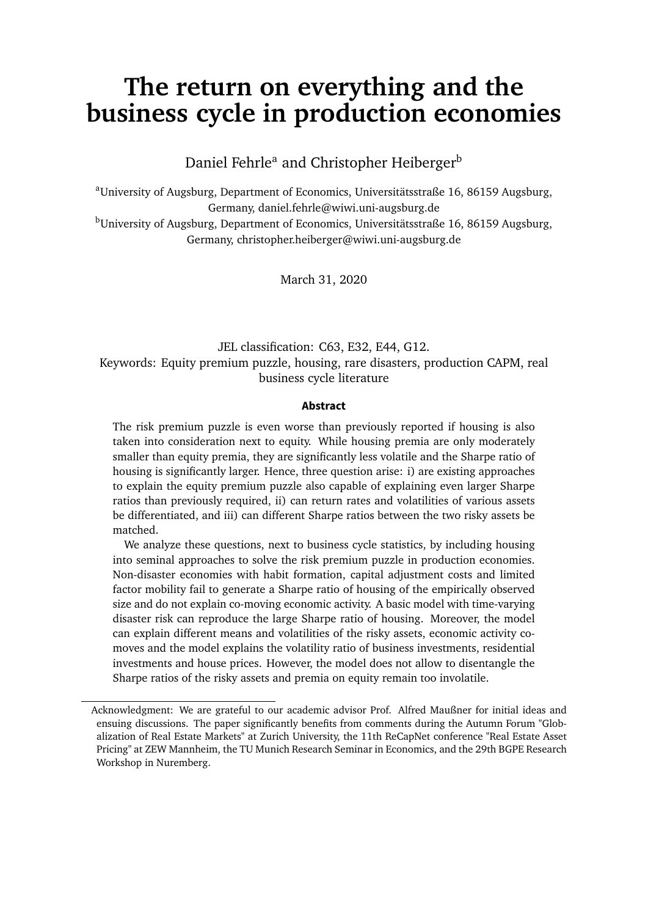# The return on everything and the business cycle in production economies

Daniel Fehrle[a] and Christopher Heiberger[b]

[a]University of Augsburg, Department of Economics, Universitätsstraße 16, 86159 Augsburg, Germany, daniel.fehrle@wiwi.uni-augsburg.de

[b]University of Augsburg, Department of Economics, Universitätsstraße 16, 86159 Augsburg, Germany, christopher.heiberger@wiwi.uni-augsburg.de

March 31, 2020

JEL classification: C63, E32, E44, G12.

Keywords: Equity premium puzzle, housing, rare disasters, production CAPM, real business cycle literature

**Abstract**

The risk premium puzzle is even worse than previously reported if housing is also taken into consideration next to equity. While housing premia are only moderately smaller than equity premia, they are significantly less volatile and the Sharpe ratio of housing is significantly larger. Hence, three question arise: i) are existing approaches to explain the equity premium puzzle also capable of explaining even larger Sharpe ratios than previously required, ii) can return rates and volatilities of various assets be differentiated, and iii) can different Sharpe ratios between the two risky assets be matched.

We analyze these questions, next to business cycle statistics, by including housing into seminal approaches to solve the risk premium puzzle in production economies. Non-disaster economies with habit formation, capital adjustment costs and limited factor mobility fail to generate a Sharpe ratio of housing of the empirically observed size and do not explain co-moving economic activity. A basic model with time-varying disaster risk can reproduce the large Sharpe ratio of housing. Moreover, the model can explain different means and volatilities of the risky assets, economic activity co-moves and the model explains the volatility ratio of business investments, residential investments and house prices. However, the model does not allow to disentangle the Sharpe ratios of the risky assets and premia on equity remain too involatile.

Acknowledgment: We are grateful to our academic advisor Prof. Alfred Maußner for initial ideas and ensuing discussions. The paper significantly benefits from comments during the Autumn Forum "Globalization of Real Estate Markets" at Zurich University, the 11th ReCapNet conference "Real Estate Asset Pricing" at ZEW Mannheim, the TU Munich Research Seminar in Economics, and the 29th BGPE Research Workshop in Nuremberg.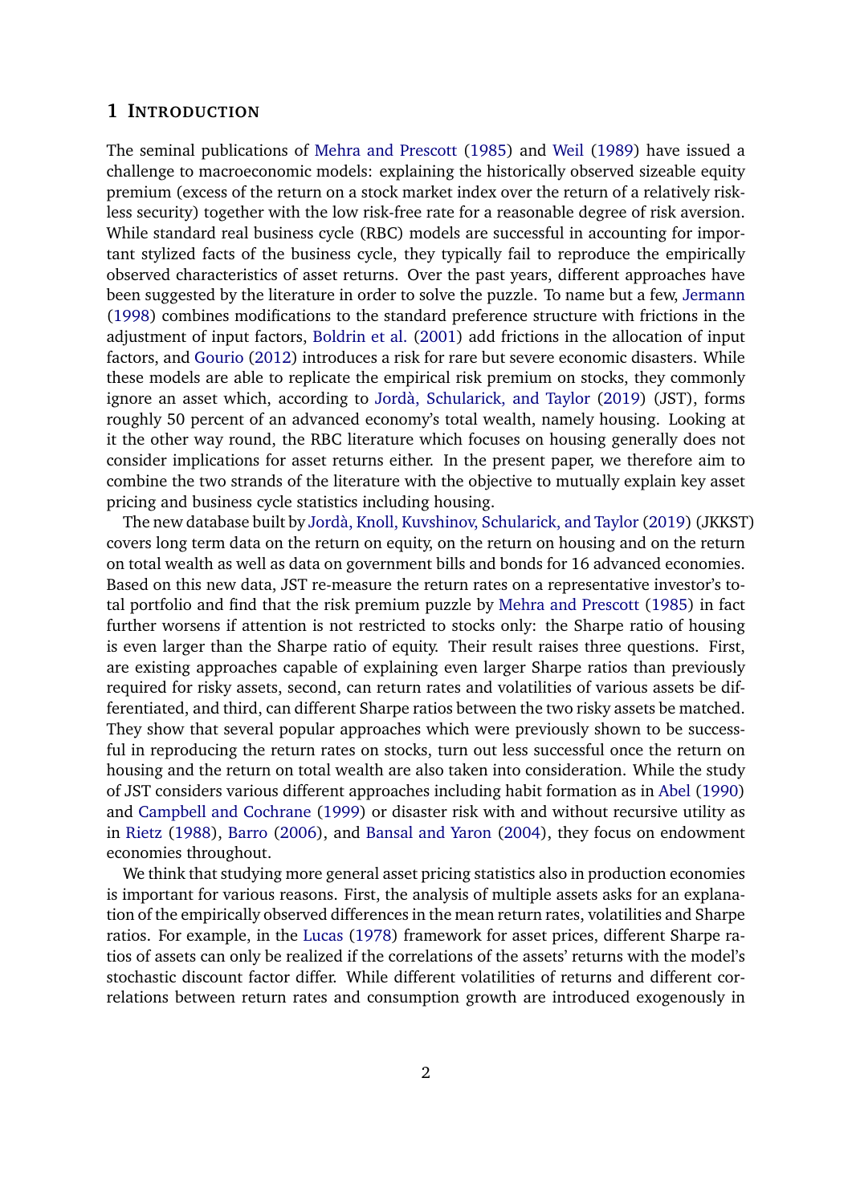# 1 Introduction

The seminal publications of Mehra and Prescott (1985) and Weil (1989) have issued a challenge to macroeconomic models: explaining the historically observed sizeable equity premium (excess of the return on a stock market index over the return of a relatively riskless security) together with the low risk-free rate for a reasonable degree of risk aversion. While standard real business cycle (RBC) models are successful in accounting for important stylized facts of the business cycle, they typically fail to reproduce the empirically observed characteristics of asset returns. Over the past years, different approaches have been suggested by the literature in order to solve the puzzle. To name but a few, Jermann (1998) combines modifications to the standard preference structure with frictions in the adjustment of input factors, Boldrin et al. (2001) add frictions in the allocation of input factors, and Gourio (2012) introduces a risk for rare but severe economic disasters. While these models are able to replicate the empirical risk premium on stocks, they commonly ignore an asset which, according to Jordà, Schularick, and Taylor (2019) (JST), forms roughly 50 percent of an advanced economy's total wealth, namely housing. Looking at it the other way round, the RBC literature which focuses on housing generally does not consider implications for asset returns either. In the present paper, we therefore aim to combine the two strands of the literature with the objective to mutually explain key asset pricing and business cycle statistics including housing.

The new database built by Jordà, Knoll, Kuvshinov, Schularick, and Taylor (2019) (JKKST) covers long term data on the return on equity, on the return on housing and on the return on total wealth as well as data on government bills and bonds for 16 advanced economies. Based on this new data, JST re-measure the return rates on a representative investor's total portfolio and find that the risk premium puzzle by Mehra and Prescott (1985) in fact further worsens if attention is not restricted to stocks only: the Sharpe ratio of housing is even larger than the Sharpe ratio of equity. Their result raises three questions. First, are existing approaches capable of explaining even larger Sharpe ratios than previously required for risky assets, second, can return rates and volatilities of various assets be differentiated, and third, can different Sharpe ratios between the two risky assets be matched. They show that several popular approaches which were previously shown to be successful in reproducing the return rates on stocks, turn out less successful once the return on housing and the return on total wealth are also taken into consideration. While the study of JST considers various different approaches including habit formation as in Abel (1990) and Campbell and Cochrane (1999) or disaster risk with and without recursive utility as in Rietz (1988), Barro (2006), and Bansal and Yaron (2004), they focus on endowment economies throughout.

We think that studying more general asset pricing statistics also in production economies is important for various reasons. First, the analysis of multiple assets asks for an explanation of the empirically observed differences in the mean return rates, volatilities and Sharpe ratios. For example, in the Lucas (1978) framework for asset prices, different Sharpe ratios of assets can only be realized if the correlations of the assets' returns with the model's stochastic discount factor differ. While different volatilities of returns and different correlations between return rates and consumption growth are introduced exogenously in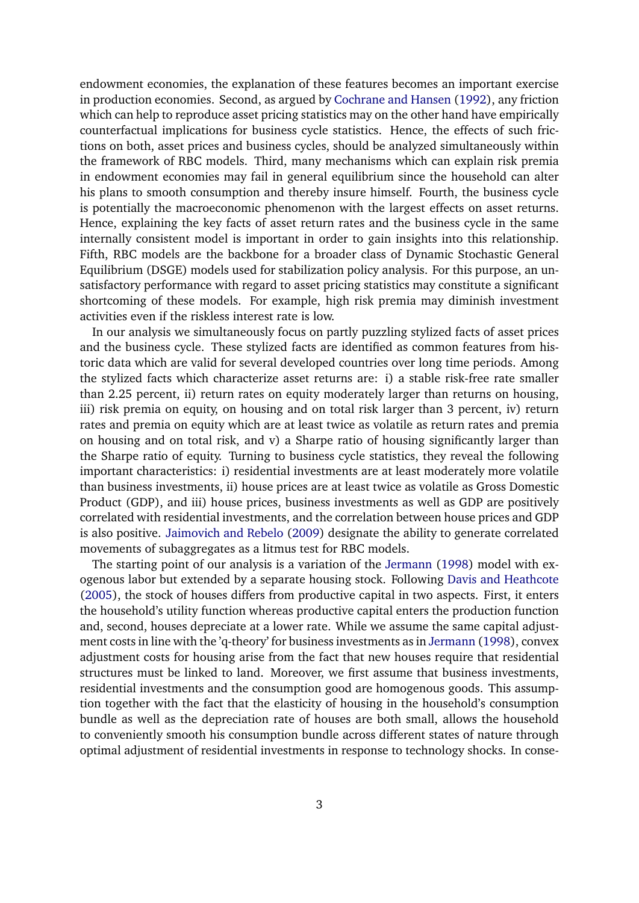endowment economies, the explanation of these features becomes an important exercise in production economies. Second, as argued by Cochrane and Hansen (1992), any friction which can help to reproduce asset pricing statistics may on the other hand have empirically counterfactual implications for business cycle statistics. Hence, the effects of such frictions on both, asset prices and business cycles, should be analyzed simultaneously within the framework of RBC models. Third, many mechanisms which can explain risk premia in endowment economies may fail in general equilibrium since the household can alter his plans to smooth consumption and thereby insure himself. Fourth, the business cycle is potentially the macroeconomic phenomenon with the largest effects on asset returns. Hence, explaining the key facts of asset return rates and the business cycle in the same internally consistent model is important in order to gain insights into this relationship. Fifth, RBC models are the backbone for a broader class of Dynamic Stochastic General Equilibrium (DSGE) models used for stabilization policy analysis. For this purpose, an unsatisfactory performance with regard to asset pricing statistics may constitute a significant shortcoming of these models. For example, high risk premia may diminish investment activities even if the riskless interest rate is low.

In our analysis we simultaneously focus on partly puzzling stylized facts of asset prices and the business cycle. These stylized facts are identified as common features from historic data which are valid for several developed countries over long time periods. Among the stylized facts which characterize asset returns are: i) a stable risk-free rate smaller than 2.25 percent, ii) return rates on equity moderately larger than returns on housing, iii) risk premia on equity, on housing and on total risk larger than 3 percent, iv) return rates and premia on equity which are at least twice as volatile as return rates and premia on housing and on total risk, and v) a Sharpe ratio of housing significantly larger than the Sharpe ratio of equity. Turning to business cycle statistics, they reveal the following important characteristics: i) residential investments are at least moderately more volatile than business investments, ii) house prices are at least twice as volatile as Gross Domestic Product (GDP), and iii) house prices, business investments as well as GDP are positively correlated with residential investments, and the correlation between house prices and GDP is also positive. Jaimovich and Rebelo (2009) designate the ability to generate correlated movements of subaggregates as a litmus test for RBC models.

The starting point of our analysis is a variation of the Jermann (1998) model with exogenous labor but extended by a separate housing stock. Following Davis and Heathcote (2005), the stock of houses differs from productive capital in two aspects. First, it enters the household's utility function whereas productive capital enters the production function and, second, houses depreciate at a lower rate. While we assume the same capital adjustment costs in line with the 'q-theory' for business investments as in Jermann (1998), convex adjustment costs for housing arise from the fact that new houses require that residential structures must be linked to land. Moreover, we first assume that business investments, residential investments and the consumption good are homogenous goods. This assumption together with the fact that the elasticity of housing in the household's consumption bundle as well as the depreciation rate of houses are both small, allows the household to conveniently smooth his consumption bundle across different states of nature through optimal adjustment of residential investments in response to technology shocks. In conse-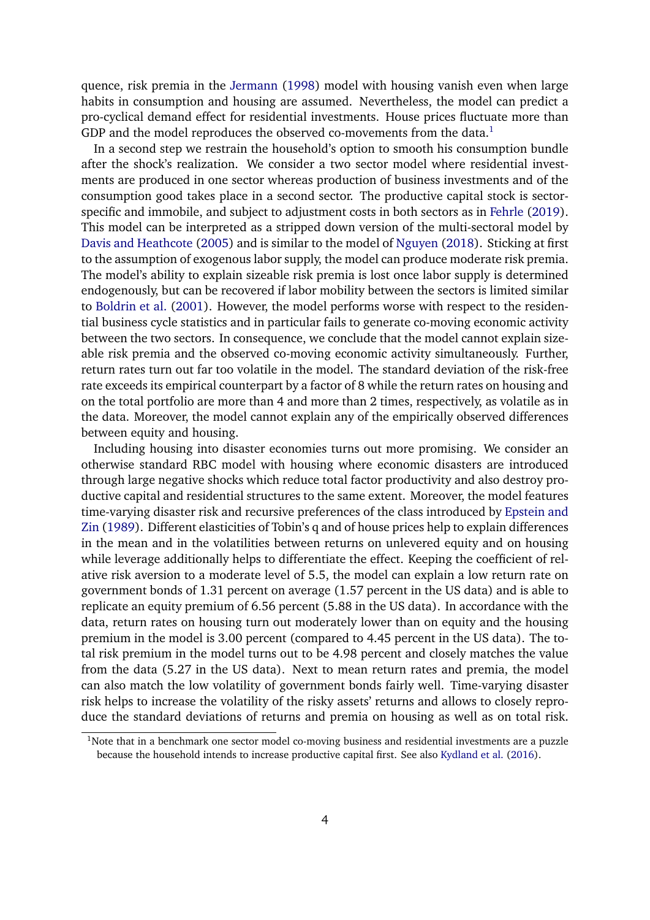quence, risk premia in the Jermann (1998) model with housing vanish even when large habits in consumption and housing are assumed. Nevertheless, the model can predict a pro-cyclical demand effect for residential investments. House prices fluctuate more than GDP and the model reproduces the observed co-movements from the data.[1]

In a second step we restrain the household's option to smooth his consumption bundle after the shock's realization. We consider a two sector model where residential investments are produced in one sector whereas production of business investments and of the consumption good takes place in a second sector. The productive capital stock is sector-specific and immobile, and subject to adjustment costs in both sectors as in Fehrle (2019). This model can be interpreted as a stripped down version of the multi-sectoral model by Davis and Heathcote (2005) and is similar to the model of Nguyen (2018). Sticking at first to the assumption of exogenous labor supply, the model can produce moderate risk premia. The model's ability to explain sizeable risk premia is lost once labor supply is determined endogenously, but can be recovered if labor mobility between the sectors is limited similar to Boldrin et al. (2001). However, the model performs worse with respect to the residential business cycle statistics and in particular fails to generate co-moving economic activity between the two sectors. In consequence, we conclude that the model cannot explain sizeable risk premia and the observed co-moving economic activity simultaneously. Further, return rates turn out far too volatile in the model. The standard deviation of the risk-free rate exceeds its empirical counterpart by a factor of 8 while the return rates on housing and on the total portfolio are more than 4 and more than 2 times, respectively, as volatile as in the data. Moreover, the model cannot explain any of the empirically observed differences between equity and housing.

Including housing into disaster economies turns out more promising. We consider an otherwise standard RBC model with housing where economic disasters are introduced through large negative shocks which reduce total factor productivity and also destroy productive capital and residential structures to the same extent. Moreover, the model features time-varying disaster risk and recursive preferences of the class introduced by Epstein and Zin (1989). Different elasticities of Tobin's q and of house prices help to explain differences in the mean and in the volatilities between returns on unlevered equity and on housing while leverage additionally helps to differentiate the effect. Keeping the coefficient of relative risk aversion to a moderate level of 5.5, the model can explain a low return rate on government bonds of 1.31 percent on average (1.57 percent in the US data) and is able to replicate an equity premium of 6.56 percent (5.88 in the US data). In accordance with the data, return rates on housing turn out moderately lower than on equity and the housing premium in the model is 3.00 percent (compared to 4.45 percent in the US data). The total risk premium in the model turns out to be 4.98 percent and closely matches the value from the data (5.27 in the US data). Next to mean return rates and premia, the model can also match the low volatility of government bonds fairly well. Time-varying disaster risk helps to increase the volatility of the risky assets' returns and allows to closely reproduce the standard deviations of returns and premia on housing as well as on total risk.

[1] Note that in a benchmark one sector model co-moving business and residential investments are a puzzle because the household intends to increase productive capital first. See also Kydland et al. (2016).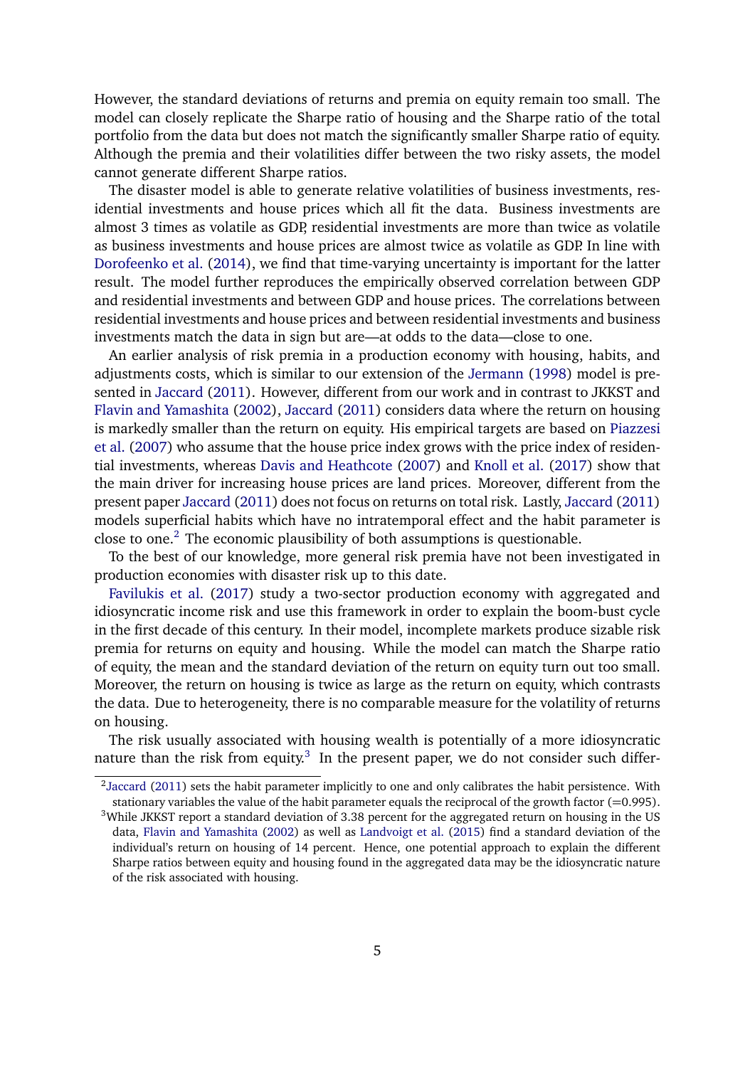However, the standard deviations of returns and premia on equity remain too small. The model can closely replicate the Sharpe ratio of housing and the Sharpe ratio of the total portfolio from the data but does not match the significantly smaller Sharpe ratio of equity. Although the premia and their volatilities differ between the two risky assets, the model cannot generate different Sharpe ratios.

The disaster model is able to generate relative volatilities of business investments, residential investments and house prices which all fit the data. Business investments are almost 3 times as volatile as GDP, residential investments are more than twice as volatile as business investments and house prices are almost twice as volatile as GDP. In line with Dorofeenko et al. (2014), we find that time-varying uncertainty is important for the latter result. The model further reproduces the empirically observed correlation between GDP and residential investments and between GDP and house prices. The correlations between residential investments and house prices and between residential investments and business investments match the data in sign but are—at odds to the data—close to one.

An earlier analysis of risk premia in a production economy with housing, habits, and adjustments costs, which is similar to our extension of the Jermann (1998) model is presented in Jaccard (2011). However, different from our work and in contrast to JKKST and Flavin and Yamashita (2002), Jaccard (2011) considers data where the return on housing is markedly smaller than the return on equity. His empirical targets are based on Piazzesi et al. (2007) who assume that the house price index grows with the price index of residential investments, whereas Davis and Heathcote (2007) and Knoll et al. (2017) show that the main driver for increasing house prices are land prices. Moreover, different from the present paper Jaccard (2011) does not focus on returns on total risk. Lastly, Jaccard (2011) models superficial habits which have no intratemporal effect and the habit parameter is close to one.[2] The economic plausibility of both assumptions is questionable.

To the best of our knowledge, more general risk premia have not been investigated in production economies with disaster risk up to this date.

Favilukis et al. (2017) study a two-sector production economy with aggregated and idiosyncratic income risk and use this framework in order to explain the boom-bust cycle in the first decade of this century. In their model, incomplete markets produce sizable risk premia for returns on equity and housing. While the model can match the Sharpe ratio of equity, the mean and the standard deviation of the return on equity turn out too small. Moreover, the return on housing is twice as large as the return on equity, which contrasts the data. Due to heterogeneity, there is no comparable measure for the volatility of returns on housing.

The risk usually associated with housing wealth is potentially of a more idiosyncratic nature than the risk from equity.[3] In the present paper, we do not consider such differ-

[2] Jaccard (2011) sets the habit parameter implicitly to one and only calibrates the habit persistence. With stationary variables the value of the habit parameter equals the reciprocal of the growth factor (=0.995).

[3] While JKKST report a standard deviation of 3.38 percent for the aggregated return on housing in the US data, Flavin and Yamashita (2002) as well as Landvoigt et al. (2015) find a standard deviation of the individual's return on housing of 14 percent. Hence, one potential approach to explain the different Sharpe ratios between equity and housing found in the aggregated data may be the idiosyncratic nature of the risk associated with housing.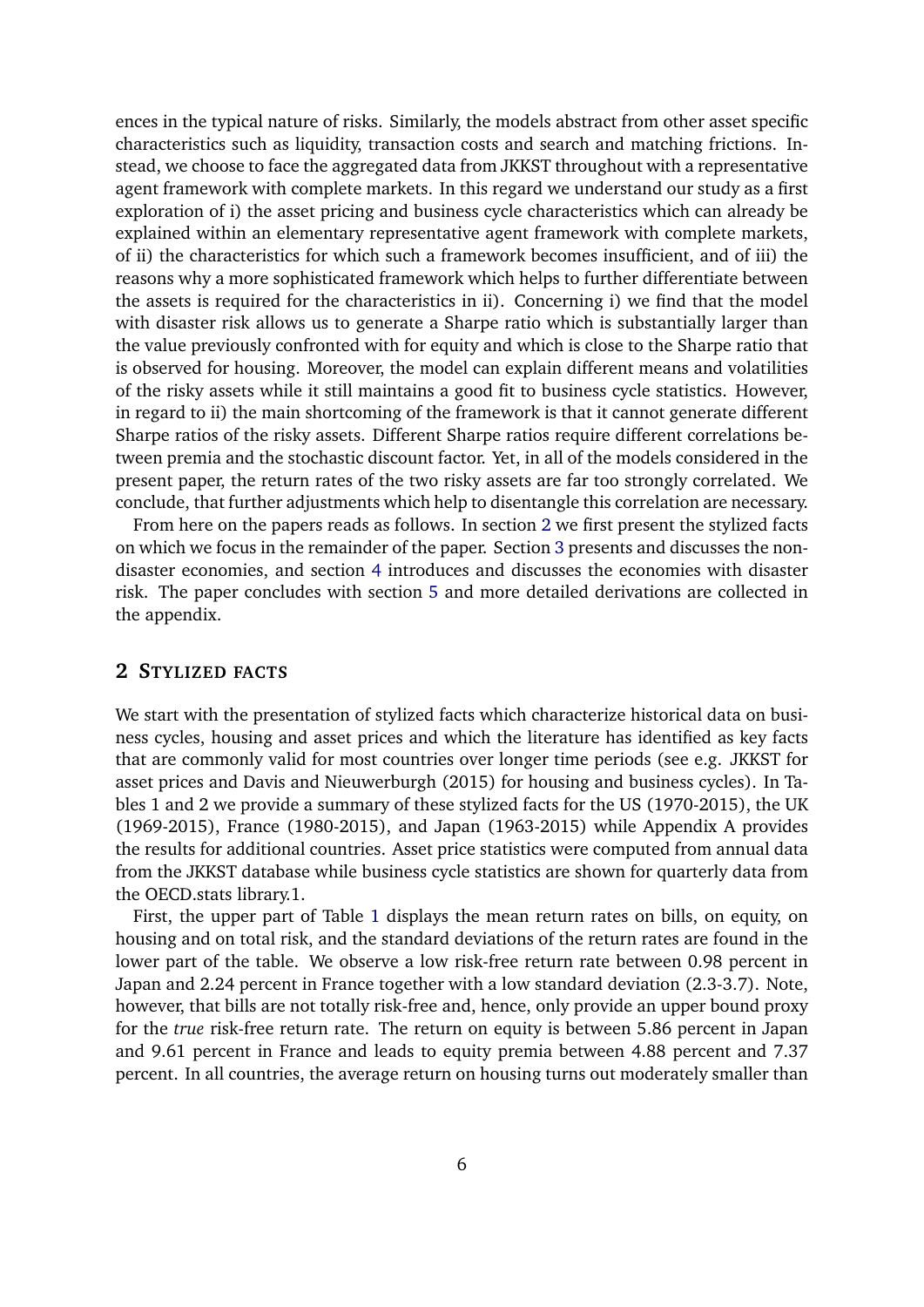ences in the typical nature of risks. Similarly, the models abstract from other asset specific characteristics such as liquidity, transaction costs and search and matching frictions. Instead, we choose to face the aggregated data from JKKST throughout with a representative agent framework with complete markets. In this regard we understand our study as a first exploration of i) the asset pricing and business cycle characteristics which can already be explained within an elementary representative agent framework with complete markets, of ii) the characteristics for which such a framework becomes insufficient, and of iii) the reasons why a more sophisticated framework which helps to further differentiate between the assets is required for the characteristics in ii). Concerning i) we find that the model with disaster risk allows us to generate a Sharpe ratio which is substantially larger than the value previously confronted with for equity and which is close to the Sharpe ratio that is observed for housing. Moreover, the model can explain different means and volatilities of the risky assets while it still maintains a good fit to business cycle statistics. However, in regard to ii) the main shortcoming of the framework is that it cannot generate different Sharpe ratios of the risky assets. Different Sharpe ratios require different correlations between premia and the stochastic discount factor. Yet, in all of the models considered in the present paper, the return rates of the two risky assets are far too strongly correlated. We conclude, that further adjustments which help to disentangle this correlation are necessary.

From here on the papers reads as follows. In section 2 we first present the stylized facts on which we focus in the remainder of the paper. Section 3 presents and discusses the non-disaster economies, and section 4 introduces and discusses the economies with disaster risk. The paper concludes with section 5 and more detailed derivations are collected in the appendix.

## 2 Stylized facts

We start with the presentation of stylized facts which characterize historical data on business cycles, housing and asset prices and which the literature has identified as key facts that are commonly valid for most countries over longer time periods (see e.g. JKKST for asset prices and Davis and Nieuwerburgh (2015) for housing and business cycles). In Tables 1 and 2 we provide a summary of these stylized facts for the US (1970-2015), the UK (1969-2015), France (1980-2015), and Japan (1963-2015) while Appendix A provides the results for additional countries. Asset price statistics were computed from annual data from the JKKST database while business cycle statistics are shown for quarterly data from the OECD.stats library.1.

First, the upper part of Table 1 displays the mean return rates on bills, on equity, on housing and on total risk, and the standard deviations of the return rates are found in the lower part of the table. We observe a low risk-free return rate between 0.98 percent in Japan and 2.24 percent in France together with a low standard deviation (2.3-3.7). Note, however, that bills are not totally risk-free and, hence, only provide an upper bound proxy for the *true* risk-free return rate. The return on equity is between 5.86 percent in Japan and 9.61 percent in France and leads to equity premia between 4.88 percent and 7.37 percent. In all countries, the average return on housing turns out moderately smaller than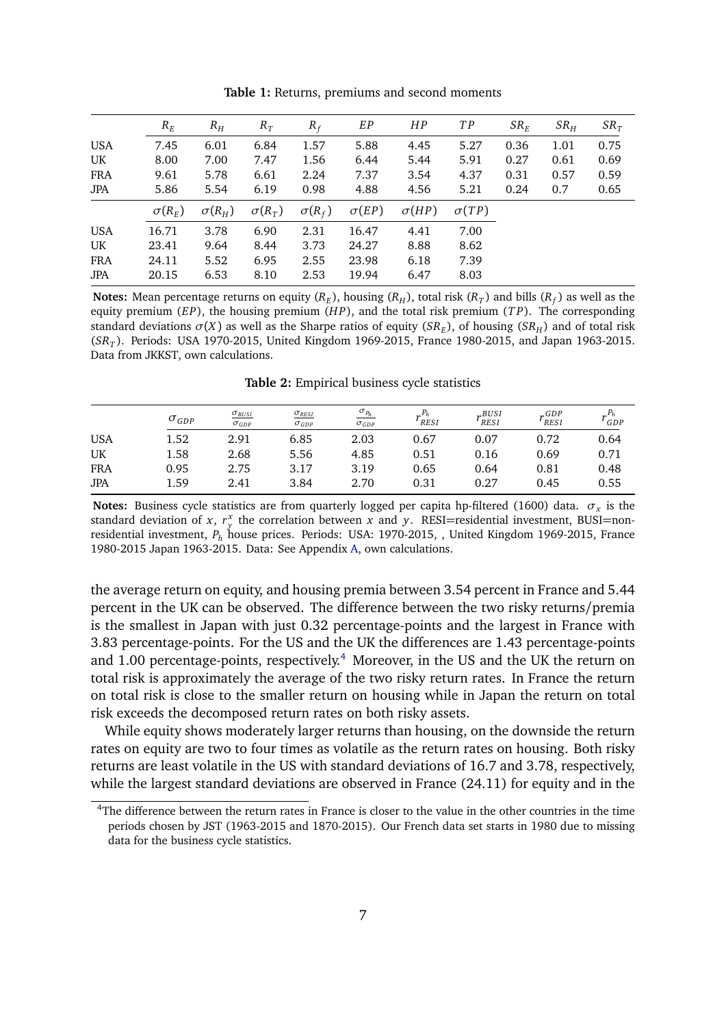**Table 1:** Returns, premiums and second moments

| | $R_E$ | $R_H$ | $R_T$ | $R_f$ | $EP$ | $HP$ | $TP$ | $SR_E$ | $SR_H$ | $SR_T$ |
|---|---|---|---|---|---|---|---|---|---|---|
| USA | 7.45 | 6.01 | 6.84 | 1.57 | 5.88 | 4.45 | 5.27 | 0.36 | 1.01 | 0.75 |
| UK | 8.00 | 7.00 | 7.47 | 1.56 | 6.44 | 5.44 | 5.91 | 0.27 | 0.61 | 0.69 |
| FRA | 9.61 | 5.78 | 6.61 | 2.24 | 7.37 | 3.54 | 4.37 | 0.31 | 0.57 | 0.59 |
| JPA | 5.86 | 5.54 | 6.19 | 0.98 | 4.88 | 4.56 | 5.21 | 0.24 | 0.7 | 0.65 |
| | $\sigma(R_E)$ | $\sigma(R_H)$ | $\sigma(R_T)$ | $\sigma(R_f)$ | $\sigma(EP)$ | $\sigma(HP)$ | $\sigma(TP)$ | | | |
| USA | 16.71 | 3.78 | 6.90 | 2.31 | 16.47 | 4.41 | 7.00 | | | |
| UK | 23.41 | 9.64 | 8.44 | 3.73 | 24.27 | 8.88 | 8.62 | | | |
| FRA | 24.11 | 5.52 | 6.95 | 2.55 | 23.98 | 6.18 | 7.39 | | | |
| JPA | 20.15 | 6.53 | 8.10 | 2.53 | 19.94 | 6.47 | 8.03 | | | |

**Notes:** Mean percentage returns on equity ($R_E$), housing ($R_H$), total risk ($R_T$) and bills ($R_f$) as well as the equity premium ($EP$), the housing premium ($HP$), and the total risk premium ($TP$). The corresponding standard deviations $\sigma(X)$ as well as the Sharpe ratios of equity ($SR_E$), of housing ($SR_H$) and of total risk ($SR_T$). Periods: USA 1970-2015, United Kingdom 1969-2015, France 1980-2015, and Japan 1963-2015. Data from JKKST, own calculations.

**Table 2:** Empirical business cycle statistics

| | $\sigma_{GDP}$ | $\frac{\sigma_{BUSI}}{\sigma_{GDP}}$ | $\frac{\sigma_{RESI}}{\sigma_{GDP}}$ | $\frac{\sigma_{P_h}}{\sigma_{GDP}}$ | $r^{P_h}_{RESI}$ | $r^{BUSI}_{RESI}$ | $r^{GDP}_{RESI}$ | $r^{P_h}_{GDP}$ |
|---|---|---|---|---|---|---|---|---|
| USA | 1.52 | 2.91 | 6.85 | 2.03 | 0.67 | 0.07 | 0.72 | 0.64 |
| UK | 1.58 | 2.68 | 5.56 | 4.85 | 0.51 | 0.16 | 0.69 | 0.71 |
| FRA | 0.95 | 2.75 | 3.17 | 3.19 | 0.65 | 0.64 | 0.81 | 0.48 |
| JPA | 1.59 | 2.41 | 3.84 | 2.70 | 0.31 | 0.27 | 0.45 | 0.55 |

**Notes:** Business cycle statistics are from quarterly logged per capita hp-filtered (1600) data. $\sigma_x$ is the standard deviation of $x$, $r^x_y$ the correlation between $x$ and $y$. RESI=residential investment, BUSI=non-residential investment, $P_h$ house prices. Periods: USA: 1970-2015, , United Kingdom 1969-2015, France 1980-2015 Japan 1963-2015. Data: See Appendix A, own calculations.

the average return on equity, and housing premia between 3.54 percent in France and 5.44 percent in the UK can be observed. The difference between the two risky returns/premia is the smallest in Japan with just 0.32 percentage-points and the largest in France with 3.83 percentage-points. For the US and the UK the differences are 1.43 percentage-points and 1.00 percentage-points, respectively.[4] Moreover, in the US and the UK the return on total risk is approximately the average of the two risky return rates. In France the return on total risk is close to the smaller return on housing while in Japan the return on total risk exceeds the decomposed return rates on both risky assets.

While equity shows moderately larger returns than housing, on the downside the return rates on equity are two to four times as volatile as the return rates on housing. Both risky returns are least volatile in the US with standard deviations of 16.7 and 3.78, respectively, while the largest standard deviations are observed in France (24.11) for equity and in the

[4]The difference between the return rates in France is closer to the value in the other countries in the time periods chosen by JST (1963-2015 and 1870-2015). Our French data set starts in 1980 due to missing data for the business cycle statistics.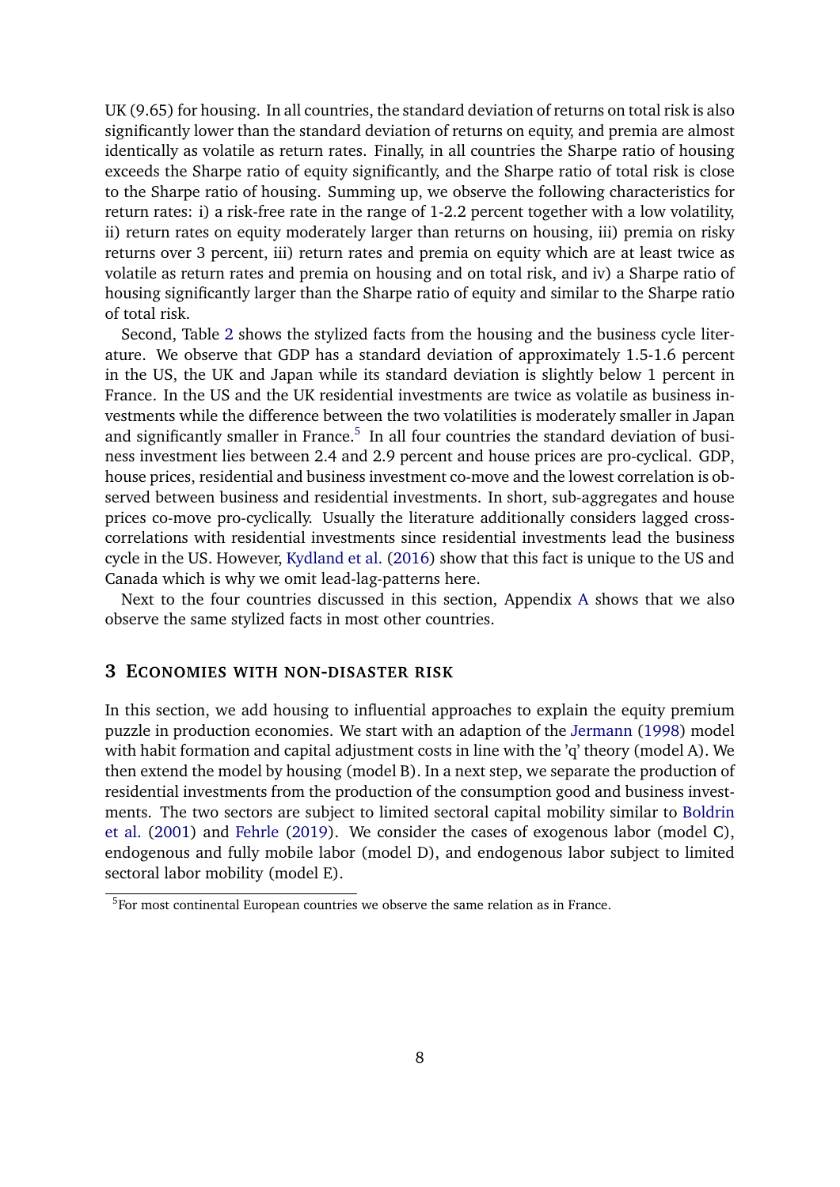UK (9.65) for housing. In all countries, the standard deviation of returns on total risk is also significantly lower than the standard deviation of returns on equity, and premia are almost identically as volatile as return rates. Finally, in all countries the Sharpe ratio of housing exceeds the Sharpe ratio of equity significantly, and the Sharpe ratio of total risk is close to the Sharpe ratio of housing. Summing up, we observe the following characteristics for return rates: i) a risk-free rate in the range of 1-2.2 percent together with a low volatility, ii) return rates on equity moderately larger than returns on housing, iii) premia on risky returns over 3 percent, iii) return rates and premia on equity which are at least twice as volatile as return rates and premia on housing and on total risk, and iv) a Sharpe ratio of housing significantly larger than the Sharpe ratio of equity and similar to the Sharpe ratio of total risk.

Second, Table 2 shows the stylized facts from the housing and the business cycle literature. We observe that GDP has a standard deviation of approximately 1.5-1.6 percent in the US, the UK and Japan while its standard deviation is slightly below 1 percent in France. In the US and the UK residential investments are twice as volatile as business investments while the difference between the two volatilities is moderately smaller in Japan and significantly smaller in France.[5] In all four countries the standard deviation of business investment lies between 2.4 and 2.9 percent and house prices are pro-cyclical. GDP, house prices, residential and business investment co-move and the lowest correlation is observed between business and residential investments. In short, sub-aggregates and house prices co-move pro-cyclically. Usually the literature additionally considers lagged cross-correlations with residential investments since residential investments lead the business cycle in the US. However, Kydland et al. (2016) show that this fact is unique to the US and Canada which is why we omit lead-lag-patterns here.

Next to the four countries discussed in this section, Appendix A shows that we also observe the same stylized facts in most other countries.

## 3 Economies with non-disaster risk

In this section, we add housing to influential approaches to explain the equity premium puzzle in production economies. We start with an adaption of the Jermann (1998) model with habit formation and capital adjustment costs in line with the 'q' theory (model A). We then extend the model by housing (model B). In a next step, we separate the production of residential investments from the production of the consumption good and business investments. The two sectors are subject to limited sectoral capital mobility similar to Boldrin et al. (2001) and Fehrle (2019). We consider the cases of exogenous labor (model C), endogenous and fully mobile labor (model D), and endogenous labor subject to limited sectoral labor mobility (model E).

[5] For most continental European countries we observe the same relation as in France.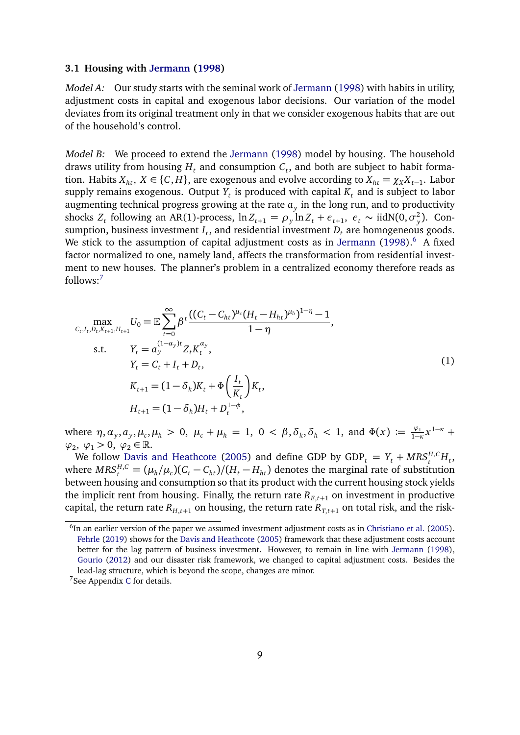### 3.1 Housing with Jermann (1998)

*Model A:* Our study starts with the seminal work of Jermann (1998) with habits in utility, adjustment costs in capital and exogenous labor decisions. Our variation of the model deviates from its original treatment only in that we consider exogenous habits that are out of the household's control.

*Model B:* We proceed to extend the Jermann (1998) model by housing. The household draws utility from housing $H_t$ and consumption $C_t$, and both are subject to habit formation. Habits $X_{ht}$, $X \in \{C, H\}$, are exogenous and evolve according to $X_{ht} = \chi_X X_{t-1}$. Labor supply remains exogenous. Output $Y_t$ is produced with capital $K_t$ and is subject to labor augmenting technical progress growing at the rate $a_y$ in the long run, and to productivity shocks $Z_t$ following an AR(1)-process, $\ln Z_{t+1} = \rho_y \ln Z_t + \epsilon_{t+1}$, $\epsilon_t \sim \text{iidN}(0, \sigma_y^2)$. Consumption, business investment $I_t$, and residential investment $D_t$ are homogeneous goods. We stick to the assumption of capital adjustment costs as in Jermann (1998).[6] A fixed factor normalized to one, namely land, affects the transformation from residential investment to new houses. The planner's problem in a centralized economy therefore reads as follows:[7]

$$
\begin{aligned}
\max_{C_t, I_t, D_t, K_{t+1}, H_{t+1}} \quad & U_0 = \mathbb{E} \sum_{t=0}^{\infty} \beta^t \frac{\left((C_t - C_{ht})^{\mu_c}(H_t - H_{ht})^{\mu_h}\right)^{1-\eta} - 1}{1-\eta}, \\
\text{s.t.} \quad & Y_t = a_y^{(1-\alpha_y)t} Z_t K_t^{\alpha_y}, \\
& Y_t = C_t + I_t + D_t, \\
& K_{t+1} = (1-\delta_k)K_t + \Phi\left(\frac{I_t}{K_t}\right) K_t, \\
& H_{t+1} = (1-\delta_h)H_t + D_t^{1-\phi},
\end{aligned}
\tag{1}
$$

where $\eta, \alpha_y, a_y, \mu_c, \mu_h > 0$, $\mu_c + \mu_h = 1$, $0 < \beta, \delta_k, \delta_h < 1$, and $\Phi(x) := \frac{\varphi_1}{1-\kappa} x^{1-\kappa} + \varphi_2$, $\varphi_1 > 0$, $\varphi_2 \in \mathbb{R}$.

We follow Davis and Heathcote (2005) and define GDP by $\text{GDP}_t = Y_t + MRS_t^{H,C} H_t$, where $MRS_t^{H,C} = (\mu_h/\mu_c)(C_t - C_{ht})/(H_t - H_{ht})$ denotes the marginal rate of substitution between housing and consumption so that its product with the current housing stock yields the implicit rent from housing. Finally, the return rate $R_{E,t+1}$ on investment in productive capital, the return rate $R_{H,t+1}$ on housing, the return rate $R_{T,t+1}$ on total risk, and the risk-

[6] In an earlier version of the paper we assumed investment adjustment costs as in Christiano et al. (2005). Fehrle (2019) shows for the Davis and Heathcote (2005) framework that these adjustment costs account better for the lag pattern of business investment. However, to remain in line with Jermann (1998), Gourio (2012) and our disaster risk framework, we changed to capital adjustment costs. Besides the lead-lag structure, which is beyond the scope, changes are minor.

[7] See Appendix C for details.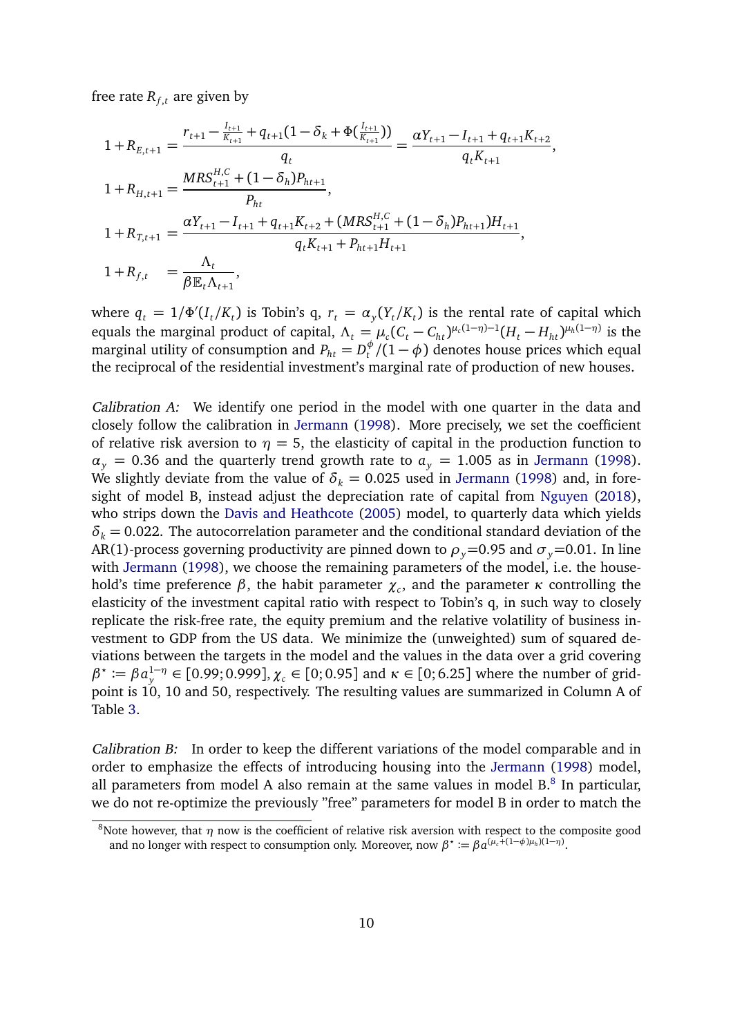free rate $R_{f,t}$ are given by

$$
\begin{aligned}
1+R_{E,t+1} &= \frac{r_{t+1}-\frac{I_{t+1}}{K_{t+1}}+q_{t+1}(1-\delta_k+\Phi(\frac{I_{t+1}}{K_{t+1}}))}{q_t} = \frac{\alpha Y_{t+1}-I_{t+1}+q_{t+1}K_{t+2}}{q_t K_{t+1}},\\
1+R_{H,t+1} &= \frac{MRS^{H,C}_{t+1}+(1-\delta_h)P_{ht+1}}{P_{ht}},\\
1+R_{T,t+1} &= \frac{\alpha Y_{t+1}-I_{t+1}+q_{t+1}K_{t+2}+(MRS^{H,C}_{t+1}+(1-\delta_h)P_{ht+1})H_{t+1}}{q_t K_{t+1}+P_{ht+1}H_{t+1}},\\
1+R_{f,t} &= \frac{\Lambda_t}{\beta \mathbb{E}_t \Lambda_{t+1}},
\end{aligned}
$$

where $q_t = 1/\Phi'(I_t/K_t)$ is Tobin's q, $r_t = \alpha_y(Y_t/K_t)$ is the rental rate of capital which equals the marginal product of capital, $\Lambda_t = \mu_c(C_t - C_{ht})^{\mu_c(1-\eta)-1}(H_t - H_{ht})^{\mu_h(1-\eta)}$ is the marginal utility of consumption and $P_{ht} = D_t^{\phi}/(1-\phi)$ denotes house prices which equal the reciprocal of the residential investment's marginal rate of production of new houses.

*Calibration A:* We identify one period in the model with one quarter in the data and closely follow the calibration in Jermann (1998). More precisely, we set the coefficient of relative risk aversion to $\eta = 5$, the elasticity of capital in the production function to $\alpha_y = 0.36$ and the quarterly trend growth rate to $a_y = 1.005$ as in Jermann (1998). We slightly deviate from the value of $\delta_k = 0.025$ used in Jermann (1998) and, in foresight of model B, instead adjust the depreciation rate of capital from Nguyen (2018), who strips down the Davis and Heathcote (2005) model, to quarterly data which yields $\delta_k = 0.022$. The autocorrelation parameter and the conditional standard deviation of the AR(1)-process governing productivity are pinned down to $\rho_y$=0.95 and $\sigma_y$=0.01. In line with Jermann (1998), we choose the remaining parameters of the model, i.e. the household's time preference $\beta$, the habit parameter $\chi_c$, and the parameter $\kappa$ controlling the elasticity of the investment capital ratio with respect to Tobin's q, in such way to closely replicate the risk-free rate, the equity premium and the relative volatility of business investment to GDP from the US data. We minimize the (unweighted) sum of squared deviations between the targets in the model and the values in the data over a grid covering $\beta^{\star} := \beta a_y^{1-\eta} \in [0.99; 0.999]$, $\chi_c \in [0; 0.95]$ and $\kappa \in [0; 6.25]$ where the number of gridpoint is 10, 10 and 50, respectively. The resulting values are summarized in Column A of Table 3.

*Calibration B:* In order to keep the different variations of the model comparable and in order to emphasize the effects of introducing housing into the Jermann (1998) model, all parameters from model A also remain at the same values in model B.[8] In particular, we do not re-optimize the previously "free" parameters for model B in order to match the

[8]Note however, that $\eta$ now is the coefficient of relative risk aversion with respect to the composite good and no longer with respect to consumption only. Moreover, now $\beta^{\star} := \beta a^{(\mu_c+(1-\phi)\mu_h)(1-\eta)}$.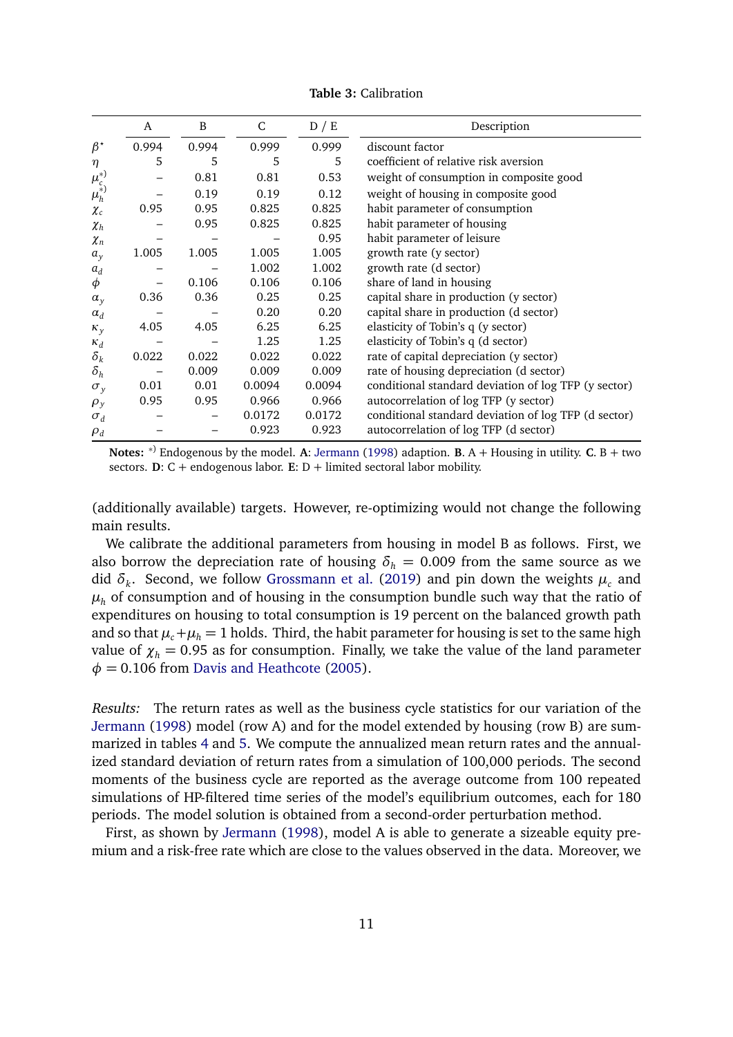**Table 3:** Calibration

| | A | B | C | D / E | Description |
|---|---|---|---|---|---|
| $\beta^{\star}$ | 0.994 | 0.994 | 0.999 | 0.999 | discount factor |
| $\eta$ | 5 | 5 | 5 | 5 | coefficient of relative risk aversion |
| $\mu_c^{*)}$ | – | 0.81 | 0.81 | 0.53 | weight of consumption in composite good |
| $\mu_h^{*)}$ | – | 0.19 | 0.19 | 0.12 | weight of housing in composite good |
| $\chi_c$ | 0.95 | 0.95 | 0.825 | 0.825 | habit parameter of consumption |
| $\chi_h$ | – | 0.95 | 0.825 | 0.825 | habit parameter of housing |
| $\chi_n$ | – | – | – | 0.95 | habit parameter of leisure |
| $a_y$ | 1.005 | 1.005 | 1.005 | 1.005 | growth rate (y sector) |
| $a_d$ | – | – | 1.002 | 1.002 | growth rate (d sector) |
| $\phi$ | – | 0.106 | 0.106 | 0.106 | share of land in housing |
| $\alpha_y$ | 0.36 | 0.36 | 0.25 | 0.25 | capital share in production (y sector) |
| $\alpha_d$ | – | – | 0.20 | 0.20 | capital share in production (d sector) |
| $\kappa_y$ | 4.05 | 4.05 | 6.25 | 6.25 | elasticity of Tobin's q (y sector) |
| $\kappa_d$ | – | – | 1.25 | 1.25 | elasticity of Tobin's q (d sector) |
| $\delta_k$ | 0.022 | 0.022 | 0.022 | 0.022 | rate of capital depreciation (y sector) |
| $\delta_h$ | – | 0.009 | 0.009 | 0.009 | rate of housing depreciation (d sector) |
| $\sigma_y$ | 0.01 | 0.01 | 0.0094 | 0.0094 | conditional standard deviation of log TFP (y sector) |
| $\rho_y$ | 0.95 | 0.95 | 0.966 | 0.966 | autocorrelation of log TFP (y sector) |
| $\sigma_d$ | – | – | 0.0172 | 0.0172 | conditional standard deviation of log TFP (d sector) |
| $\rho_d$ | – | – | 0.923 | 0.923 | autocorrelation of log TFP (d sector) |

**Notes:** *) Endogenous by the model. **A**: Jermann (1998) adaption. **B**. A + Housing in utility. **C**. B + two sectors. **D**: C + endogenous labor. **E**: D + limited sectoral labor mobility.

(additionally available) targets. However, re-optimizing would not change the following main results.

We calibrate the additional parameters from housing in model B as follows. First, we also borrow the depreciation rate of housing $\delta_h = 0.009$ from the same source as we did $\delta_k$. Second, we follow Grossmann et al. (2019) and pin down the weights $\mu_c$ and $\mu_h$ of consumption and of housing in the consumption bundle such way that the ratio of expenditures on housing to total consumption is 19 percent on the balanced growth path and so that $\mu_c + \mu_h = 1$ holds. Third, the habit parameter for housing is set to the same high value of $\chi_h = 0.95$ as for consumption. Finally, we take the value of the land parameter $\phi = 0.106$ from Davis and Heathcote (2005).

*Results:* The return rates as well as the business cycle statistics for our variation of the Jermann (1998) model (row A) and for the model extended by housing (row B) are summarized in tables 4 and 5. We compute the annualized mean return rates and the annualized standard deviation of return rates from a simulation of 100,000 periods. The second moments of the business cycle are reported as the average outcome from 100 repeated simulations of HP-filtered time series of the model's equilibrium outcomes, each for 180 periods. The model solution is obtained from a second-order perturbation method.

First, as shown by Jermann (1998), model A is able to generate a sizeable equity premium and a risk-free rate which are close to the values observed in the data. Moreover, we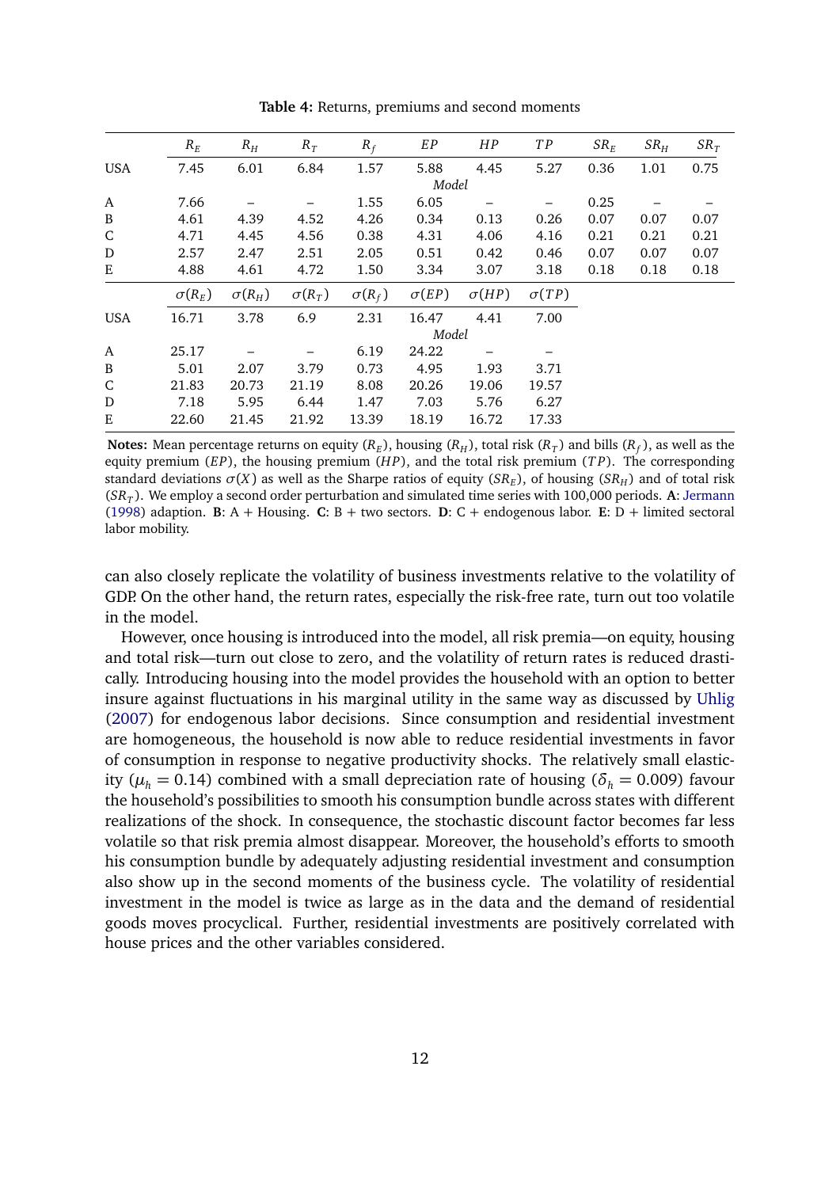**Table 4:** Returns, premiums and second moments

| | $R_E$ | $R_H$ | $R_T$ | $R_f$ | $EP$ | $HP$ | $TP$ | $SR_E$ | $SR_H$ | $SR_T$ |
|---|---|---|---|---|---|---|---|---|---|---|
| USA | 7.45 | 6.01 | 6.84 | 1.57 | 5.88 | 4.45 | 5.27 | 0.36 | 1.01 | 0.75 |
| | | | | | *Model* | | | | | |
| A | 7.66 | – | – | 1.55 | 6.05 | – | – | 0.25 | – | – |
| B | 4.61 | 4.39 | 4.52 | 4.26 | 0.34 | 0.13 | 0.26 | 0.07 | 0.07 | 0.07 |
| C | 4.71 | 4.45 | 4.56 | 0.38 | 4.31 | 4.06 | 4.16 | 0.21 | 0.21 | 0.21 |
| D | 2.57 | 2.47 | 2.51 | 2.05 | 0.51 | 0.42 | 0.46 | 0.07 | 0.07 | 0.07 |
| E | 4.88 | 4.61 | 4.72 | 1.50 | 3.34 | 3.07 | 3.18 | 0.18 | 0.18 | 0.18 |
| | $\sigma(R_E)$ | $\sigma(R_H)$ | $\sigma(R_T)$ | $\sigma(R_f)$ | $\sigma(EP)$ | $\sigma(HP)$ | $\sigma(TP)$ | | | |
| USA | 16.71 | 3.78 | 6.9 | 2.31 | 16.47 | 4.41 | 7.00 | | | |
| | | | | | *Model* | | | | | |
| A | 25.17 | – | – | 6.19 | 24.22 | – | – | | | |
| B | 5.01 | 2.07 | 3.79 | 0.73 | 4.95 | 1.93 | 3.71 | | | |
| C | 21.83 | 20.73 | 21.19 | 8.08 | 20.26 | 19.06 | 19.57 | | | |
| D | 7.18 | 5.95 | 6.44 | 1.47 | 7.03 | 5.76 | 6.27 | | | |
| E | 22.60 | 21.45 | 21.92 | 13.39 | 18.19 | 16.72 | 17.33 | | | |

**Notes:** Mean percentage returns on equity ($R_E$), housing ($R_H$), total risk ($R_T$) and bills ($R_f$), as well as the equity premium ($EP$), the housing premium ($HP$), and the total risk premium ($TP$). The corresponding standard deviations $\sigma(X)$ as well as the Sharpe ratios of equity ($SR_E$), of housing ($SR_H$) and of total risk ($SR_T$). We employ a second order perturbation and simulated time series with 100,000 periods. **A**: Jermann (1998) adaption. **B**: A + Housing. **C**: B + two sectors. **D**: C + endogenous labor. **E**: D + limited sectoral labor mobility.

can also closely replicate the volatility of business investments relative to the volatility of GDP. On the other hand, the return rates, especially the risk-free rate, turn out too volatile in the model.

However, once housing is introduced into the model, all risk premia—on equity, housing and total risk—turn out close to zero, and the volatility of return rates is reduced drastically. Introducing housing into the model provides the household with an option to better insure against fluctuations in his marginal utility in the same way as discussed by Uhlig (2007) for endogenous labor decisions. Since consumption and residential investment are homogeneous, the household is now able to reduce residential investments in favor of consumption in response to negative productivity shocks. The relatively small elasticity ($\mu_h = 0.14$) combined with a small depreciation rate of housing ($\delta_h = 0.009$) favour the household's possibilities to smooth his consumption bundle across states with different realizations of the shock. In consequence, the stochastic discount factor becomes far less volatile so that risk premia almost disappear. Moreover, the household's efforts to smooth his consumption bundle by adequately adjusting residential investment and consumption also show up in the second moments of the business cycle. The volatility of residential investment in the model is twice as large as in the data and the demand of residential goods moves procyclical. Further, residential investments are positively correlated with house prices and the other variables considered.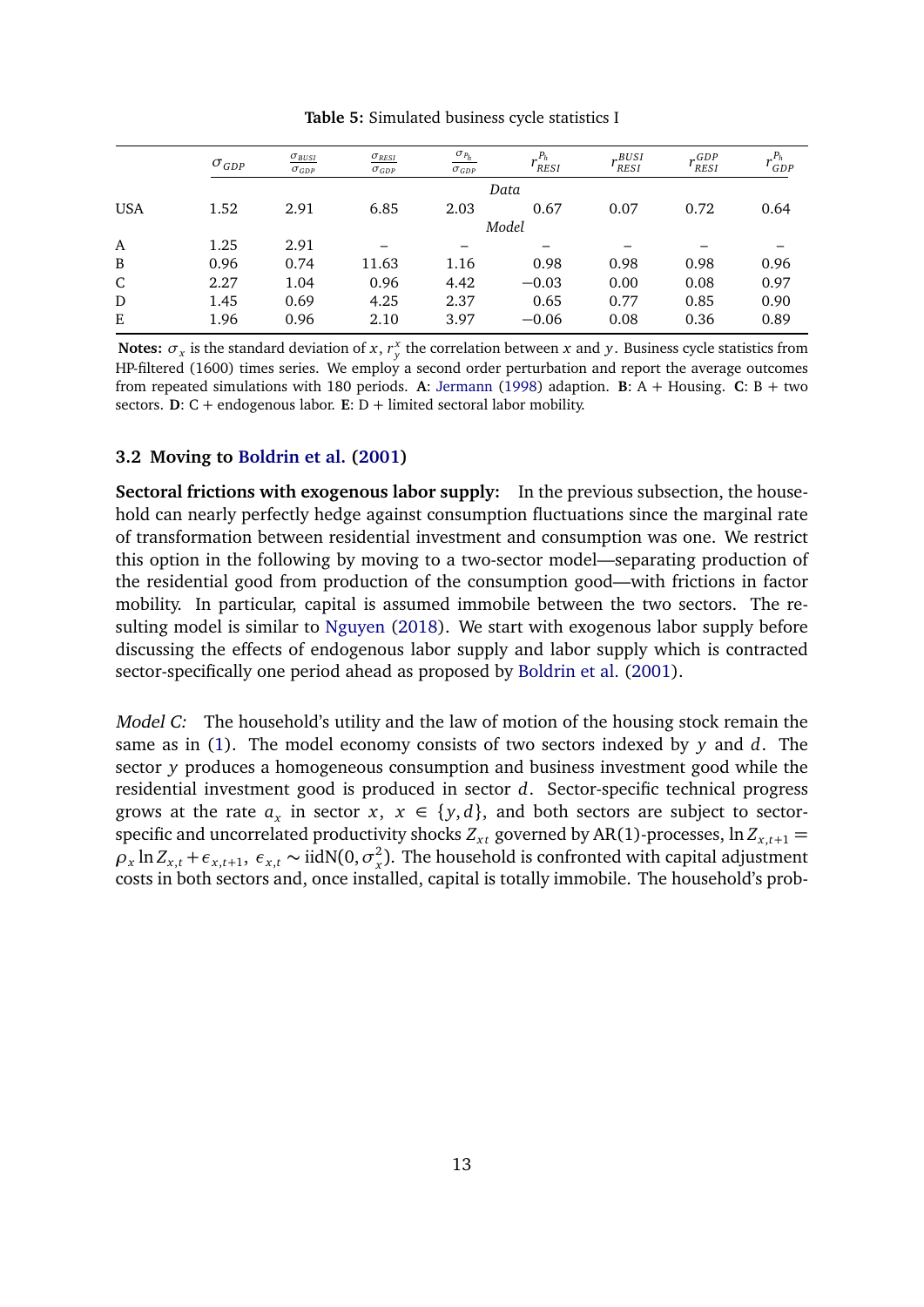**Table 5:** Simulated business cycle statistics I

| | $\sigma_{GDP}$ | $\frac{\sigma_{BUSI}}{\sigma_{GDP}}$ | $\frac{\sigma_{RESI}}{\sigma_{GDP}}$ | $\frac{\sigma_{P_h}}{\sigma_{GDP}}$ | $r^{P_h}_{RESI}$ | $r^{BUSI}_{RESI}$ | $r^{GDP}_{RESI}$ | $r^{P_h}_{GDP}$ |
|---|---|---|---|---|---|---|---|---|
| | | | | | *Data* | | | |
| USA | 1.52 | 2.91 | 6.85 | 2.03 | 0.67 | 0.07 | 0.72 | 0.64 |
| | | | | | *Model* | | | |
| A | 1.25 | 2.91 | – | – | – | – | – | – |
| B | 0.96 | 0.74 | 11.63 | 1.16 | 0.98 | 0.98 | 0.98 | 0.96 |
| C | 2.27 | 1.04 | 0.96 | 4.42 | −0.03 | 0.00 | 0.08 | 0.97 |
| D | 1.45 | 0.69 | 4.25 | 2.37 | 0.65 | 0.77 | 0.85 | 0.90 |
| E | 1.96 | 0.96 | 2.10 | 3.97 | −0.06 | 0.08 | 0.36 | 0.89 |

**Notes:** $\sigma_x$ is the standard deviation of $x$, $r^x_y$ the correlation between $x$ and $y$. Business cycle statistics from HP-filtered (1600) times series. We employ a second order perturbation and report the average outcomes from repeated simulations with 180 periods. **A**: Jermann (1998) adaption. **B**: A + Housing. **C**: B + two sectors. **D**: C + endogenous labor. **E**: D + limited sectoral labor mobility.

### 3.2 Moving to Boldrin et al. (2001)

**Sectoral frictions with exogenous labor supply:** In the previous subsection, the household can nearly perfectly hedge against consumption fluctuations since the marginal rate of transformation between residential investment and consumption was one. We restrict this option in the following by moving to a two-sector model—separating production of the residential good from production of the consumption good—with frictions in factor mobility. In particular, capital is assumed immobile between the two sectors. The resulting model is similar to Nguyen (2018). We start with exogenous labor supply before discussing the effects of endogenous labor supply and labor supply which is contracted sector-specifically one period ahead as proposed by Boldrin et al. (2001).

*Model C:* The household's utility and the law of motion of the housing stock remain the same as in (1). The model economy consists of two sectors indexed by $y$ and $d$. The sector $y$ produces a homogeneous consumption and business investment good while the residential investment good is produced in sector $d$. Sector-specific technical progress grows at the rate $a_x$ in sector $x$, $x \in \{y, d\}$, and both sectors are subject to sector-specific and uncorrelated productivity shocks $Z_{xt}$ governed by AR(1)-processes, $\ln Z_{x,t+1} = \rho_x \ln Z_{x,t} + \epsilon_{x,t+1}$, $\epsilon_{x,t} \sim \text{iidN}(0, \sigma_x^2)$. The household is confronted with capital adjustment costs in both sectors and, once installed, capital is totally immobile. The household's prob-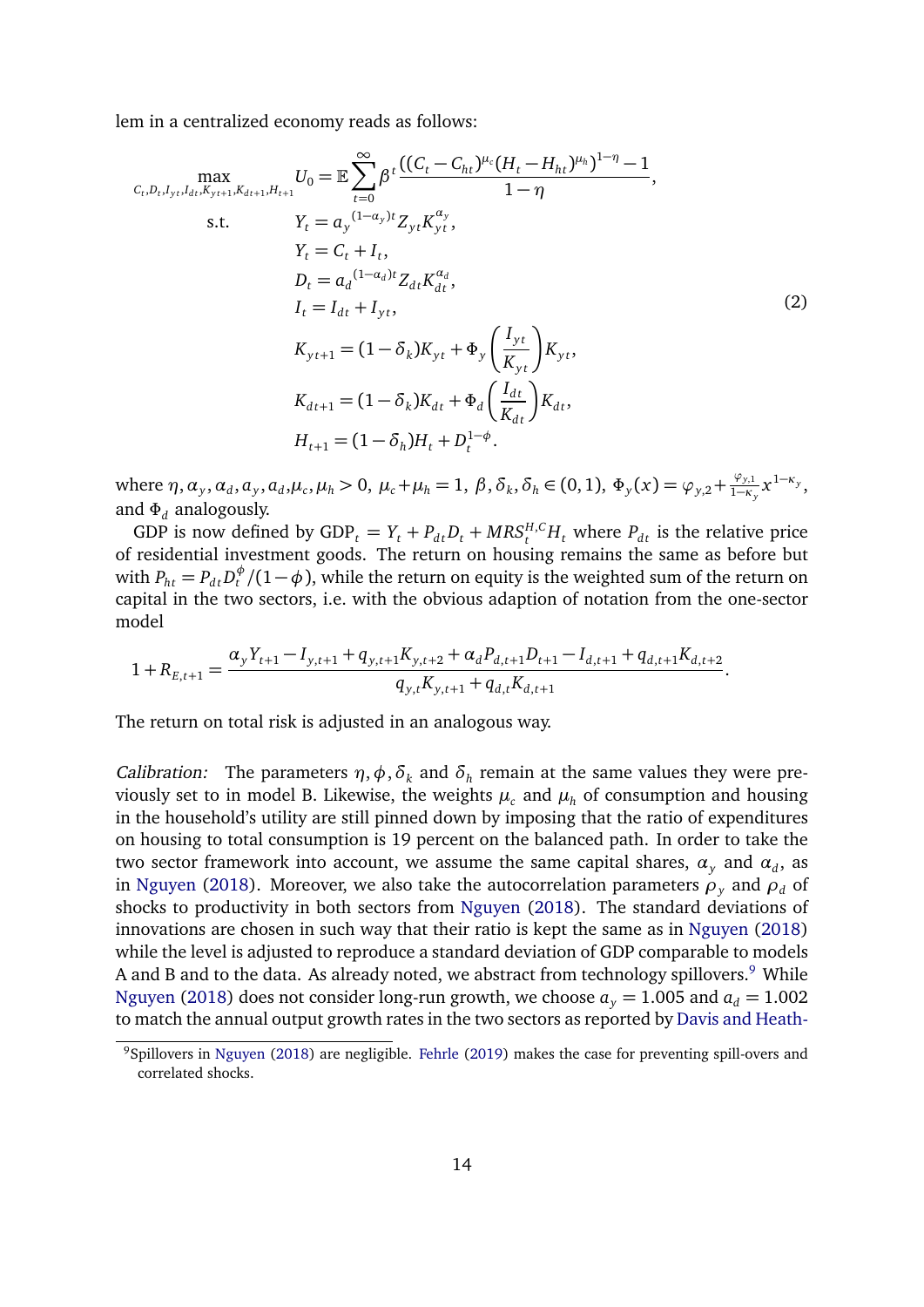lem in a centralized economy reads as follows:

$$
\begin{aligned}
\max_{C_t, D_t, I_{yt}, I_{dt}, K_{yt+1}, K_{dt+1}, H_{t+1}} \quad & U_0 = \mathbb{E} \sum_{t=0}^{\infty} \beta^t \frac{((C_t - C_{ht})^{\mu_c} (H_t - H_{ht})^{\mu_h})^{1-\eta} - 1}{1-\eta}, \\
\text{s.t.} \quad & Y_t = a_y{}^{(1-\alpha_y)t} Z_{yt} K_{yt}^{\alpha_y}, \\
& Y_t = C_t + I_t, \\
& D_t = a_d{}^{(1-\alpha_d)t} Z_{dt} K_{dt}^{\alpha_d}, \\
& I_t = I_{dt} + I_{yt}, \\
& K_{yt+1} = (1-\delta_k) K_{yt} + \Phi_y \left( \frac{I_{yt}}{K_{yt}} \right) K_{yt}, \\
& K_{dt+1} = (1-\delta_k) K_{dt} + \Phi_d \left( \frac{I_{dt}}{K_{dt}} \right) K_{dt}, \\
& H_{t+1} = (1-\delta_h) H_t + D_t^{1-\phi}.
\end{aligned}
\tag{2}
$$

where $\eta, \alpha_y, \alpha_d, a_y, a_d, \mu_c, \mu_h > 0$, $\mu_c + \mu_h = 1$, $\beta, \delta_k, \delta_h \in (0,1)$, $\Phi_y(x) = \varphi_{y,2} + \frac{\varphi_{y,1}}{1-\kappa_y} x^{1-\kappa_y}$, and $\Phi_d$ analogously.

GDP is now defined by $\text{GDP}_t = Y_t + P_{dt} D_t + MRS_t^{H,C} H_t$ where $P_{dt}$ is the relative price of residential investment goods. The return on housing remains the same as before but with $P_{ht} = P_{dt} D_t^{\phi} / (1-\phi)$, while the return on equity is the weighted sum of the return on capital in the two sectors, i.e. with the obvious adaption of notation from the one-sector model

$$
1 + R_{E,t+1} = \frac{\alpha_y Y_{t+1} - I_{y,t+1} + q_{y,t+1} K_{y,t+2} + \alpha_d P_{d,t+1} D_{t+1} - I_{d,t+1} + q_{d,t+1} K_{d,t+2}}{q_{y,t} K_{y,t+1} + q_{d,t} K_{d,t+1}}.
$$

The return on total risk is adjusted in an analogous way.

*Calibration:* The parameters $\eta, \phi, \delta_k$ and $\delta_h$ remain at the same values they were previously set to in model B. Likewise, the weights $\mu_c$ and $\mu_h$ of consumption and housing in the household's utility are still pinned down by imposing that the ratio of expenditures on housing to total consumption is 19 percent on the balanced path. In order to take the two sector framework into account, we assume the same capital shares, $\alpha_y$ and $\alpha_d$, as in Nguyen (2018). Moreover, we also take the autocorrelation parameters $\rho_y$ and $\rho_d$ of shocks to productivity in both sectors from Nguyen (2018). The standard deviations of innovations are chosen in such way that their ratio is kept the same as in Nguyen (2018) while the level is adjusted to reproduce a standard deviation of GDP comparable to models A and B and to the data. As already noted, we abstract from technology spillovers.[9] While Nguyen (2018) does not consider long-run growth, we choose $a_y = 1.005$ and $a_d = 1.002$ to match the annual output growth rates in the two sectors as reported by Davis and Heath-

[9] Spillovers in Nguyen (2018) are negligible. Fehrle (2019) makes the case for preventing spill-overs and correlated shocks.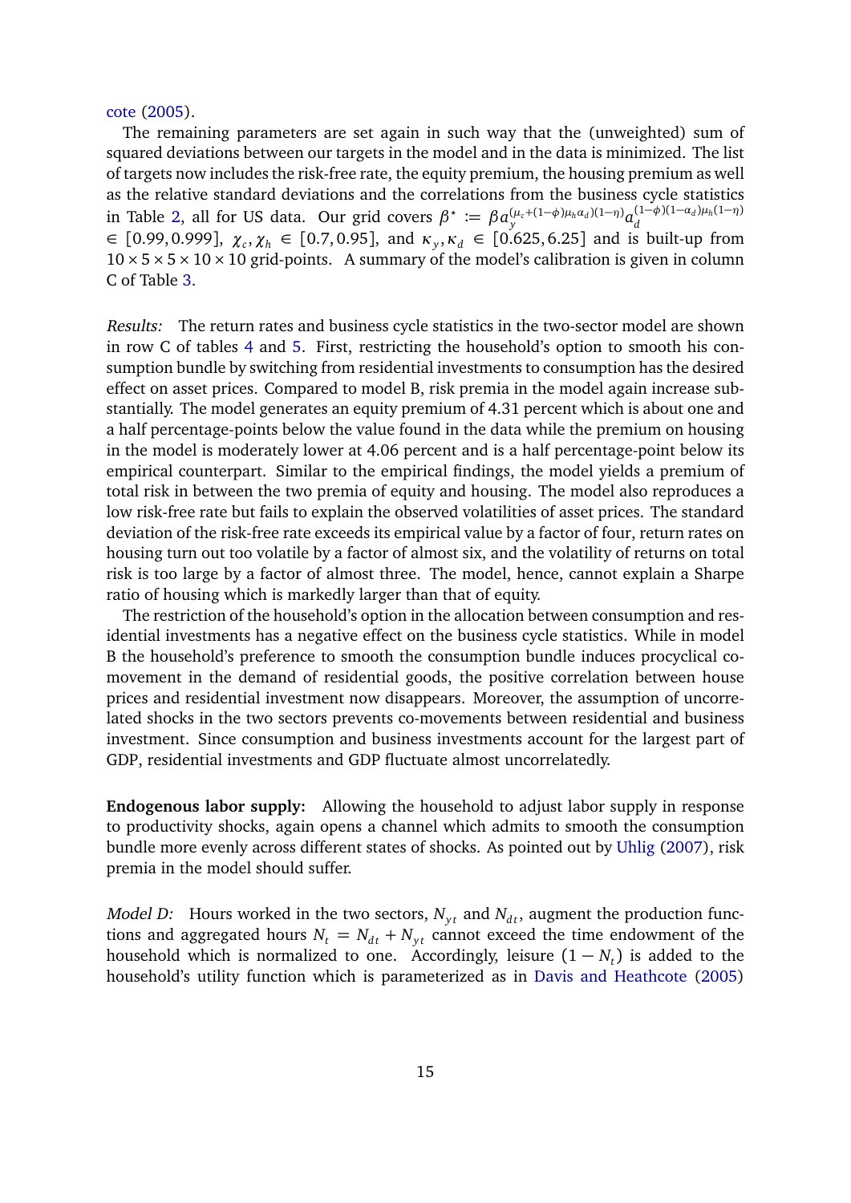cote (2005).

The remaining parameters are set again in such way that the (unweighted) sum of squared deviations between our targets in the model and in the data is minimized. The list of targets now includes the risk-free rate, the equity premium, the housing premium as well as the relative standard deviations and the correlations from the business cycle statistics in Table 2, all for US data. Our grid covers $\beta^\star := \beta a_y^{(\mu_c+(1-\phi)\mu_h\alpha_d)(1-\eta)} a_d^{(1-\phi)(1-\alpha_d)\mu_h(1-\eta)} \in [0.99, 0.999]$, $\chi_c, \chi_h \in [0.7, 0.95]$, and $\kappa_y, \kappa_d \in [0.625, 6.25]$ and is built-up from $10 \times 5 \times 5 \times 10 \times 10$ grid-points. A summary of the model's calibration is given in column C of Table 3.

*Results:* The return rates and business cycle statistics in the two-sector model are shown in row C of tables 4 and 5. First, restricting the household's option to smooth his consumption bundle by switching from residential investments to consumption has the desired effect on asset prices. Compared to model B, risk premia in the model again increase substantially. The model generates an equity premium of 4.31 percent which is about one and a half percentage-points below the value found in the data while the premium on housing in the model is moderately lower at 4.06 percent and is a half percentage-point below its empirical counterpart. Similar to the empirical findings, the model yields a premium of total risk in between the two premia of equity and housing. The model also reproduces a low risk-free rate but fails to explain the observed volatilities of asset prices. The standard deviation of the risk-free rate exceeds its empirical value by a factor of four, return rates on housing turn out too volatile by a factor of almost six, and the volatility of returns on total risk is too large by a factor of almost three. The model, hence, cannot explain a Sharpe ratio of housing which is markedly larger than that of equity.

The restriction of the household's option in the allocation between consumption and residential investments has a negative effect on the business cycle statistics. While in model B the household's preference to smooth the consumption bundle induces procyclical comovement in the demand of residential goods, the positive correlation between house prices and residential investment now disappears. Moreover, the assumption of uncorrelated shocks in the two sectors prevents co-movements between residential and business investment. Since consumption and business investments account for the largest part of GDP, residential investments and GDP fluctuate almost uncorrelatedly.

**Endogenous labor supply:** Allowing the household to adjust labor supply in response to productivity shocks, again opens a channel which admits to smooth the consumption bundle more evenly across different states of shocks. As pointed out by Uhlig (2007), risk premia in the model should suffer.

*Model D:* Hours worked in the two sectors, $N_{yt}$ and $N_{dt}$, augment the production functions and aggregated hours $N_t = N_{dt} + N_{yt}$ cannot exceed the time endowment of the household which is normalized to one. Accordingly, leisure $(1 - N_t)$ is added to the household's utility function which is parameterized as in Davis and Heathcote (2005)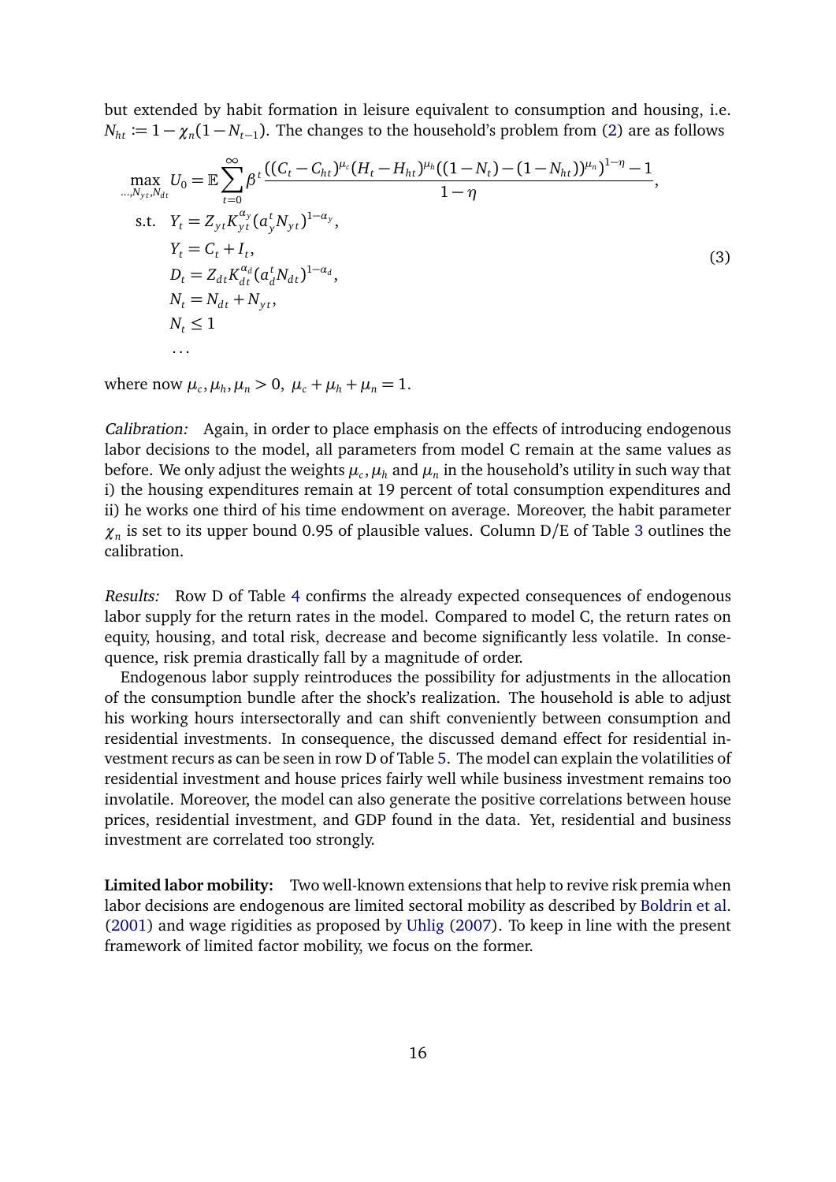but extended by habit formation in leisure equivalent to consumption and housing, i.e. $N_{ht} := 1 - \chi_n(1 - N_{t-1})$. The changes to the household's problem from (2) are as follows

$$
\begin{aligned}
\max_{\ldots,N_{yt},N_{dt}} \; & U_0 = \mathbb{E}\sum_{t=0}^{\infty} \beta^t \frac{((C_t - C_{ht})^{\mu_c}(H_t - H_{ht})^{\mu_h}((1-N_t)-(1-N_{ht}))^{\mu_n})^{1-\eta} - 1}{1-\eta}, \\
\text{s.t.} \quad & Y_t = Z_{yt} K_{yt}^{\alpha_y} (a_y^t N_{yt})^{1-\alpha_y}, \\
& Y_t = C_t + I_t, \\
& D_t = Z_{dt} K_{dt}^{\alpha_d} (a_d^t N_{dt})^{1-\alpha_d}, \\
& N_t = N_{dt} + N_{yt}, \\
& N_t \leq 1 \\
& \ldots
\end{aligned}
\tag{3}
$$

where now $\mu_c, \mu_h, \mu_n > 0,\ \mu_c + \mu_h + \mu_n = 1$.

*Calibration:* Again, in order to place emphasis on the effects of introducing endogenous labor decisions to the model, all parameters from model C remain at the same values as before. We only adjust the weights $\mu_c$, $\mu_h$ and $\mu_n$ in the household's utility in such way that i) the housing expenditures remain at 19 percent of total consumption expenditures and ii) he works one third of his time endowment on average. Moreover, the habit parameter $\chi_n$ is set to its upper bound 0.95 of plausible values. Column D/E of Table 3 outlines the calibration.

*Results:* Row D of Table 4 confirms the already expected consequences of endogenous labor supply for the return rates in the model. Compared to model C, the return rates on equity, housing, and total risk, decrease and become significantly less volatile. In consequence, risk premia drastically fall by a magnitude of order.

Endogenous labor supply reintroduces the possibility for adjustments in the allocation of the consumption bundle after the shock's realization. The household is able to adjust his working hours intersectorally and can shift conveniently between consumption and residential investments. In consequence, the discussed demand effect for residential investment recurs as can be seen in row D of Table 5. The model can explain the volatilities of residential investment and house prices fairly well while business investment remains too involatile. Moreover, the model can also generate the positive correlations between house prices, residential investment, and GDP found in the data. Yet, residential and business investment are correlated too strongly.

**Limited labor mobility:** Two well-known extensions that help to revive risk premia when labor decisions are endogenous are limited sectoral mobility as described by Boldrin et al. (2001) and wage rigidities as proposed by Uhlig (2007). To keep in line with the present framework of limited factor mobility, we focus on the former.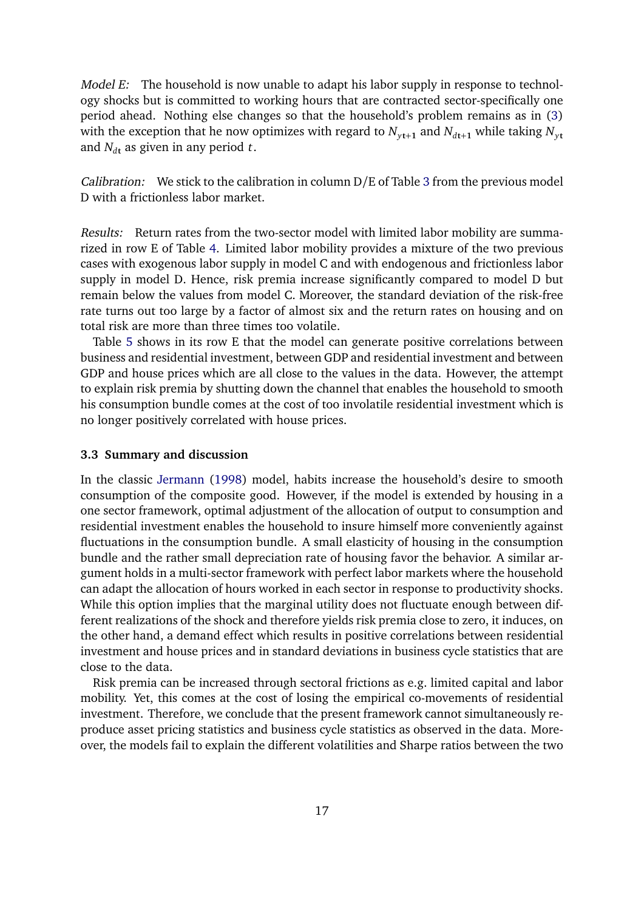*Model E:* The household is now unable to adapt his labor supply in response to technology shocks but is committed to working hours that are contracted sector-specifically one period ahead. Nothing else changes so that the household's problem remains as in (3) with the exception that he now optimizes with regard to $N_{yt+1}$ and $N_{dt+1}$ while taking $N_{yt}$ and $N_{dt}$ as given in any period $t$.

*Calibration:* We stick to the calibration in column D/E of Table 3 from the previous model D with a frictionless labor market.

*Results:* Return rates from the two-sector model with limited labor mobility are summarized in row E of Table 4. Limited labor mobility provides a mixture of the two previous cases with exogenous labor supply in model C and with endogenous and frictionless labor supply in model D. Hence, risk premia increase significantly compared to model D but remain below the values from model C. Moreover, the standard deviation of the risk-free rate turns out too large by a factor of almost six and the return rates on housing and on total risk are more than three times too volatile.

Table 5 shows in its row E that the model can generate positive correlations between business and residential investment, between GDP and residential investment and between GDP and house prices which are all close to the values in the data. However, the attempt to explain risk premia by shutting down the channel that enables the household to smooth his consumption bundle comes at the cost of too involatile residential investment which is no longer positively correlated with house prices.

### 3.3 Summary and discussion

In the classic Jermann (1998) model, habits increase the household's desire to smooth consumption of the composite good. However, if the model is extended by housing in a one sector framework, optimal adjustment of the allocation of output to consumption and residential investment enables the household to insure himself more conveniently against fluctuations in the consumption bundle. A small elasticity of housing in the consumption bundle and the rather small depreciation rate of housing favor the behavior. A similar argument holds in a multi-sector framework with perfect labor markets where the household can adapt the allocation of hours worked in each sector in response to productivity shocks. While this option implies that the marginal utility does not fluctuate enough between different realizations of the shock and therefore yields risk premia close to zero, it induces, on the other hand, a demand effect which results in positive correlations between residential investment and house prices and in standard deviations in business cycle statistics that are close to the data.

Risk premia can be increased through sectoral frictions as e.g. limited capital and labor mobility. Yet, this comes at the cost of losing the empirical co-movements of residential investment. Therefore, we conclude that the present framework cannot simultaneously reproduce asset pricing statistics and business cycle statistics as observed in the data. Moreover, the models fail to explain the different volatilities and Sharpe ratios between the two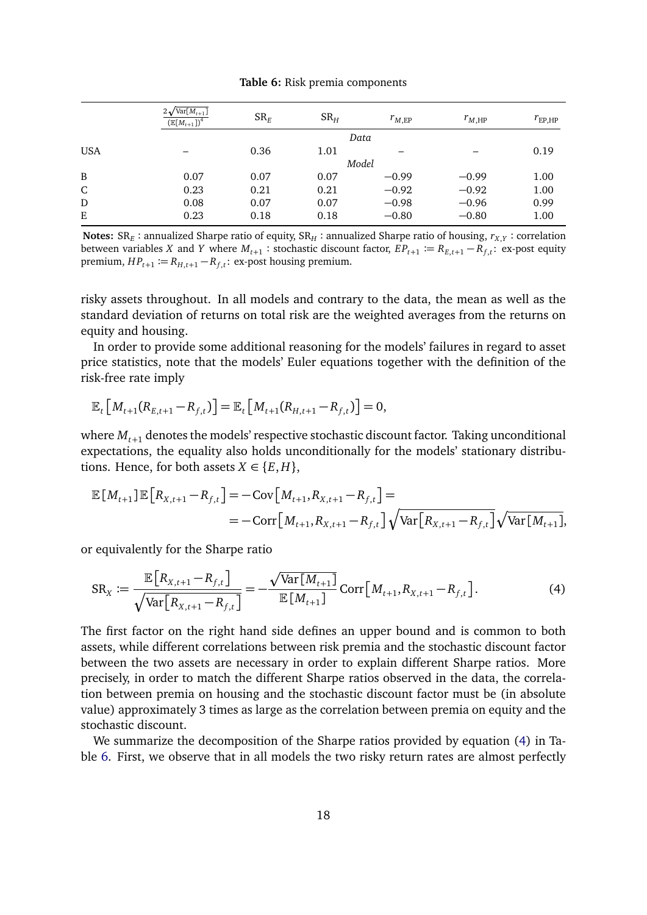**Table 6:** Risk premia components

| | $\frac{2\sqrt{\text{Var}[M_{t+1}]}}{(\mathbb{E}[M_{t+1}])^4}$ | $\text{SR}_E$ | $\text{SR}_H$ | $r_{M,\text{EP}}$ | $r_{M,\text{HP}}$ | $r_{\text{EP,HP}}$ |
|---|---|---|---|---|---|---|
| | | | *Data* | | | |
| USA | – | 0.36 | 1.01 | – | – | 0.19 |
| | | | *Model* | | | |
| B | 0.07 | 0.07 | 0.07 | −0.99 | −0.99 | 1.00 |
| C | 0.23 | 0.21 | 0.21 | −0.92 | −0.92 | 1.00 |
| D | 0.08 | 0.07 | 0.07 | −0.98 | −0.96 | 0.99 |
| E | 0.23 | 0.18 | 0.18 | −0.80 | −0.80 | 1.00 |

**Notes:** $\text{SR}_E$ : annualized Sharpe ratio of equity, $\text{SR}_H$ : annualized Sharpe ratio of housing, $r_{X,Y}$ : correlation between variables $X$ and $Y$ where $M_{t+1}$ : stochastic discount factor, $EP_{t+1} \coloneqq R_{E,t+1} - R_{f,t}$: ex-post equity premium, $HP_{t+1} \coloneqq R_{H,t+1} - R_{f,t}$: ex-post housing premium.

risky assets throughout. In all models and contrary to the data, the mean as well as the standard deviation of returns on total risk are the weighted averages from the returns on equity and housing.

In order to provide some additional reasoning for the models' failures in regard to asset price statistics, note that the models' Euler equations together with the definition of the risk-free rate imply

$$\mathbb{E}_t\left[M_{t+1}(R_{E,t+1} - R_{f,t})\right] = \mathbb{E}_t\left[M_{t+1}(R_{H,t+1} - R_{f,t})\right] = 0,$$

where $M_{t+1}$ denotes the models' respective stochastic discount factor. Taking unconditional expectations, the equality also holds unconditionally for the models' stationary distributions. Hence, for both assets $X \in \{E, H\}$,

$$\begin{aligned}\mathbb{E}[M_{t+1}]\mathbb{E}\left[R_{X,t+1} - R_{f,t}\right] &= -\text{Cov}\left[M_{t+1}, R_{X,t+1} - R_{f,t}\right] = \\ &= -\text{Corr}\left[M_{t+1}, R_{X,t+1} - R_{f,t}\right]\sqrt{\text{Var}\left[R_{X,t+1} - R_{f,t}\right]}\sqrt{\text{Var}[M_{t+1}]},\end{aligned}$$

or equivalently for the Sharpe ratio

$$\text{SR}_X \coloneqq \frac{\mathbb{E}\left[R_{X,t+1} - R_{f,t}\right]}{\sqrt{\text{Var}\left[R_{X,t+1} - R_{f,t}\right]}} = -\frac{\sqrt{\text{Var}[M_{t+1}]}}{\mathbb{E}[M_{t+1}]}\text{Corr}\left[M_{t+1}, R_{X,t+1} - R_{f,t}\right]. \tag{4}$$

The first factor on the right hand side defines an upper bound and is common to both assets, while different correlations between risk premia and the stochastic discount factor between the two assets are necessary in order to explain different Sharpe ratios. More precisely, in order to match the different Sharpe ratios observed in the data, the correlation between premia on housing and the stochastic discount factor must be (in absolute value) approximately 3 times as large as the correlation between premia on equity and the stochastic discount.

We summarize the decomposition of the Sharpe ratios provided by equation (4) in Table 6. First, we observe that in all models the two risky return rates are almost perfectly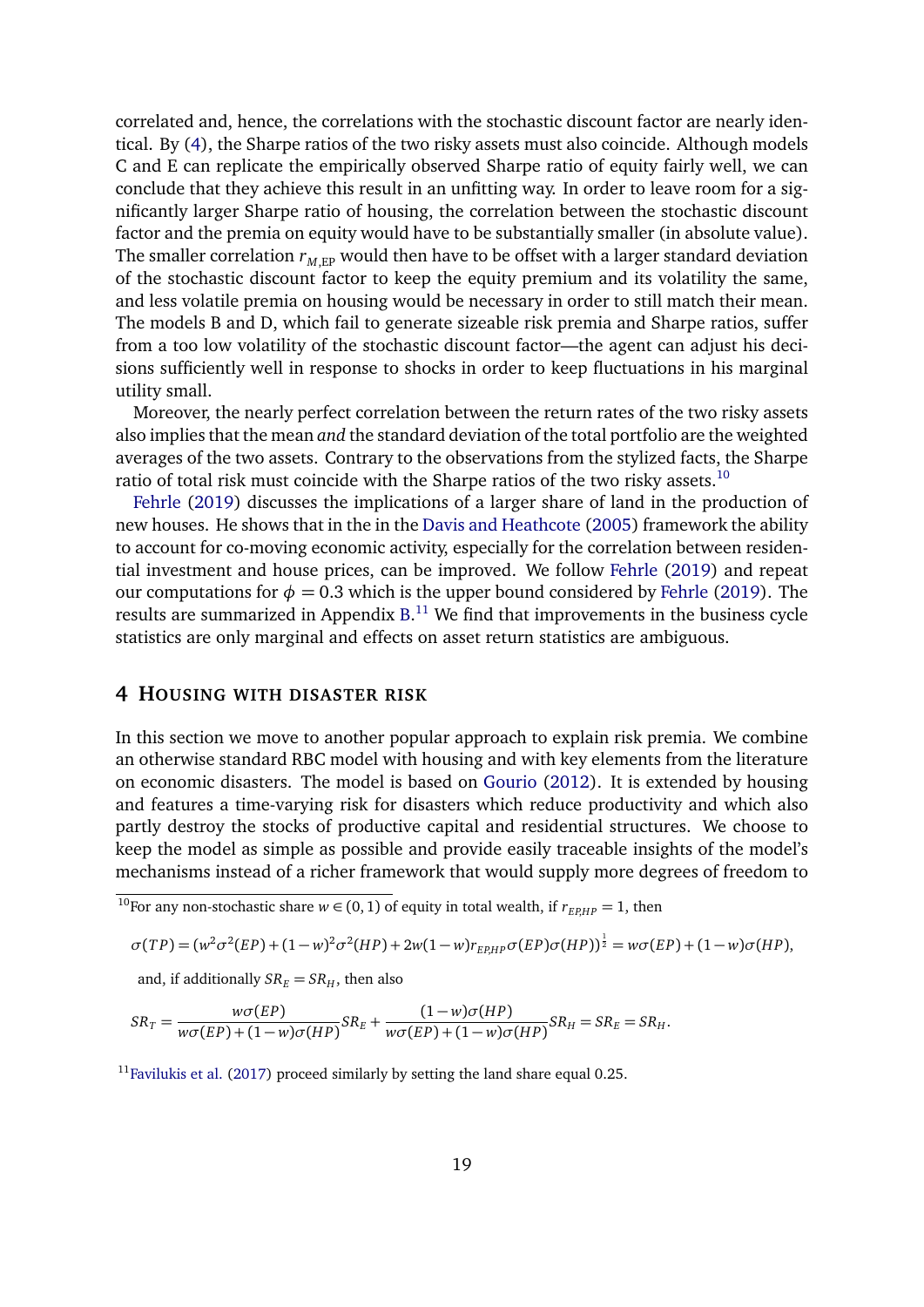correlated and, hence, the correlations with the stochastic discount factor are nearly identical. By (4), the Sharpe ratios of the two risky assets must also coincide. Although models C and E can replicate the empirically observed Sharpe ratio of equity fairly well, we can conclude that they achieve this result in an unfitting way. In order to leave room for a significantly larger Sharpe ratio of housing, the correlation between the stochastic discount factor and the premia on equity would have to be substantially smaller (in absolute value). The smaller correlation $r_{M,\text{EP}}$ would then have to be offset with a larger standard deviation of the stochastic discount factor to keep the equity premium and its volatility the same, and less volatile premia on housing would be necessary in order to still match their mean. The models B and D, which fail to generate sizeable risk premia and Sharpe ratios, suffer from a too low volatility of the stochastic discount factor—the agent can adjust his decisions sufficiently well in response to shocks in order to keep fluctuations in his marginal utility small.

Moreover, the nearly perfect correlation between the return rates of the two risky assets also implies that the mean *and* the standard deviation of the total portfolio are the weighted averages of the two assets. Contrary to the observations from the stylized facts, the Sharpe ratio of total risk must coincide with the Sharpe ratios of the two risky assets.[10]

Fehrle (2019) discusses the implications of a larger share of land in the production of new houses. He shows that in the in the Davis and Heathcote (2005) framework the ability to account for co-moving economic activity, especially for the correlation between residential investment and house prices, can be improved. We follow Fehrle (2019) and repeat our computations for $\phi = 0.3$ which is the upper bound considered by Fehrle (2019). The results are summarized in Appendix B.[11] We find that improvements in the business cycle statistics are only marginal and effects on asset return statistics are ambiguous.

## 4 Housing with disaster risk

In this section we move to another popular approach to explain risk premia. We combine an otherwise standard RBC model with housing and with key elements from the literature on economic disasters. The model is based on Gourio (2012). It is extended by housing and features a time-varying risk for disasters which reduce productivity and which also partly destroy the stocks of productive capital and residential structures. We choose to keep the model as simple as possible and provide easily traceable insights of the model's mechanisms instead of a richer framework that would supply more degrees of freedom to

---

[10] For any non-stochastic share $w \in (0,1)$ of equity in total wealth, if $r_{EP,HP} = 1$, then

$$\sigma(TP) = (w^2\sigma^2(EP) + (1-w)^2\sigma^2(HP) + 2w(1-w)r_{EP,HP}\sigma(EP)\sigma(HP))^{\frac{1}{2}} = w\sigma(EP) + (1-w)\sigma(HP),$$

and, if additionally $SR_E = SR_H$, then also

$$SR_T = \frac{w\sigma(EP)}{w\sigma(EP) + (1-w)\sigma(HP)} SR_E + \frac{(1-w)\sigma(HP)}{w\sigma(EP) + (1-w)\sigma(HP)} SR_H = SR_E = SR_H.$$

[11] Favilukis et al. (2017) proceed similarly by setting the land share equal 0.25.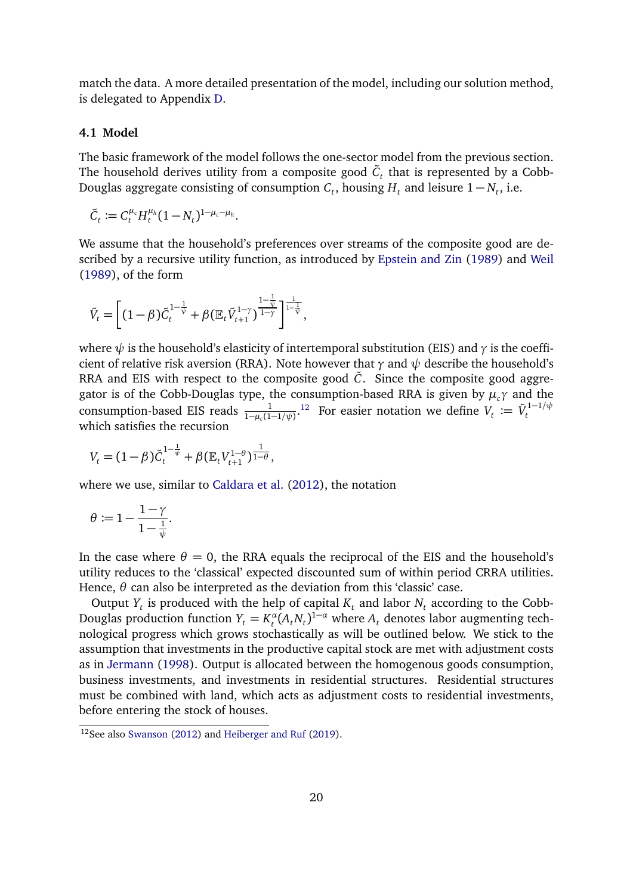match the data. A more detailed presentation of the model, including our solution method, is delegated to Appendix D.

### 4.1 Model

The basic framework of the model follows the one-sector model from the previous section. The household derives utility from a composite good $\tilde{C}_t$ that is represented by a Cobb-Douglas aggregate consisting of consumption $C_t$, housing $H_t$ and leisure $1-N_t$, i.e.

$$\tilde{C}_t := C_t^{\mu_c} H_t^{\mu_h} (1-N_t)^{1-\mu_c-\mu_h}.$$

We assume that the household's preferences over streams of the composite good are described by a recursive utility function, as introduced by Epstein and Zin (1989) and Weil (1989), of the form

$$\tilde{V}_t = \left[ (1-\beta)\tilde{C}_t^{1-\frac{1}{\psi}} + \beta (\mathbb{E}_t \tilde{V}_{t+1}^{1-\gamma})^{\frac{1-\frac{1}{\psi}}{1-\gamma}} \right]^{\frac{1}{1-\frac{1}{\psi}}},$$

where $\psi$ is the household's elasticity of intertemporal substitution (EIS) and $\gamma$ is the coefficient of relative risk aversion (RRA). Note however that $\gamma$ and $\psi$ describe the household's RRA and EIS with respect to the composite good $\tilde{C}$. Since the composite good aggregator is of the Cobb-Douglas type, the consumption-based RRA is given by $\mu_c\gamma$ and the consumption-based EIS reads $\frac{1}{1-\mu_c(1-1/\psi)}$.[12] For easier notation we define $V_t := \tilde{V}_t^{1-1/\psi}$ which satisfies the recursion

$$V_t = (1-\beta)\tilde{C}_t^{1-\frac{1}{\psi}} + \beta (\mathbb{E}_t V_{t+1}^{1-\theta})^{\frac{1}{1-\theta}},$$

where we use, similar to Caldara et al. (2012), the notation

$$\theta := 1 - \frac{1-\gamma}{1-\frac{1}{\psi}}.$$

In the case where $\theta = 0$, the RRA equals the reciprocal of the EIS and the household's utility reduces to the 'classical' expected discounted sum of within period CRRA utilities. Hence, $\theta$ can also be interpreted as the deviation from this 'classic' case.

Output $Y_t$ is produced with the help of capital $K_t$ and labor $N_t$ according to the Cobb-Douglas production function $Y_t = K_t^{\alpha}(A_t N_t)^{1-\alpha}$ where $A_t$ denotes labor augmenting technological progress which grows stochastically as will be outlined below. We stick to the assumption that investments in the productive capital stock are met with adjustment costs as in Jermann (1998). Output is allocated between the homogenous goods consumption, business investments, and investments in residential structures. Residential structures must be combined with land, which acts as adjustment costs to residential investments, before entering the stock of houses.

[12] See also Swanson (2012) and Heiberger and Ruf (2019).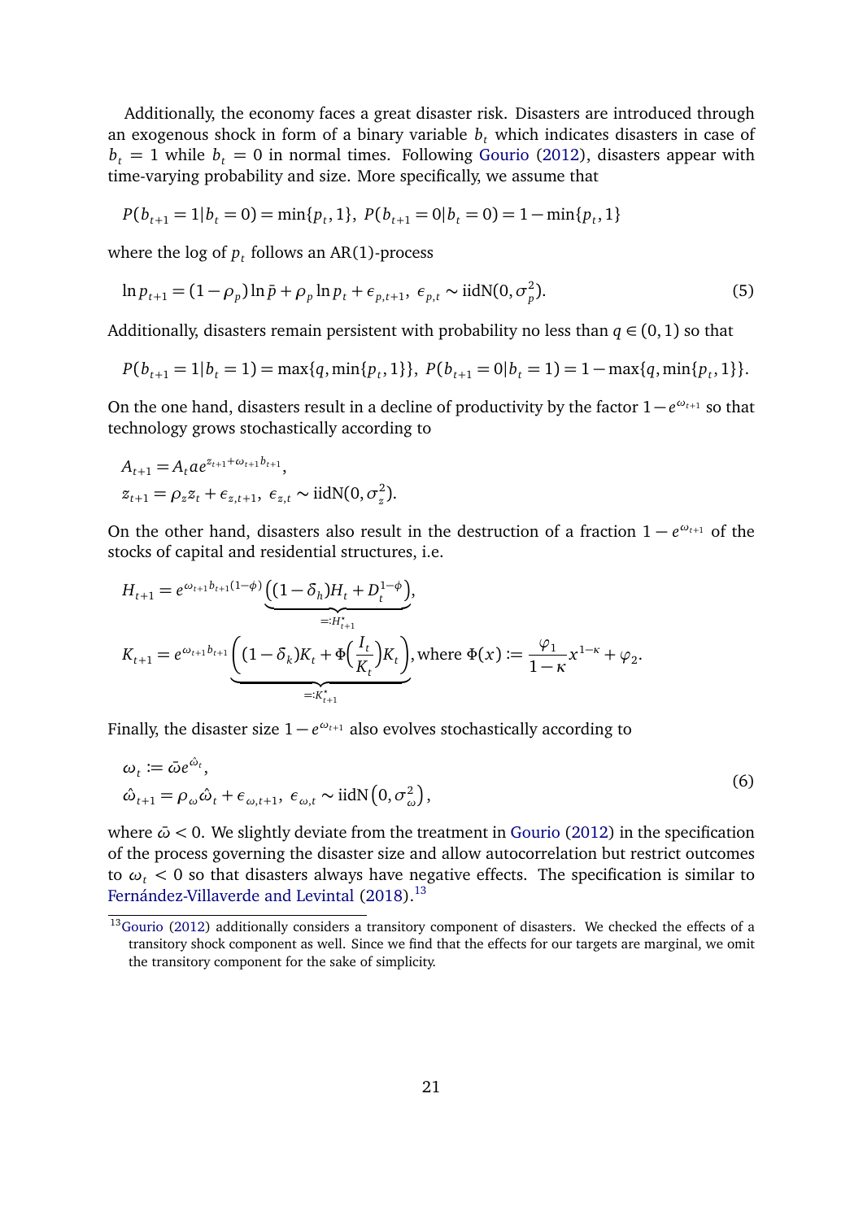Additionally, the economy faces a great disaster risk. Disasters are introduced through an exogenous shock in form of a binary variable $b_t$ which indicates disasters in case of $b_t = 1$ while $b_t = 0$ in normal times. Following Gourio (2012), disasters appear with time-varying probability and size. More specifically, we assume that

$$P(b_{t+1} = 1 | b_t = 0) = \min\{p_t, 1\},\ P(b_{t+1} = 0 | b_t = 0) = 1 - \min\{p_t, 1\}$$

where the log of $p_t$ follows an AR(1)-process

$$\ln p_{t+1} = (1 - \rho_p) \ln \bar{p} + \rho_p \ln p_t + \epsilon_{p,t+1},\ \epsilon_{p,t} \sim \text{iidN}(0, \sigma_p^2). \tag{5}$$

Additionally, disasters remain persistent with probability no less than $q \in (0,1)$ so that

$$P(b_{t+1} = 1 | b_t = 1) = \max\{q, \min\{p_t, 1\}\},\ P(b_{t+1} = 0 | b_t = 1) = 1 - \max\{q, \min\{p_t, 1\}\}.$$

On the one hand, disasters result in a decline of productivity by the factor $1 - e^{\omega_{t+1}}$ so that technology grows stochastically according to

$$A_{t+1} = A_t a e^{z_{t+1} + \omega_{t+1} b_{t+1}},$$
$$z_{t+1} = \rho_z z_t + \epsilon_{z,t+1},\ \epsilon_{z,t} \sim \text{iidN}(0, \sigma_z^2).$$

On the other hand, disasters also result in the destruction of a fraction $1 - e^{\omega_{t+1}}$ of the stocks of capital and residential structures, i.e.

$$H_{t+1} = e^{\omega_{t+1} b_{t+1}(1-\phi)} \underbrace{\left((1-\delta_h) H_t + D_t^{1-\phi}\right)}_{=:H^\star_{t+1}},$$
$$K_{t+1} = e^{\omega_{t+1} b_{t+1}} \underbrace{\left((1-\delta_k) K_t + \Phi\Big(\frac{I_t}{K_t}\Big) K_t\right)}_{=:K^\star_{t+1}}, \text{where } \Phi(x) := \frac{\varphi_1}{1-\kappa} x^{1-\kappa} + \varphi_2.$$

Finally, the disaster size $1 - e^{\omega_{t+1}}$ also evolves stochastically according to

$$\begin{aligned} \omega_t &:= \bar{\omega} e^{\hat{\omega}_t}, \\ \hat{\omega}_{t+1} &= \rho_\omega \hat{\omega}_t + \epsilon_{\omega,t+1},\ \epsilon_{\omega,t} \sim \text{iidN}\left(0, \sigma_\omega^2\right), \end{aligned} \tag{6}$$

where $\bar{\omega} < 0$. We slightly deviate from the treatment in Gourio (2012) in the specification of the process governing the disaster size and allow autocorrelation but restrict outcomes to $\omega_t < 0$ so that disasters always have negative effects. The specification is similar to Fernández-Villaverde and Levintal (2018).[13]

[13] Gourio (2012) additionally considers a transitory component of disasters. We checked the effects of a transitory shock component as well. Since we find that the effects for our targets are marginal, we omit the transitory component for the sake of simplicity.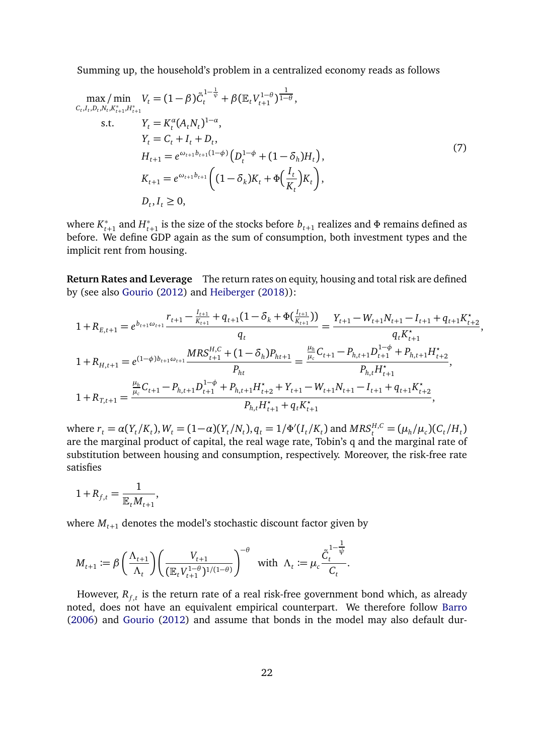Summing up, the household's problem in a centralized economy reads as follows

$$
\begin{aligned}
\max_{C_t,I_t,D_t,N_t,K^*_{t+1},H^*_{t+1}} / \min \quad & V_t = (1-\beta)\tilde{C}_t^{1-\frac{1}{\psi}} + \beta(\mathbb{E}_t V_{t+1}^{1-\theta})^{\frac{1}{1-\theta}}, \\
\text{s.t.} \quad & Y_t = K_t^{\alpha}(A_t N_t)^{1-\alpha}, \\
& Y_t = C_t + I_t + D_t, \\
& H_{t+1} = e^{\omega_{t+1} b_{t+1}(1-\phi)}\left(D_t^{1-\phi} + (1-\delta_h)H_t\right), \\
& K_{t+1} = e^{\omega_{t+1} b_{t+1}}\left((1-\delta_k)K_t + \Phi\Big(\frac{I_t}{K_t}\Big)K_t\right), \\
& D_t, I_t \geq 0,
\end{aligned}
\tag{7}
$$

where $K^*_{t+1}$ and $H^*_{t+1}$ is the size of the stocks before $b_{t+1}$ realizes and $\Phi$ remains defined as before. We define GDP again as the sum of consumption, both investment types and the implicit rent from housing.

**Return Rates and Leverage** The return rates on equity, housing and total risk are defined by (see also Gourio (2012) and Heiberger (2018)):

$$
1 + R_{E,t+1} = e^{b_{t+1}\omega_{t+1}} \frac{r_{t+1} - \frac{I_{t+1}}{K_{t+1}} + q_{t+1}(1-\delta_k + \Phi(\frac{I_{t+1}}{K_{t+1}}))}{q_t} = \frac{Y_{t+1} - W_{t+1}N_{t+1} - I_{t+1} + q_{t+1}K^{\star}_{t+2}}{q_t K^{\star}_{t+1}},
$$

$$
1 + R_{H,t+1} = e^{(1-\phi)b_{t+1}\omega_{t+1}} \frac{MRS^{H,C}_{t+1} + (1-\delta_h)P_{ht+1}}{P_{ht}} = \frac{\frac{\mu_h}{\mu_c}C_{t+1} - P_{h,t+1}D_{t+1}^{1-\phi} + P_{h,t+1}H^{\star}_{t+2}}{P_{h,t}H^{\star}_{t+1}},
$$

$$
1 + R_{T,t+1} = \frac{\frac{\mu_h}{\mu_c}C_{t+1} - P_{h,t+1}D_{t+1}^{1-\phi} + P_{h,t+1}H^{\star}_{t+2} + Y_{t+1} - W_{t+1}N_{t+1} - I_{t+1} + q_{t+1}K^{\star}_{t+2}}{P_{h,t}H^{\star}_{t+1} + q_t K^{\star}_{t+1}},
$$

where $r_t = \alpha(Y_t/K_t), W_t = (1-\alpha)(Y_t/N_t), q_t = 1/\Phi'(I_t/K_t)$ and $MRS^{H,C}_t = (\mu_h/\mu_c)(C_t/H_t)$ are the marginal product of capital, the real wage rate, Tobin's q and the marginal rate of substitution between housing and consumption, respectively. Moreover, the risk-free rate satisfies

$$
1 + R_{f,t} = \frac{1}{\mathbb{E}_t M_{t+1}},
$$

where $M_{t+1}$ denotes the model's stochastic discount factor given by

$$
M_{t+1} := \beta\left(\frac{\Lambda_{t+1}}{\Lambda_t}\right)\left(\frac{V_{t+1}}{(\mathbb{E}_t V_{t+1}^{1-\theta})^{1/(1-\theta)}}\right)^{-\theta} \quad \text{with} \quad \Lambda_t := \mu_c \frac{\tilde{C}_t^{1-\frac{1}{\psi}}}{C_t}.
$$

However, $R_{f,t}$ is the return rate of a real risk-free government bond which, as already noted, does not have an equivalent empirical counterpart. We therefore follow Barro (2006) and Gourio (2012) and assume that bonds in the model may also default dur-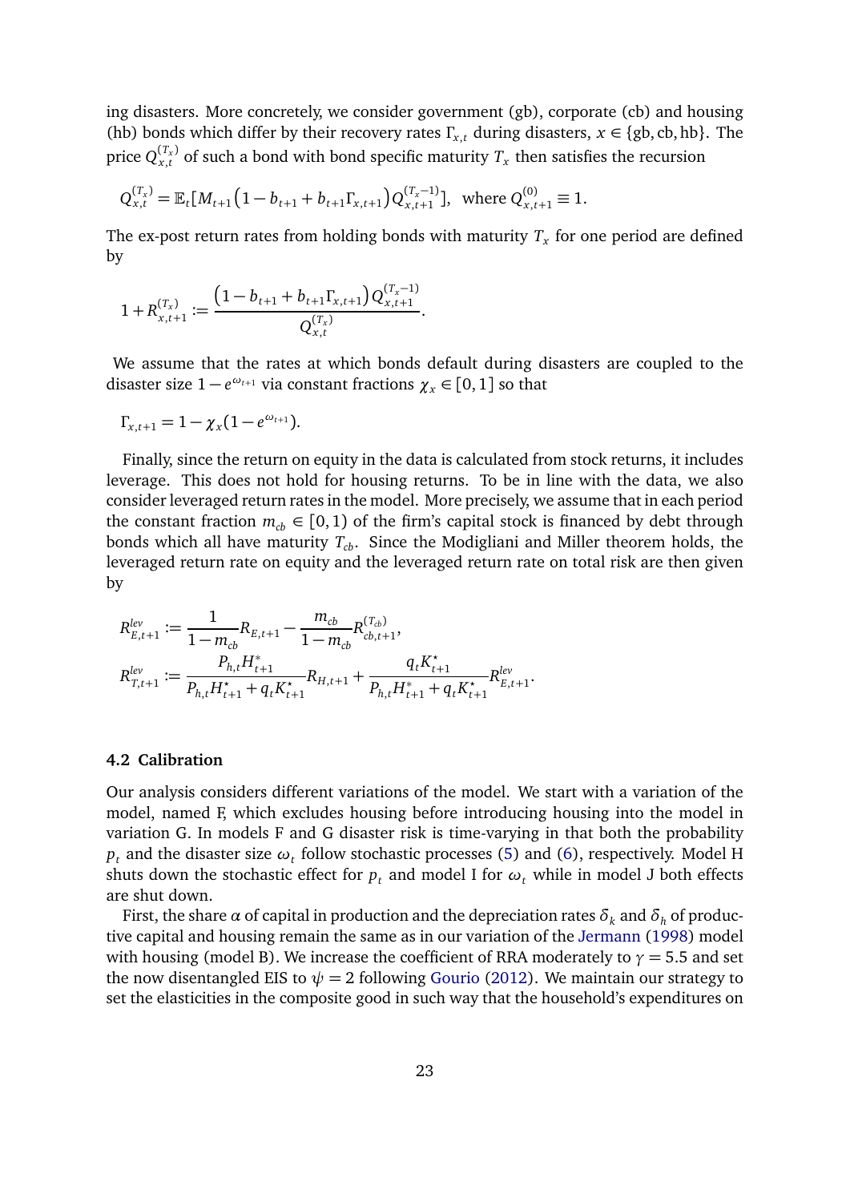ing disasters. More concretely, we consider government (gb), corporate (cb) and housing (hb) bonds which differ by their recovery rates $\Gamma_{x,t}$ during disasters, $x \in \{\text{gb}, \text{cb}, \text{hb}\}$. The price $Q^{(T_x)}_{x,t}$ of such a bond with bond specific maturity $T_x$ then satisfies the recursion

$$Q^{(T_x)}_{x,t} = \mathbb{E}_t[M_{t+1}\big(1 - b_{t+1} + b_{t+1}\Gamma_{x,t+1}\big)Q^{(T_x-1)}_{x,t+1}], \text{ where } Q^{(0)}_{x,t+1} \equiv 1.$$

The ex-post return rates from holding bonds with maturity $T_x$ for one period are defined by

$$1 + R^{(T_x)}_{x,t+1} := \frac{\big(1 - b_{t+1} + b_{t+1}\Gamma_{x,t+1}\big)Q^{(T_x-1)}_{x,t+1}}{Q^{(T_x)}_{x,t}}.$$

We assume that the rates at which bonds default during disasters are coupled to the disaster size $1 - e^{\omega_{t+1}}$ via constant fractions $\chi_x \in [0,1]$ so that

$$\Gamma_{x,t+1} = 1 - \chi_x(1 - e^{\omega_{t+1}}).$$

Finally, since the return on equity in the data is calculated from stock returns, it includes leverage. This does not hold for housing returns. To be in line with the data, we also consider leveraged return rates in the model. More precisely, we assume that in each period the constant fraction $m_{cb} \in [0,1)$ of the firm's capital stock is financed by debt through bonds which all have maturity $T_{cb}$. Since the Modigliani and Miller theorem holds, the leveraged return rate on equity and the leveraged return rate on total risk are then given by

$$R^{lev}_{E,t+1} := \frac{1}{1 - m_{cb}}R_{E,t+1} - \frac{m_{cb}}{1 - m_{cb}}R^{(T_{cb})}_{cb,t+1},$$
$$R^{lev}_{T,t+1} := \frac{P_{h,t}H^*_{t+1}}{P_{h,t}H^\star_{t+1} + q_t K^\star_{t+1}}R_{H,t+1} + \frac{q_t K^\star_{t+1}}{P_{h,t}H^*_{t+1} + q_t K^\star_{t+1}}R^{lev}_{E,t+1}.$$

### 4.2 Calibration

Our analysis considers different variations of the model. We start with a variation of the model, named F, which excludes housing before introducing housing into the model in variation G. In models F and G disaster risk is time-varying in that both the probability $p_t$ and the disaster size $\omega_t$ follow stochastic processes (5) and (6), respectively. Model H shuts down the stochastic effect for $p_t$ and model I for $\omega_t$ while in model J both effects are shut down.

First, the share $\alpha$ of capital in production and the depreciation rates $\delta_k$ and $\delta_h$ of productive capital and housing remain the same as in our variation of the Jermann (1998) model with housing (model B). We increase the coefficient of RRA moderately to $\gamma = 5.5$ and set the now disentangled EIS to $\psi = 2$ following Gourio (2012). We maintain our strategy to set the elasticities in the composite good in such way that the household's expenditures on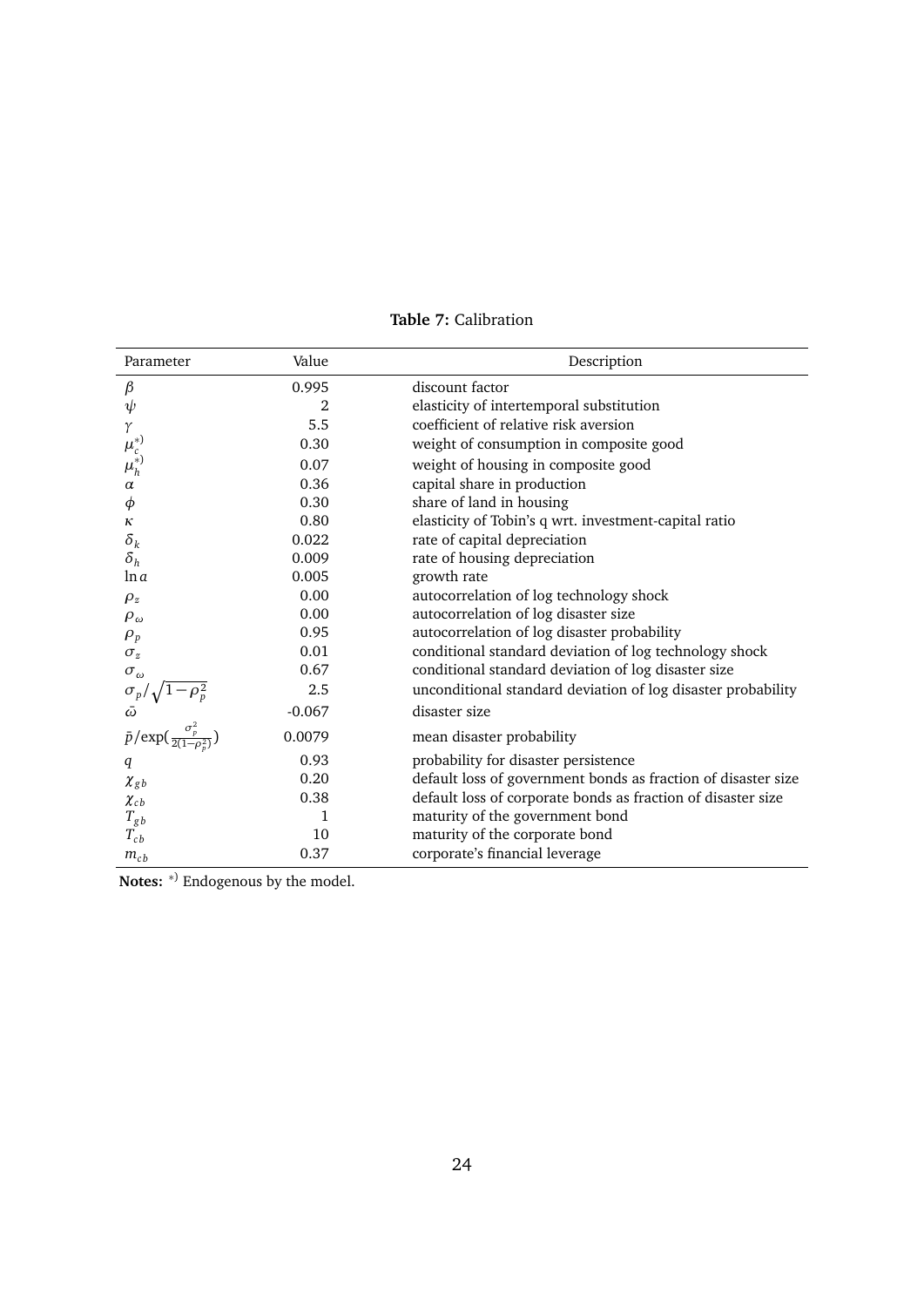**Table 7:** Calibration

| Parameter | Value | Description |
|---|---|---|
| $\beta$ | 0.995 | discount factor |
| $\psi$ | 2 | elasticity of intertemporal substitution |
| $\gamma$ | 5.5 | coefficient of relative risk aversion |
| $\mu_c^{*)}$ | 0.30 | weight of consumption in composite good |
| $\mu_h^{*)}$ | 0.07 | weight of housing in composite good |
| $\alpha$ | 0.36 | capital share in production |
| $\phi$ | 0.30 | share of land in housing |
| $\kappa$ | 0.80 | elasticity of Tobin's q wrt. investment-capital ratio |
| $\delta_k$ | 0.022 | rate of capital depreciation |
| $\delta_h$ | 0.009 | rate of housing depreciation |
| $\ln a$ | 0.005 | growth rate |
| $\rho_z$ | 0.00 | autocorrelation of log technology shock |
| $\rho_\omega$ | 0.00 | autocorrelation of log disaster size |
| $\rho_p$ | 0.95 | autocorrelation of log disaster probability |
| $\sigma_z$ | 0.01 | conditional standard deviation of log technology shock |
| $\sigma_\omega$ | 0.67 | conditional standard deviation of log disaster size |
| $\sigma_p/\sqrt{1-\rho_p^2}$ | 2.5 | unconditional standard deviation of log disaster probability |
| $\bar{\omega}$ | -0.067 | disaster size |
| $\bar{p}/\exp(\frac{\sigma_p^2}{2(1-\rho_p^2)})$ | 0.0079 | mean disaster probability |
| $q$ | 0.93 | probability for disaster persistence |
| $\chi_{gb}$ | 0.20 | default loss of government bonds as fraction of disaster size |
| $\chi_{cb}$ | 0.38 | default loss of corporate bonds as fraction of disaster size |
| $T_{gb}$ | 1 | maturity of the government bond |
| $T_{cb}$ | 10 | maturity of the corporate bond |
| $m_{cb}$ | 0.37 | corporate's financial leverage |

**Notes:** $^{*)}$ Endogenous by the model.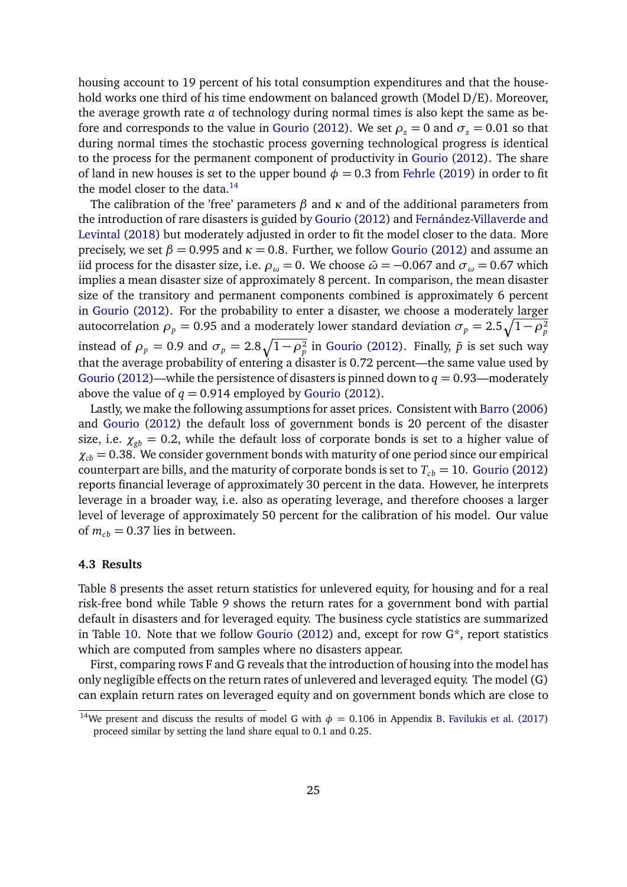housing account to 19 percent of his total consumption expenditures and that the household works one third of his time endowment on balanced growth (Model D/E). Moreover, the average growth rate $a$ of technology during normal times is also kept the same as before and corresponds to the value in Gourio (2012). We set $\rho_z = 0$ and $\sigma_z = 0.01$ so that during normal times the stochastic process governing technological progress is identical to the process for the permanent component of productivity in Gourio (2012). The share of land in new houses is set to the upper bound $\phi = 0.3$ from Fehrle (2019) in order to fit the model closer to the data.[14]

The calibration of the 'free' parameters $\beta$ and $\kappa$ and of the additional parameters from the introduction of rare disasters is guided by Gourio (2012) and Fernández-Villaverde and Levintal (2018) but moderately adjusted in order to fit the model closer to the data. More precisely, we set $\beta = 0.995$ and $\kappa = 0.8$. Further, we follow Gourio (2012) and assume an iid process for the disaster size, i.e. $\rho_\omega = 0$. We choose $\bar{\omega} = -0.067$ and $\sigma_\omega = 0.67$ which implies a mean disaster size of approximately 8 percent. In comparison, the mean disaster size of the transitory and permanent components combined is approximately 6 percent in Gourio (2012). For the probability to enter a disaster, we choose a moderately larger autocorrelation $\rho_p = 0.95$ and a moderately lower standard deviation $\sigma_p = 2.5\sqrt{1-\rho_p^2}$ instead of $\rho_p = 0.9$ and $\sigma_p = 2.8\sqrt{1-\rho_p^2}$ in Gourio (2012). Finally, $\bar{p}$ is set such way that the average probability of entering a disaster is 0.72 percent—the same value used by Gourio (2012)—while the persistence of disasters is pinned down to $q = 0.93$—moderately above the value of $q = 0.914$ employed by Gourio (2012).

Lastly, we make the following assumptions for asset prices. Consistent with Barro (2006) and Gourio (2012) the default loss of government bonds is 20 percent of the disaster size, i.e. $\chi_{gb} = 0.2$, while the default loss of corporate bonds is set to a higher value of $\chi_{cb} = 0.38$. We consider government bonds with maturity of one period since our empirical counterpart are bills, and the maturity of corporate bonds is set to $T_{cb} = 10$. Gourio (2012) reports financial leverage of approximately 30 percent in the data. However, he interprets leverage in a broader way, i.e. also as operating leverage, and therefore chooses a larger level of leverage of approximately 50 percent for the calibration of his model. Our value of $m_{cb} = 0.37$ lies in between.

### 4.3 Results

Table 8 presents the asset return statistics for unlevered equity, for housing and for a real risk-free bond while Table 9 shows the return rates for a government bond with partial default in disasters and for leveraged equity. The business cycle statistics are summarized in Table 10. Note that we follow Gourio (2012) and, except for row G*, report statistics which are computed from samples where no disasters appear.

First, comparing rows F and G reveals that the introduction of housing into the model has only negligible effects on the return rates of unlevered and leveraged equity. The model (G) can explain return rates on leveraged equity and on government bonds which are close to

[14] We present and discuss the results of model G with $\phi = 0.106$ in Appendix B. Favilukis et al. (2017) proceed similar by setting the land share equal to 0.1 and 0.25.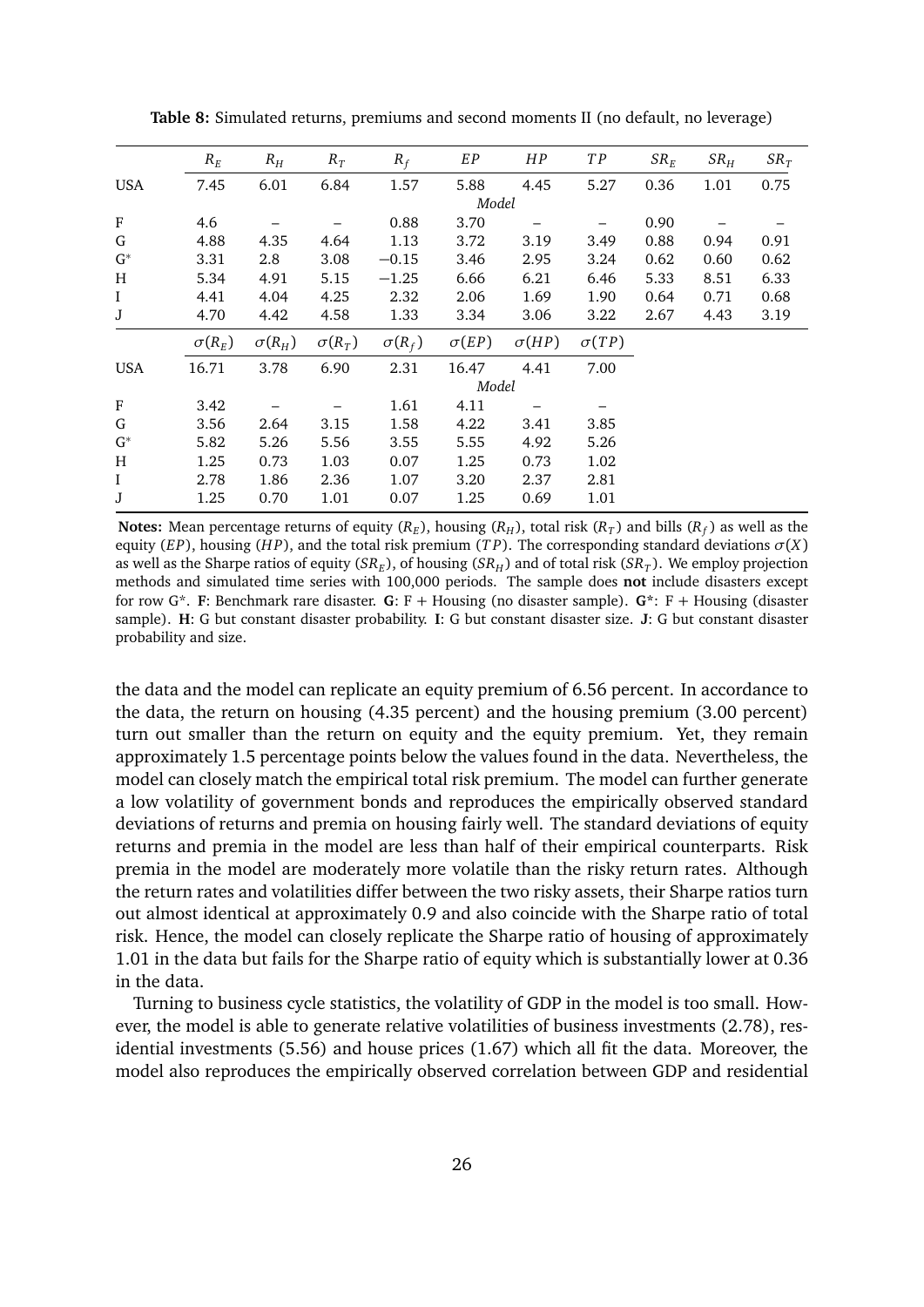**Table 8:** Simulated returns, premiums and second moments II (no default, no leverage)

| | $R_E$ | $R_H$ | $R_T$ | $R_f$ | $EP$ | $HP$ | $TP$ | $SR_E$ | $SR_H$ | $SR_T$ |
|---|---|---|---|---|---|---|---|---|---|---|
| USA | 7.45 | 6.01 | 6.84 | 1.57 | 5.88 | 4.45 | 5.27 | 0.36 | 1.01 | 0.75 |
| | | | | | *Model* | | | | | |
| F | 4.6 | – | – | 0.88 | 3.70 | – | – | 0.90 | – | – |
| G | 4.88 | 4.35 | 4.64 | 1.13 | 3.72 | 3.19 | 3.49 | 0.88 | 0.94 | 0.91 |
| G* | 3.31 | 2.8 | 3.08 | −0.15 | 3.46 | 2.95 | 3.24 | 0.62 | 0.60 | 0.62 |
| H | 5.34 | 4.91 | 5.15 | −1.25 | 6.66 | 6.21 | 6.46 | 5.33 | 8.51 | 6.33 |
| I | 4.41 | 4.04 | 4.25 | 2.32 | 2.06 | 1.69 | 1.90 | 0.64 | 0.71 | 0.68 |
| J | 4.70 | 4.42 | 4.58 | 1.33 | 3.34 | 3.06 | 3.22 | 2.67 | 4.43 | 3.19 |
| | $\sigma(R_E)$ | $\sigma(R_H)$ | $\sigma(R_T)$ | $\sigma(R_f)$ | $\sigma(EP)$ | $\sigma(HP)$ | $\sigma(TP)$ | | | |
| USA | 16.71 | 3.78 | 6.90 | 2.31 | 16.47 | 4.41 | 7.00 | | | |
| | | | | | *Model* | | | | | |
| F | 3.42 | – | – | 1.61 | 4.11 | – | – | | | |
| G | 3.56 | 2.64 | 3.15 | 1.58 | 4.22 | 3.41 | 3.85 | | | |
| G* | 5.82 | 5.26 | 5.56 | 3.55 | 5.55 | 4.92 | 5.26 | | | |
| H | 1.25 | 0.73 | 1.03 | 0.07 | 1.25 | 0.73 | 1.02 | | | |
| I | 2.78 | 1.86 | 2.36 | 1.07 | 3.20 | 2.37 | 2.81 | | | |
| J | 1.25 | 0.70 | 1.01 | 0.07 | 1.25 | 0.69 | 1.01 | | | |

**Notes:** Mean percentage returns of equity ($R_E$), housing ($R_H$), total risk ($R_T$) and bills ($R_f$) as well as the equity ($EP$), housing ($HP$), and the total risk premium ($TP$). The corresponding standard deviations $\sigma(X)$ as well as the Sharpe ratios of equity ($SR_E$), of housing ($SR_H$) and of total risk ($SR_T$). We employ projection methods and simulated time series with 100,000 periods. The sample does **not** include disasters except for row G*. **F**: Benchmark rare disaster. **G**: F + Housing (no disaster sample). **G***: F + Housing (disaster sample). **H**: G but constant disaster probability. **I**: G but constant disaster size. **J**: G but constant disaster probability and size.

the data and the model can replicate an equity premium of 6.56 percent. In accordance to the data, the return on housing (4.35 percent) and the housing premium (3.00 percent) turn out smaller than the return on equity and the equity premium. Yet, they remain approximately 1.5 percentage points below the values found in the data. Nevertheless, the model can closely match the empirical total risk premium. The model can further generate a low volatility of government bonds and reproduces the empirically observed standard deviations of returns and premia on housing fairly well. The standard deviations of equity returns and premia in the model are less than half of their empirical counterparts. Risk premia in the model are moderately more volatile than the risky return rates. Although the return rates and volatilities differ between the two risky assets, their Sharpe ratios turn out almost identical at approximately 0.9 and also coincide with the Sharpe ratio of total risk. Hence, the model can closely replicate the Sharpe ratio of housing of approximately 1.01 in the data but fails for the Sharpe ratio of equity which is substantially lower at 0.36 in the data.

Turning to business cycle statistics, the volatility of GDP in the model is too small. However, the model is able to generate relative volatilities of business investments (2.78), residential investments (5.56) and house prices (1.67) which all fit the data. Moreover, the model also reproduces the empirically observed correlation between GDP and residential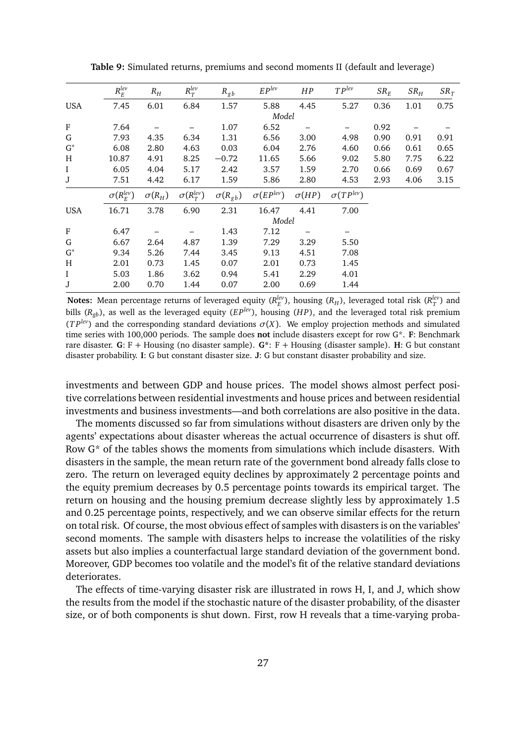**Table 9:** Simulated returns, premiums and second moments II (default and leverage)

| | $R_E^{lev}$ | $R_H$ | $R_T^{lev}$ | $R_{gb}$ | $EP^{lev}$ | $HP$ | $TP^{lev}$ | $SR_E$ | $SR_H$ | $SR_T$ |
|---|---|---|---|---|---|---|---|---|---|---|
| USA | 7.45 | 6.01 | 6.84 | 1.57 | 5.88 | 4.45 | 5.27 | 0.36 | 1.01 | 0.75 |
| | | | | | *Model* | | | | | |
| F | 7.64 | – | – | 1.07 | 6.52 | – | – | 0.92 | – | – |
| G | 7.93 | 4.35 | 6.34 | 1.31 | 6.56 | 3.00 | 4.98 | 0.90 | 0.91 | 0.91 |
| G* | 6.08 | 2.80 | 4.63 | 0.03 | 6.04 | 2.76 | 4.60 | 0.66 | 0.61 | 0.65 |
| H | 10.87 | 4.91 | 8.25 | −0.72 | 11.65 | 5.66 | 9.02 | 5.80 | 7.75 | 6.22 |
| I | 6.05 | 4.04 | 5.17 | 2.42 | 3.57 | 1.59 | 2.70 | 0.66 | 0.69 | 0.67 |
| J | 7.51 | 4.42 | 6.17 | 1.59 | 5.86 | 2.80 | 4.53 | 2.93 | 4.06 | 3.15 |
| | $\sigma(R_E^{lev})$ | $\sigma(R_H)$ | $\sigma(R_T^{lev})$ | $\sigma(R_{gb})$ | $\sigma(EP^{lev})$ | $\sigma(HP)$ | $\sigma(TP^{lev})$ | | | |
| USA | 16.71 | 3.78 | 6.90 | 2.31 | 16.47 | 4.41 | 7.00 | | | |
| | | | | | *Model* | | | | | |
| F | 6.47 | – | – | 1.43 | 7.12 | – | – | | | |
| G | 6.67 | 2.64 | 4.87 | 1.39 | 7.29 | 3.29 | 5.50 | | | |
| G* | 9.34 | 5.26 | 7.44 | 3.45 | 9.13 | 4.51 | 7.08 | | | |
| H | 2.01 | 0.73 | 1.45 | 0.07 | 2.01 | 0.73 | 1.45 | | | |
| I | 5.03 | 1.86 | 3.62 | 0.94 | 5.41 | 2.29 | 4.01 | | | |
| J | 2.00 | 0.70 | 1.44 | 0.07 | 2.00 | 0.69 | 1.44 | | | |

**Notes:** Mean percentage returns of leveraged equity ($R_E^{lev}$), housing ($R_H$), leveraged total risk ($R_T^{lev}$) and bills ($R_{gb}$), as well as the leveraged equity ($EP^{lev}$), housing ($HP$), and the leveraged total risk premium ($TP^{lev}$) and the corresponding standard deviations $\sigma(X)$. We employ projection methods and simulated time series with 100,000 periods. The sample does **not** include disasters except for row G*. **F**: Benchmark rare disaster. **G**: F + Housing (no disaster sample). **G***: F + Housing (disaster sample). **H**: G but constant disaster probability. **I**: G but constant disaster size. **J**: G but constant disaster probability and size.

investments and between GDP and house prices. The model shows almost perfect positive correlations between residential investments and house prices and between residential investments and business investments—and both correlations are also positive in the data.

The moments discussed so far from simulations without disasters are driven only by the agents' expectations about disaster whereas the actual occurrence of disasters is shut off. Row G* of the tables shows the moments from simulations which include disasters. With disasters in the sample, the mean return rate of the government bond already falls close to zero. The return on leveraged equity declines by approximately 2 percentage points and the equity premium decreases by 0.5 percentage points towards its empirical target. The return on housing and the housing premium decrease slightly less by approximately 1.5 and 0.25 percentage points, respectively, and we can observe similar effects for the return on total risk. Of course, the most obvious effect of samples with disasters is on the variables' second moments. The sample with disasters helps to increase the volatilities of the risky assets but also implies a counterfactual large standard deviation of the government bond. Moreover, GDP becomes too volatile and the model's fit of the relative standard deviations deteriorates.

The effects of time-varying disaster risk are illustrated in rows H, I, and J, which show the results from the model if the stochastic nature of the disaster probability, of the disaster size, or of both components is shut down. First, row H reveals that a time-varying proba-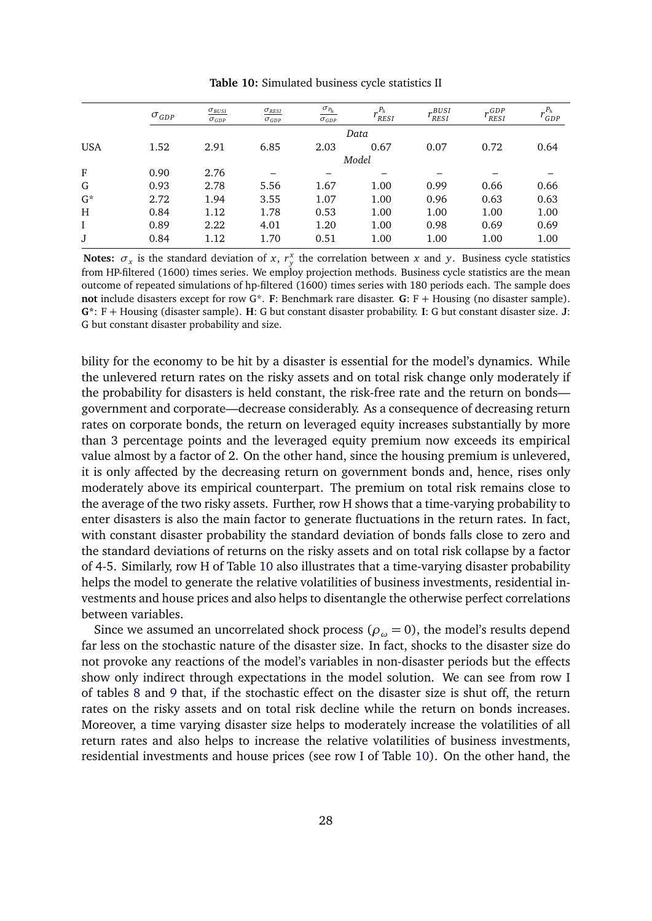**Table 10:** Simulated business cycle statistics II

| | $\sigma_{GDP}$ | $\frac{\sigma_{BUSI}}{\sigma_{GDP}}$ | $\frac{\sigma_{RESI}}{\sigma_{GDP}}$ | $\frac{\sigma_{P_h}}{\sigma_{GDP}}$ | $r_{RESI}^{P_h}$ | $r_{RESI}^{BUSI}$ | $r_{RESI}^{GDP}$ | $r_{GDP}^{P_h}$ |
|---|---|---|---|---|---|---|---|---|
| | | | | | *Data* | | | |
| USA | 1.52 | 2.91 | 6.85 | 2.03 | 0.67 | 0.07 | 0.72 | 0.64 |
| | | | | | *Model* | | | |
| F | 0.90 | 2.76 | – | – | – | – | – | – |
| G | 0.93 | 2.78 | 5.56 | 1.67 | 1.00 | 0.99 | 0.66 | 0.66 |
| G* | 2.72 | 1.94 | 3.55 | 1.07 | 1.00 | 0.96 | 0.63 | 0.63 |
| H | 0.84 | 1.12 | 1.78 | 0.53 | 1.00 | 1.00 | 1.00 | 1.00 |
| I | 0.89 | 2.22 | 4.01 | 1.20 | 1.00 | 0.98 | 0.69 | 0.69 |
| J | 0.84 | 1.12 | 1.70 | 0.51 | 1.00 | 1.00 | 1.00 | 1.00 |

**Notes:** $\sigma_x$ is the standard deviation of $x$, $r_y^x$ the correlation between $x$ and $y$. Business cycle statistics from HP-filtered (1600) times series. We employ projection methods. Business cycle statistics are the mean outcome of repeated simulations of hp-filtered (1600) times series with 180 periods each. The sample does **not** include disasters except for row G*. **F**: Benchmark rare disaster. **G**: F + Housing (no disaster sample). **G***: F + Housing (disaster sample). **H**: G but constant disaster probability. **I**: G but constant disaster size. **J**: G but constant disaster probability and size.

bility for the economy to be hit by a disaster is essential for the model's dynamics. While the unlevered return rates on the risky assets and on total risk change only moderately if the probability for disasters is held constant, the risk-free rate and the return on bonds—government and corporate—decrease considerably. As a consequence of decreasing return rates on corporate bonds, the return on leveraged equity increases substantially by more than 3 percentage points and the leveraged equity premium now exceeds its empirical value almost by a factor of 2. On the other hand, since the housing premium is unlevered, it is only affected by the decreasing return on government bonds and, hence, rises only moderately above its empirical counterpart. The premium on total risk remains close to the average of the two risky assets. Further, row H shows that a time-varying probability to enter disasters is also the main factor to generate fluctuations in the return rates. In fact, with constant disaster probability the standard deviation of bonds falls close to zero and the standard deviations of returns on the risky assets and on total risk collapse by a factor of 4-5. Similarly, row H of Table 10 also illustrates that a time-varying disaster probability helps the model to generate the relative volatilities of business investments, residential investments and house prices and also helps to disentangle the otherwise perfect correlations between variables.

Since we assumed an uncorrelated shock process ($\rho_\omega = 0$), the model's results depend far less on the stochastic nature of the disaster size. In fact, shocks to the disaster size do not provoke any reactions of the model's variables in non-disaster periods but the effects show only indirect through expectations in the model solution. We can see from row I of tables 8 and 9 that, if the stochastic effect on the disaster size is shut off, the return rates on the risky assets and on total risk decline while the return on bonds increases. Moreover, a time varying disaster size helps to moderately increase the volatilities of all return rates and also helps to increase the relative volatilities of business investments, residential investments and house prices (see row I of Table 10). On the other hand, the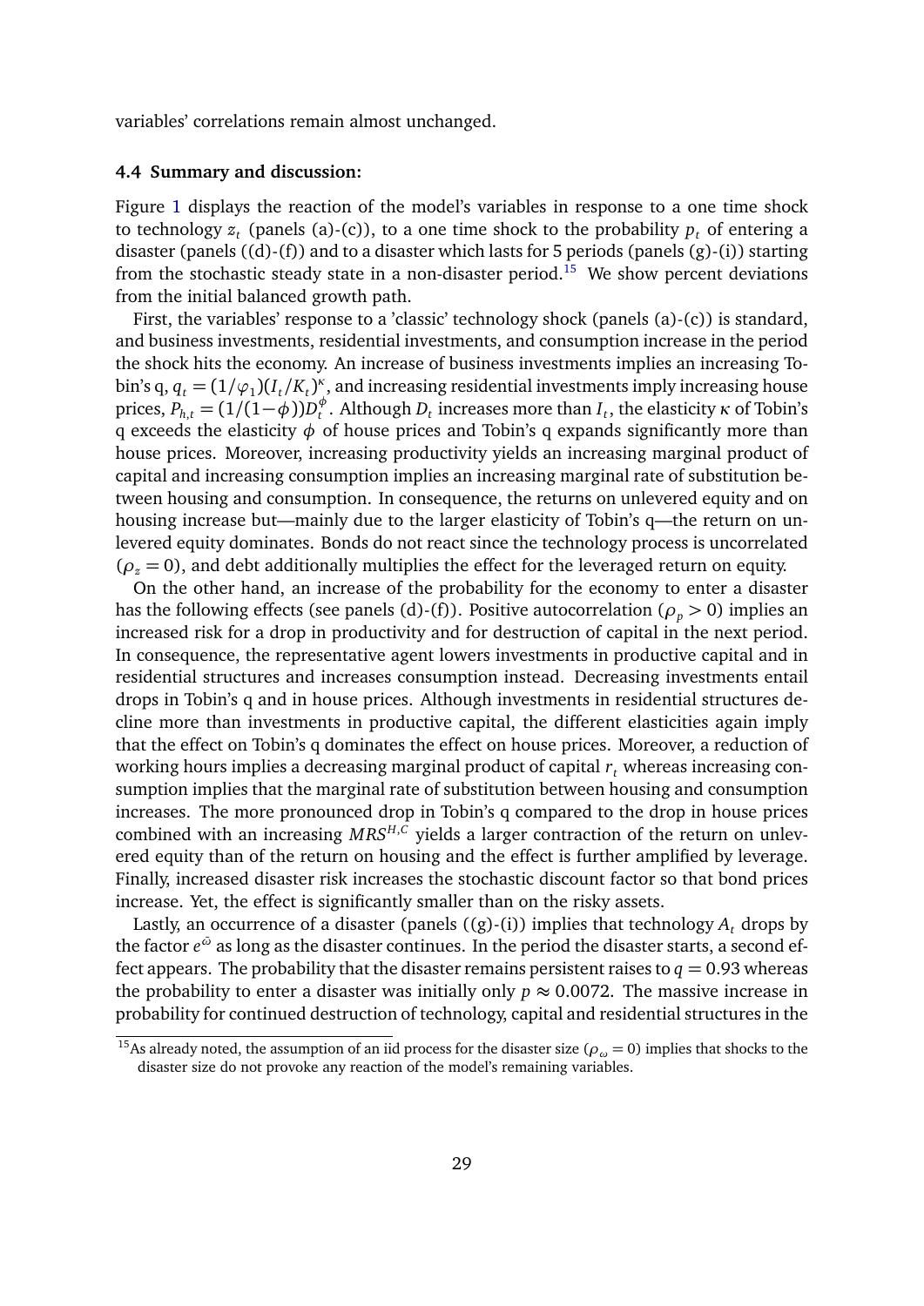variables' correlations remain almost unchanged.

### 4.4 Summary and discussion:

Figure 1 displays the reaction of the model's variables in response to a one time shock to technology $z_t$ (panels (a)-(c)), to a one time shock to the probability $p_t$ of entering a disaster (panels ((d)-(f)) and to a disaster which lasts for 5 periods (panels (g)-(i)) starting from the stochastic steady state in a non-disaster period.[15] We show percent deviations from the initial balanced growth path.

First, the variables' response to a 'classic' technology shock (panels (a)-(c)) is standard, and business investments, residential investments, and consumption increase in the period the shock hits the economy. An increase of business investments implies an increasing Tobin's q, $q_t = (1/\varphi_1)(I_t/K_t)^\kappa$, and increasing residential investments imply increasing house prices, $P_{h,t} = (1/(1-\phi))D_t^\phi$. Although $D_t$ increases more than $I_t$, the elasticity $\kappa$ of Tobin's q exceeds the elasticity $\phi$ of house prices and Tobin's q expands significantly more than house prices. Moreover, increasing productivity yields an increasing marginal product of capital and increasing consumption implies an increasing marginal rate of substitution between housing and consumption. In consequence, the returns on unlevered equity and on housing increase but—mainly due to the larger elasticity of Tobin's q—the return on unlevered equity dominates. Bonds do not react since the technology process is uncorrelated ($\rho_z = 0$), and debt additionally multiplies the effect for the leveraged return on equity.

On the other hand, an increase of the probability for the economy to enter a disaster has the following effects (see panels (d)-(f)). Positive autocorrelation ($\rho_p > 0$) implies an increased risk for a drop in productivity and for destruction of capital in the next period. In consequence, the representative agent lowers investments in productive capital and in residential structures and increases consumption instead. Decreasing investments entail drops in Tobin's q and in house prices. Although investments in residential structures decline more than investments in productive capital, the different elasticities again imply that the effect on Tobin's q dominates the effect on house prices. Moreover, a reduction of working hours implies a decreasing marginal product of capital $r_t$ whereas increasing consumption implies that the marginal rate of substitution between housing and consumption increases. The more pronounced drop in Tobin's q compared to the drop in house prices combined with an increasing $MRS^{H,C}$ yields a larger contraction of the return on unlevered equity than of the return on housing and the effect is further amplified by leverage. Finally, increased disaster risk increases the stochastic discount factor so that bond prices increase. Yet, the effect is significantly smaller than on the risky assets.

Lastly, an occurrence of a disaster (panels ((g)-(i)) implies that technology $A_t$ drops by the factor $e^{\bar{\omega}}$ as long as the disaster continues. In the period the disaster starts, a second effect appears. The probability that the disaster remains persistent raises to $q = 0.93$ whereas the probability to enter a disaster was initially only $p \approx 0.0072$. The massive increase in probability for continued destruction of technology, capital and residential structures in the

[15] As already noted, the assumption of an iid process for the disaster size ($\rho_\omega = 0$) implies that shocks to the disaster size do not provoke any reaction of the model's remaining variables.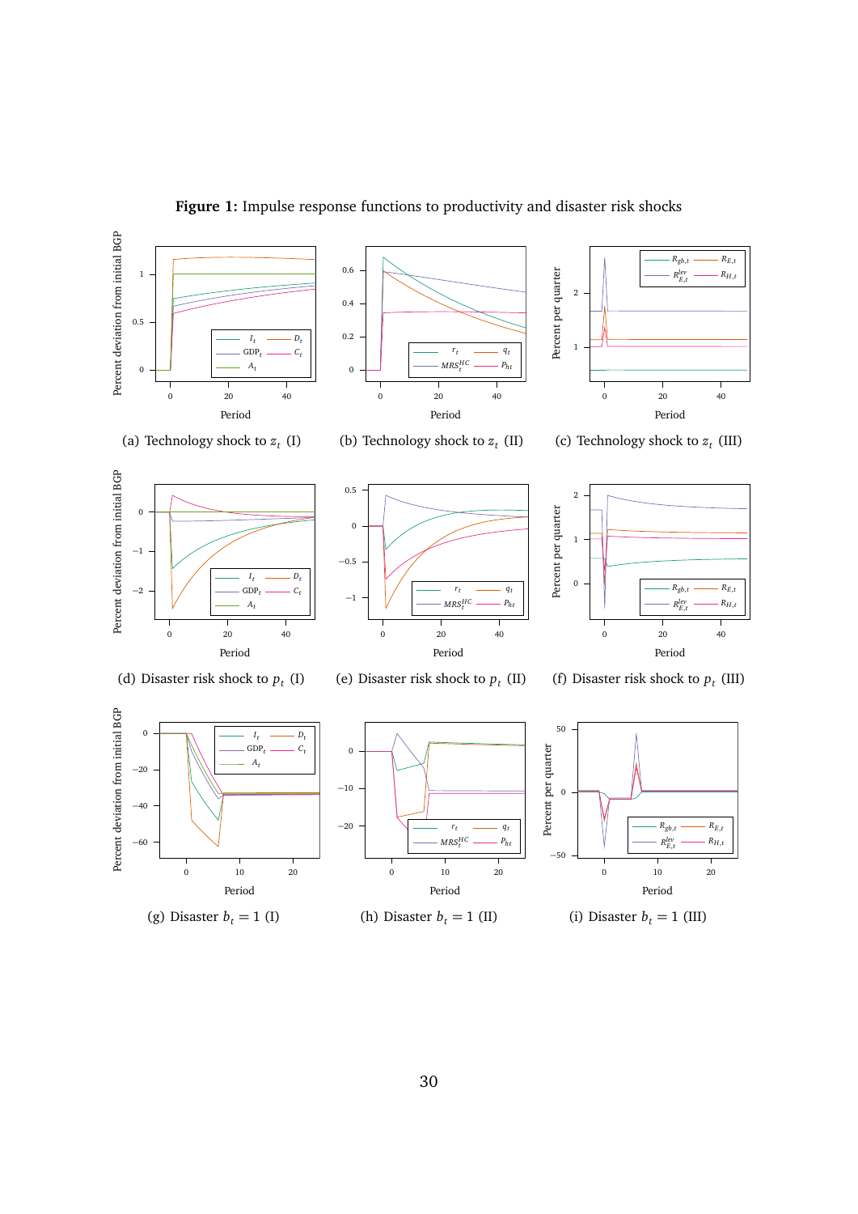**Figure 1:** Impulse response functions to productivity and disaster risk shocks

(a) Technology shock to $z_t$ (I)

(b) Technology shock to $z_t$ (II)

(c) Technology shock to $z_t$ (III)

(d) Disaster risk shock to $p_t$ (I)

(e) Disaster risk shock to $p_t$ (II)

(f) Disaster risk shock to $p_t$ (III)

(g) Disaster $b_t = 1$ (I)

(h) Disaster $b_t = 1$ (II)

(i) Disaster $b_t = 1$ (III)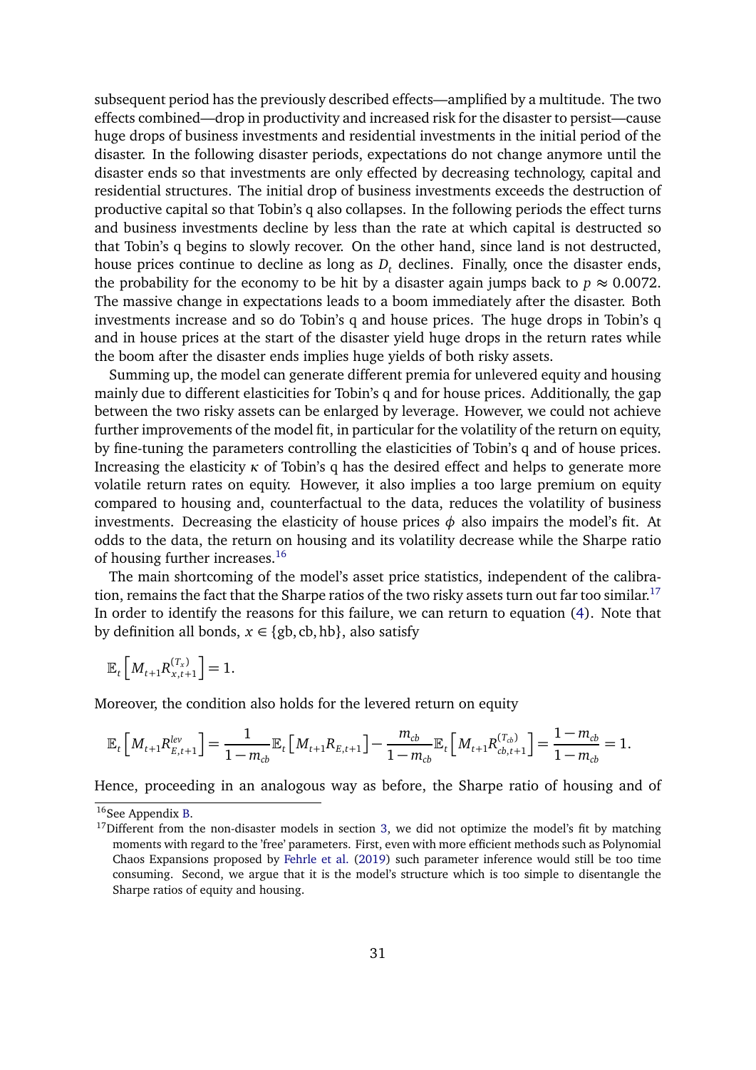subsequent period has the previously described effects—amplified by a multitude. The two effects combined—drop in productivity and increased risk for the disaster to persist—cause huge drops of business investments and residential investments in the initial period of the disaster. In the following disaster periods, expectations do not change anymore until the disaster ends so that investments are only effected by decreasing technology, capital and residential structures. The initial drop of business investments exceeds the destruction of productive capital so that Tobin's q also collapses. In the following periods the effect turns and business investments decline by less than the rate at which capital is destructed so that Tobin's q begins to slowly recover. On the other hand, since land is not destructed, house prices continue to decline as long as $D_t$ declines. Finally, once the disaster ends, the probability for the economy to be hit by a disaster again jumps back to $p \approx 0.0072$. The massive change in expectations leads to a boom immediately after the disaster. Both investments increase and so do Tobin's q and house prices. The huge drops in Tobin's q and in house prices at the start of the disaster yield huge drops in the return rates while the boom after the disaster ends implies huge yields of both risky assets.

Summing up, the model can generate different premia for unlevered equity and housing mainly due to different elasticities for Tobin's q and for house prices. Additionally, the gap between the two risky assets can be enlarged by leverage. However, we could not achieve further improvements of the model fit, in particular for the volatility of the return on equity, by fine-tuning the parameters controlling the elasticities of Tobin's q and of house prices. Increasing the elasticity $\kappa$ of Tobin's q has the desired effect and helps to generate more volatile return rates on equity. However, it also implies a too large premium on equity compared to housing and, counterfactual to the data, reduces the volatility of business investments. Decreasing the elasticity of house prices $\phi$ also impairs the model's fit. At odds to the data, the return on housing and its volatility decrease while the Sharpe ratio of housing further increases.[16]

The main shortcoming of the model's asset price statistics, independent of the calibration, remains the fact that the Sharpe ratios of the two risky assets turn out far too similar.[17] In order to identify the reasons for this failure, we can return to equation (4). Note that by definition all bonds, $x \in \{\text{gb}, \text{cb}, \text{hb}\}$, also satisfy

$$\mathbb{E}_t \left[ M_{t+1} R_{x,t+1}^{(T_x)} \right] = 1.$$

Moreover, the condition also holds for the levered return on equity

$$\mathbb{E}_t \left[ M_{t+1} R_{E,t+1}^{lev} \right] = \frac{1}{1-m_{cb}} \mathbb{E}_t \left[ M_{t+1} R_{E,t+1} \right] - \frac{m_{cb}}{1-m_{cb}} \mathbb{E}_t \left[ M_{t+1} R_{cb,t+1}^{(T_{cb})} \right] = \frac{1-m_{cb}}{1-m_{cb}} = 1.$$

Hence, proceeding in an analogous way as before, the Sharpe ratio of housing and of

[16] See Appendix B.

[17] Different from the non-disaster models in section 3, we did not optimize the model's fit by matching moments with regard to the 'free' parameters. First, even with more efficient methods such as Polynomial Chaos Expansions proposed by Fehrle et al. (2019) such parameter inference would still be too time consuming. Second, we argue that it is the model's structure which is too simple to disentangle the Sharpe ratios of equity and housing.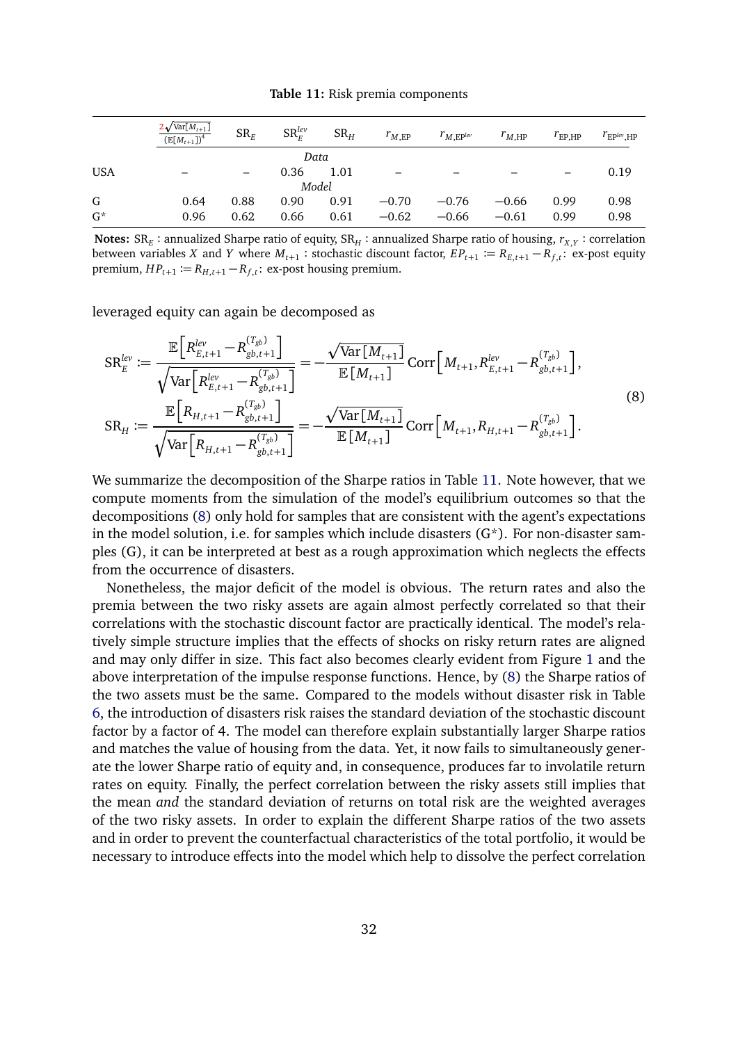**Table 11:** Risk premia components

| | $\frac{2\sqrt{\text{Var}[M_{t+1}]}}{(\mathbb{E}[M_{t+1}])^4}$ | $\text{SR}_E$ | $\text{SR}_E^{lev}$ | $\text{SR}_H$ | $r_{M,\text{EP}}$ | $r_{M,\text{EP}^{lev}}$ | $r_{M,\text{HP}}$ | $r_{\text{EP},\text{HP}}$ | $r_{\text{EP}^{lev},\text{HP}}$ |
|---|---|---|---|---|---|---|---|---|---|
| | | | | *Data* | | | | | |
| USA | – | – | 0.36 | 1.01 | – | – | – | – | 0.19 |
| | | | | *Model* | | | | | |
| G | 0.64 | 0.88 | 0.90 | 0.91 | −0.70 | −0.76 | −0.66 | 0.99 | 0.98 |
| G* | 0.96 | 0.62 | 0.66 | 0.61 | −0.62 | −0.66 | −0.61 | 0.99 | 0.98 |

**Notes:** $\text{SR}_E$ : annualized Sharpe ratio of equity, $\text{SR}_H$ : annualized Sharpe ratio of housing, $r_{X,Y}$ : correlation between variables $X$ and $Y$ where $M_{t+1}$ : stochastic discount factor, $EP_{t+1} := R_{E,t+1} - R_{f,t}$: ex-post equity premium, $HP_{t+1} := R_{H,t+1} - R_{f,t}$: ex-post housing premium.

leveraged equity can again be decomposed as

$$\text{SR}_E^{lev} := \frac{\mathbb{E}\left[R_{E,t+1}^{lev} - R_{gb,t+1}^{(T_{gb})}\right]}{\sqrt{\text{Var}\left[R_{E,t+1}^{lev} - R_{gb,t+1}^{(T_{gb})}\right]}} = -\frac{\sqrt{\text{Var}\left[M_{t+1}\right]}}{\mathbb{E}\left[M_{t+1}\right]} \text{Corr}\left[M_{t+1}, R_{E,t+1}^{lev} - R_{gb,t+1}^{(T_{gb})}\right],$$
$$\text{SR}_H := \frac{\mathbb{E}\left[R_{H,t+1} - R_{gb,t+1}^{(T_{gb})}\right]}{\sqrt{\text{Var}\left[R_{H,t+1} - R_{gb,t+1}^{(T_{gb})}\right]}} = -\frac{\sqrt{\text{Var}\left[M_{t+1}\right]}}{\mathbb{E}\left[M_{t+1}\right]} \text{Corr}\left[M_{t+1}, R_{H,t+1} - R_{gb,t+1}^{(T_{gb})}\right]. \tag{8}$$

We summarize the decomposition of the Sharpe ratios in Table 11. Note however, that we compute moments from the simulation of the model's equilibrium outcomes so that the decompositions (8) only hold for samples that are consistent with the agent's expectations in the model solution, i.e. for samples which include disasters (G*). For non-disaster samples (G), it can be interpreted at best as a rough approximation which neglects the effects from the occurrence of disasters.

Nonetheless, the major deficit of the model is obvious. The return rates and also the premia between the two risky assets are again almost perfectly correlated so that their correlations with the stochastic discount factor are practically identical. The model's relatively simple structure implies that the effects of shocks on risky return rates are aligned and may only differ in size. This fact also becomes clearly evident from Figure 1 and the above interpretation of the impulse response functions. Hence, by (8) the Sharpe ratios of the two assets must be the same. Compared to the models without disaster risk in Table 6, the introduction of disasters risk raises the standard deviation of the stochastic discount factor by a factor of 4. The model can therefore explain substantially larger Sharpe ratios and matches the value of housing from the data. Yet, it now fails to simultaneously generate the lower Sharpe ratio of equity and, in consequence, produces far to involatile return rates on equity. Finally, the perfect correlation between the risky assets still implies that the mean *and* the standard deviation of returns on total risk are the weighted averages of the two risky assets. In order to explain the different Sharpe ratios of the two assets and in order to prevent the counterfactual characteristics of the total portfolio, it would be necessary to introduce effects into the model which help to dissolve the perfect correlation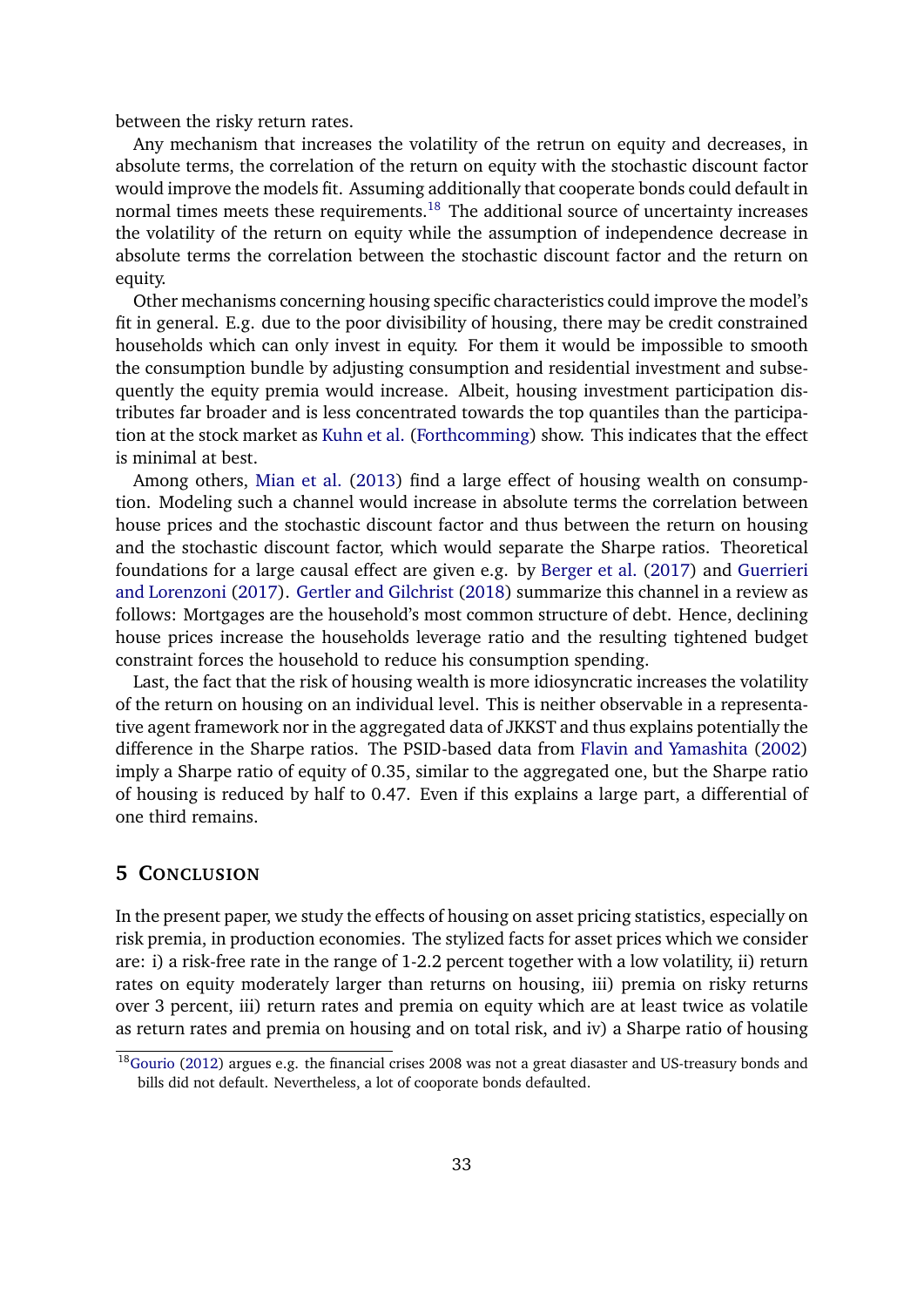between the risky return rates.

Any mechanism that increases the volatility of the retrun on equity and decreases, in absolute terms, the correlation of the return on equity with the stochastic discount factor would improve the models fit. Assuming additionally that cooperate bonds could default in normal times meets these requirements.[18] The additional source of uncertainty increases the volatility of the return on equity while the assumption of independence decrease in absolute terms the correlation between the stochastic discount factor and the return on equity.

Other mechanisms concerning housing specific characteristics could improve the model's fit in general. E.g. due to the poor divisibility of housing, there may be credit constrained households which can only invest in equity. For them it would be impossible to smooth the consumption bundle by adjusting consumption and residential investment and subsequently the equity premia would increase. Albeit, housing investment participation distributes far broader and is less concentrated towards the top quantiles than the participation at the stock market as Kuhn et al. (Forthcomming) show. This indicates that the effect is minimal at best.

Among others, Mian et al. (2013) find a large effect of housing wealth on consumption. Modeling such a channel would increase in absolute terms the correlation between house prices and the stochastic discount factor and thus between the return on housing and the stochastic discount factor, which would separate the Sharpe ratios. Theoretical foundations for a large causal effect are given e.g. by Berger et al. (2017) and Guerrieri and Lorenzoni (2017). Gertler and Gilchrist (2018) summarize this channel in a review as follows: Mortgages are the household's most common structure of debt. Hence, declining house prices increase the households leverage ratio and the resulting tightened budget constraint forces the household to reduce his consumption spending.

Last, the fact that the risk of housing wealth is more idiosyncratic increases the volatility of the return on housing on an individual level. This is neither observable in a representative agent framework nor in the aggregated data of JKKST and thus explains potentially the difference in the Sharpe ratios. The PSID-based data from Flavin and Yamashita (2002) imply a Sharpe ratio of equity of 0.35, similar to the aggregated one, but the Sharpe ratio of housing is reduced by half to 0.47. Even if this explains a large part, a differential of one third remains.

## 5 Conclusion

In the present paper, we study the effects of housing on asset pricing statistics, especially on risk premia, in production economies. The stylized facts for asset prices which we consider are: i) a risk-free rate in the range of 1-2.2 percent together with a low volatility, ii) return rates on equity moderately larger than returns on housing, iii) premia on risky returns over 3 percent, iii) return rates and premia on equity which are at least twice as volatile as return rates and premia on housing and on total risk, and iv) a Sharpe ratio of housing

[18] Gourio (2012) argues e.g. the financial crises 2008 was not a great diasaster and US-treasury bonds and bills did not default. Nevertheless, a lot of cooporate bonds defaulted.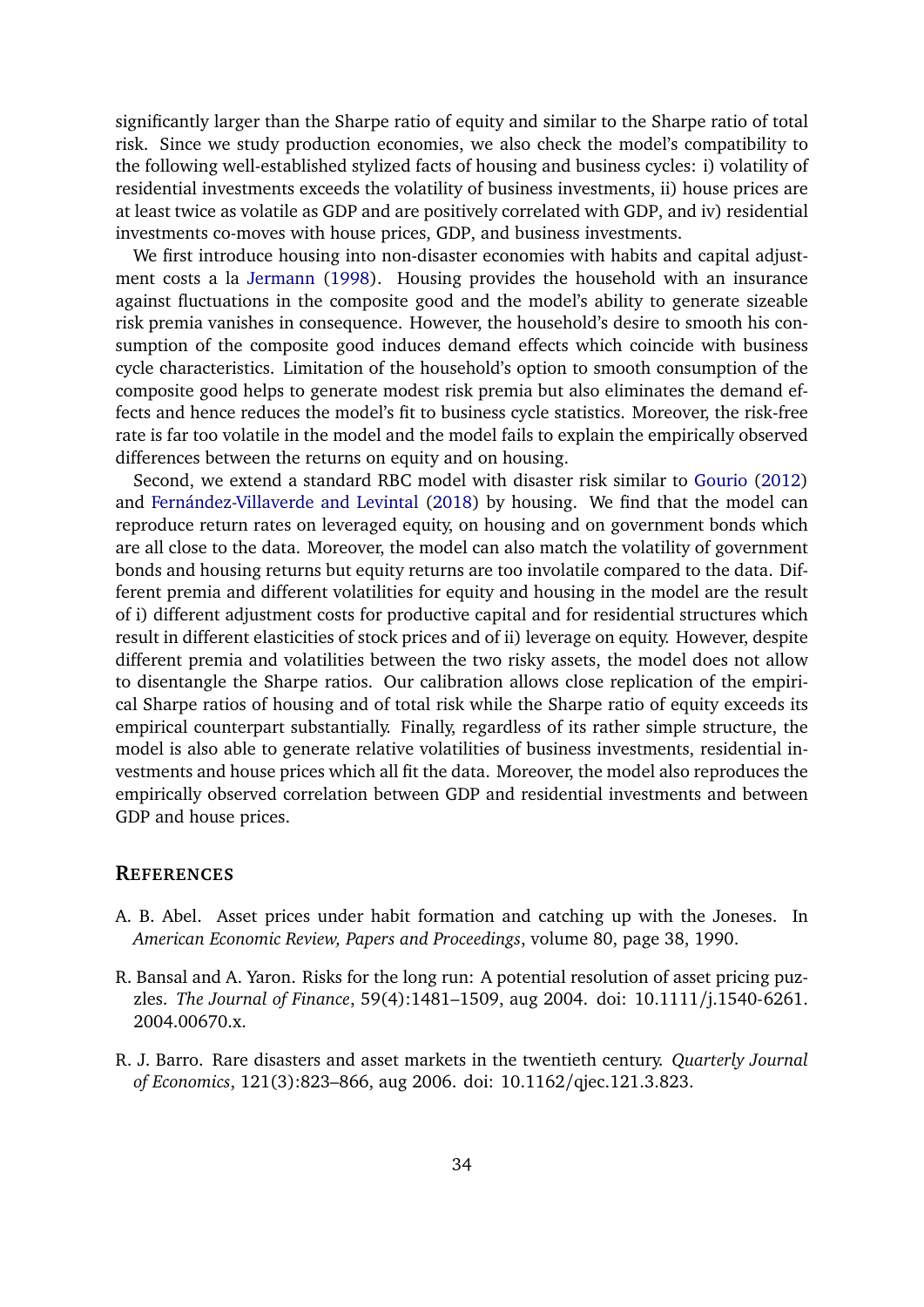significantly larger than the Sharpe ratio of equity and similar to the Sharpe ratio of total risk. Since we study production economies, we also check the model's compatibility to the following well-established stylized facts of housing and business cycles: i) volatility of residential investments exceeds the volatility of business investments, ii) house prices are at least twice as volatile as GDP and are positively correlated with GDP, and iv) residential investments co-moves with house prices, GDP, and business investments.

We first introduce housing into non-disaster economies with habits and capital adjustment costs a la Jermann (1998). Housing provides the household with an insurance against fluctuations in the composite good and the model's ability to generate sizeable risk premia vanishes in consequence. However, the household's desire to smooth his consumption of the composite good induces demand effects which coincide with business cycle characteristics. Limitation of the household's option to smooth consumption of the composite good helps to generate modest risk premia but also eliminates the demand effects and hence reduces the model's fit to business cycle statistics. Moreover, the risk-free rate is far too volatile in the model and the model fails to explain the empirically observed differences between the returns on equity and on housing.

Second, we extend a standard RBC model with disaster risk similar to Gourio (2012) and Fernández-Villaverde and Levintal (2018) by housing. We find that the model can reproduce return rates on leveraged equity, on housing and on government bonds which are all close to the data. Moreover, the model can also match the volatility of government bonds and housing returns but equity returns are too involatile compared to the data. Different premia and different volatilities for equity and housing in the model are the result of i) different adjustment costs for productive capital and for residential structures which result in different elasticities of stock prices and of ii) leverage on equity. However, despite different premia and volatilities between the two risky assets, the model does not allow to disentangle the Sharpe ratios. Our calibration allows close replication of the empirical Sharpe ratios of housing and of total risk while the Sharpe ratio of equity exceeds its empirical counterpart substantially. Finally, regardless of its rather simple structure, the model is also able to generate relative volatilities of business investments, residential investments and house prices which all fit the data. Moreover, the model also reproduces the empirically observed correlation between GDP and residential investments and between GDP and house prices.

## References

A. B. Abel. Asset prices under habit formation and catching up with the Joneses. In *American Economic Review, Papers and Proceedings*, volume 80, page 38, 1990.

R. Bansal and A. Yaron. Risks for the long run: A potential resolution of asset pricing puzzles. *The Journal of Finance*, 59(4):1481–1509, aug 2004. doi: 10.1111/j.1540-6261.2004.00670.x.

R. J. Barro. Rare disasters and asset markets in the twentieth century. *Quarterly Journal of Economics*, 121(3):823–866, aug 2006. doi: 10.1162/qjec.121.3.823.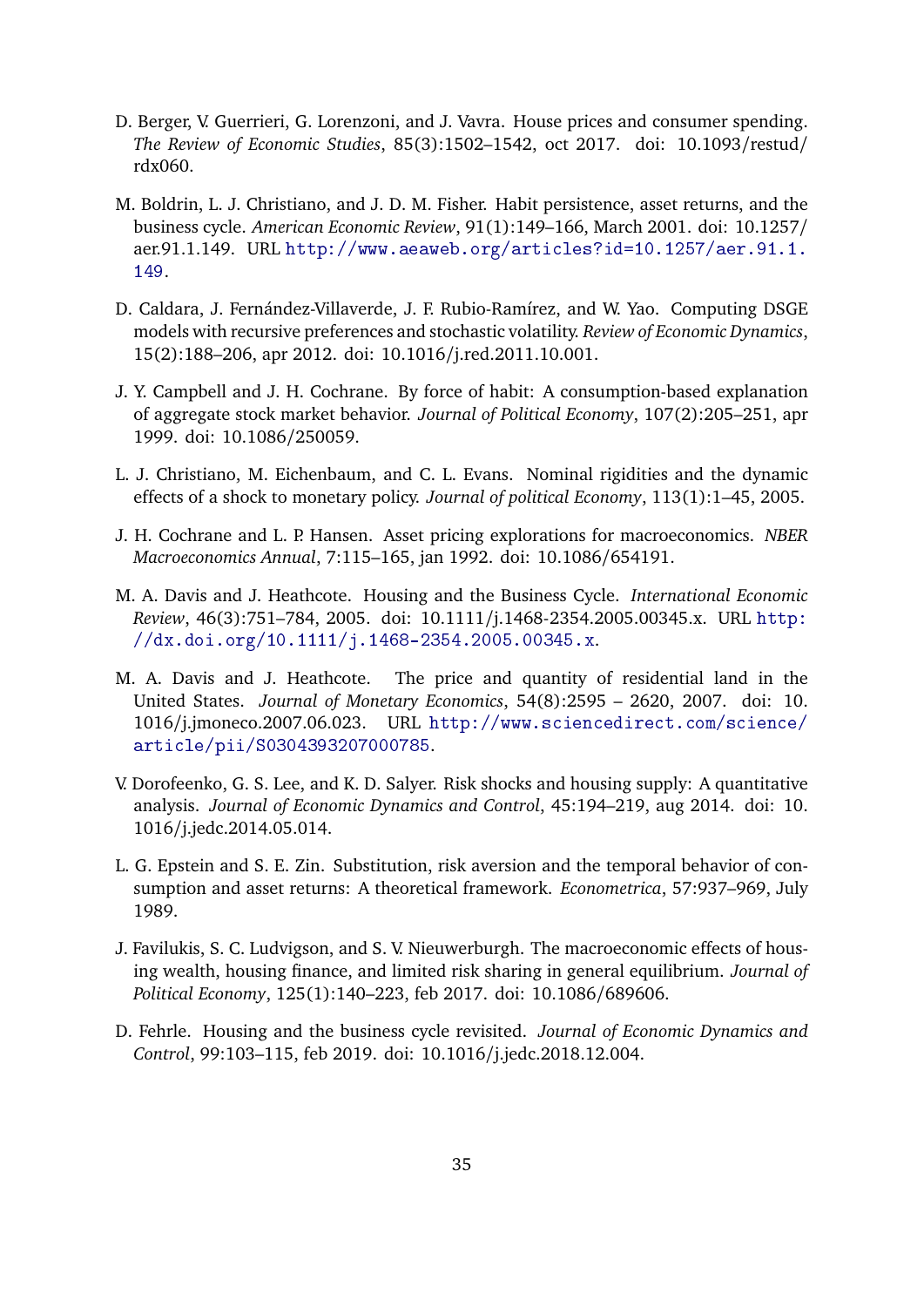D. Berger, V. Guerrieri, G. Lorenzoni, and J. Vavra. House prices and consumer spending. *The Review of Economic Studies*, 85(3):1502–1542, oct 2017. doi: 10.1093/restud/rdx060.

M. Boldrin, L. J. Christiano, and J. D. M. Fisher. Habit persistence, asset returns, and the business cycle. *American Economic Review*, 91(1):149–166, March 2001. doi: 10.1257/aer.91.1.149. URL http://www.aeaweb.org/articles?id=10.1257/aer.91.1.149.

D. Caldara, J. Fernández-Villaverde, J. F. Rubio-Ramírez, and W. Yao. Computing DSGE models with recursive preferences and stochastic volatility. *Review of Economic Dynamics*, 15(2):188–206, apr 2012. doi: 10.1016/j.red.2011.10.001.

J. Y. Campbell and J. H. Cochrane. By force of habit: A consumption-based explanation of aggregate stock market behavior. *Journal of Political Economy*, 107(2):205–251, apr 1999. doi: 10.1086/250059.

L. J. Christiano, M. Eichenbaum, and C. L. Evans. Nominal rigidities and the dynamic effects of a shock to monetary policy. *Journal of political Economy*, 113(1):1–45, 2005.

J. H. Cochrane and L. P. Hansen. Asset pricing explorations for macroeconomics. *NBER Macroeconomics Annual*, 7:115–165, jan 1992. doi: 10.1086/654191.

M. A. Davis and J. Heathcote. Housing and the Business Cycle. *International Economic Review*, 46(3):751–784, 2005. doi: 10.1111/j.1468-2354.2005.00345.x. URL http://dx.doi.org/10.1111/j.1468-2354.2005.00345.x.

M. A. Davis and J. Heathcote. The price and quantity of residential land in the United States. *Journal of Monetary Economics*, 54(8):2595 – 2620, 2007. doi: 10.1016/j.jmoneco.2007.06.023. URL http://www.sciencedirect.com/science/article/pii/S0304393207000785.

V. Dorofeenko, G. S. Lee, and K. D. Salyer. Risk shocks and housing supply: A quantitative analysis. *Journal of Economic Dynamics and Control*, 45:194–219, aug 2014. doi: 10.1016/j.jedc.2014.05.014.

L. G. Epstein and S. E. Zin. Substitution, risk aversion and the temporal behavior of consumption and asset returns: A theoretical framework. *Econometrica*, 57:937–969, July 1989.

J. Favilukis, S. C. Ludvigson, and S. V. Nieuwerburgh. The macroeconomic effects of housing wealth, housing finance, and limited risk sharing in general equilibrium. *Journal of Political Economy*, 125(1):140–223, feb 2017. doi: 10.1086/689606.

D. Fehrle. Housing and the business cycle revisited. *Journal of Economic Dynamics and Control*, 99:103–115, feb 2019. doi: 10.1016/j.jedc.2018.12.004.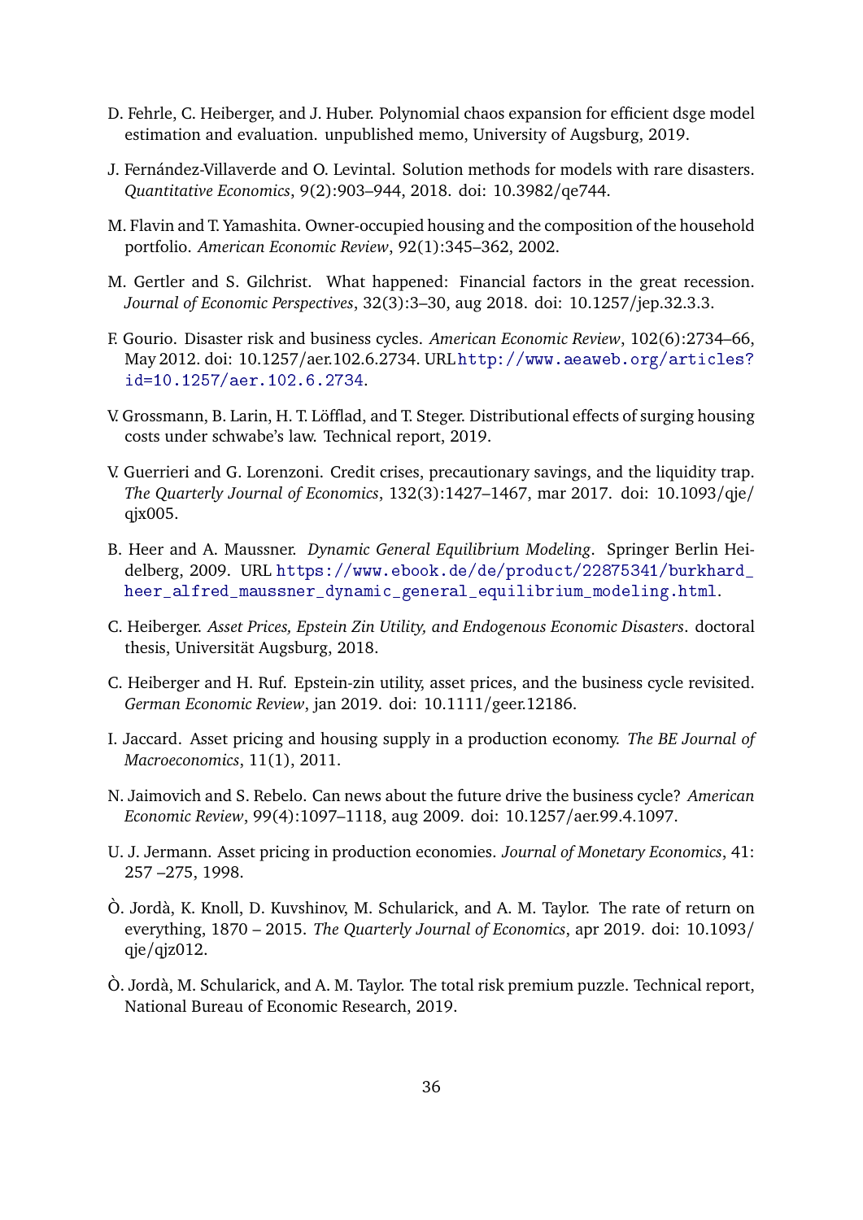D. Fehrle, C. Heiberger, and J. Huber. Polynomial chaos expansion for efficient dsge model estimation and evaluation. unpublished memo, University of Augsburg, 2019.

J. Fernández-Villaverde and O. Levintal. Solution methods for models with rare disasters. *Quantitative Economics*, 9(2):903–944, 2018. doi: 10.3982/qe744.

M. Flavin and T. Yamashita. Owner-occupied housing and the composition of the household portfolio. *American Economic Review*, 92(1):345–362, 2002.

M. Gertler and S. Gilchrist. What happened: Financial factors in the great recession. *Journal of Economic Perspectives*, 32(3):3–30, aug 2018. doi: 10.1257/jep.32.3.3.

F. Gourio. Disaster risk and business cycles. *American Economic Review*, 102(6):2734–66, May 2012. doi: 10.1257/aer.102.6.2734. URL `http://www.aeaweb.org/articles?id=10.1257/aer.102.6.2734`.

V. Grossmann, B. Larin, H. T. Löfflad, and T. Steger. Distributional effects of surging housing costs under schwabe's law. Technical report, 2019.

V. Guerrieri and G. Lorenzoni. Credit crises, precautionary savings, and the liquidity trap. *The Quarterly Journal of Economics*, 132(3):1427–1467, mar 2017. doi: 10.1093/qje/qjx005.

B. Heer and A. Maussner. *Dynamic General Equilibrium Modeling*. Springer Berlin Heidelberg, 2009. URL `https://www.ebook.de/de/product/22875341/burkhard_heer_alfred_maussner_dynamic_general_equilibrium_modeling.html`.

C. Heiberger. *Asset Prices, Epstein Zin Utility, and Endogenous Economic Disasters*. doctoral thesis, Universität Augsburg, 2018.

C. Heiberger and H. Ruf. Epstein-zin utility, asset prices, and the business cycle revisited. *German Economic Review*, jan 2019. doi: 10.1111/geer.12186.

I. Jaccard. Asset pricing and housing supply in a production economy. *The BE Journal of Macroeconomics*, 11(1), 2011.

N. Jaimovich and S. Rebelo. Can news about the future drive the business cycle? *American Economic Review*, 99(4):1097–1118, aug 2009. doi: 10.1257/aer.99.4.1097.

U. J. Jermann. Asset pricing in production economies. *Journal of Monetary Economics*, 41: 257 –275, 1998.

Ò. Jordà, K. Knoll, D. Kuvshinov, M. Schularick, and A. M. Taylor. The rate of return on everything, 1870 – 2015. *The Quarterly Journal of Economics*, apr 2019. doi: 10.1093/qje/qjz012.

Ò. Jordà, M. Schularick, and A. M. Taylor. The total risk premium puzzle. Technical report, National Bureau of Economic Research, 2019.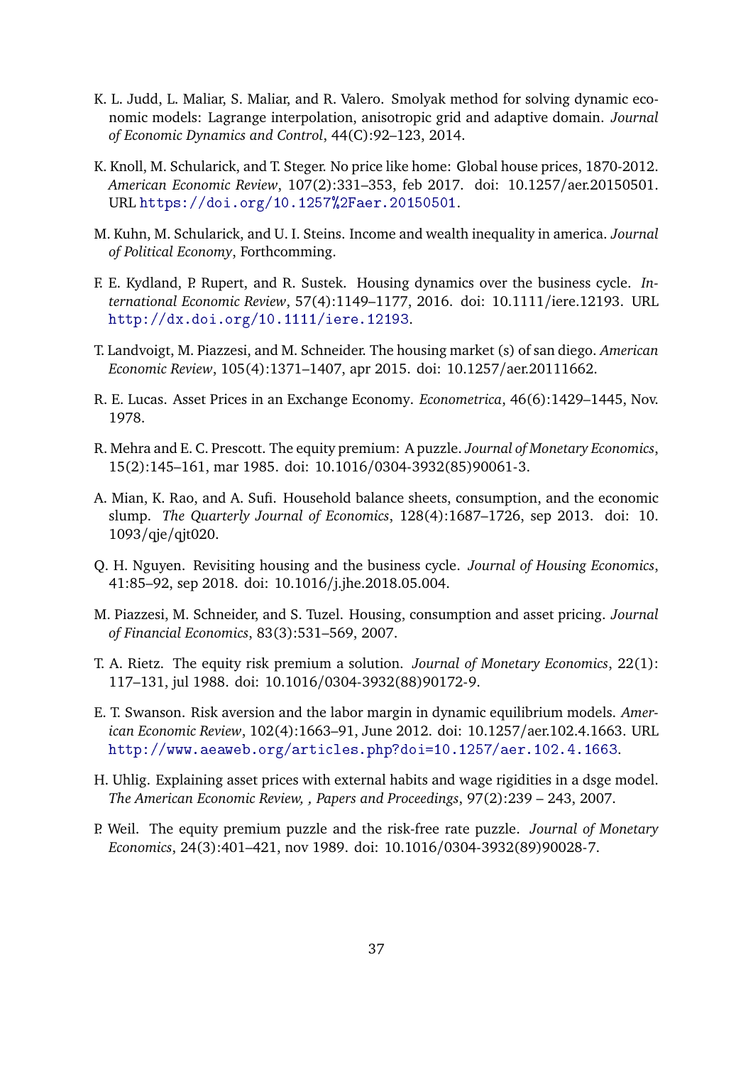K. L. Judd, L. Maliar, S. Maliar, and R. Valero. Smolyak method for solving dynamic economic models: Lagrange interpolation, anisotropic grid and adaptive domain. *Journal of Economic Dynamics and Control*, 44(C):92–123, 2014.

K. Knoll, M. Schularick, and T. Steger. No price like home: Global house prices, 1870-2012. *American Economic Review*, 107(2):331–353, feb 2017. doi: 10.1257/aer.20150501. URL https://doi.org/10.1257%2Faer.20150501.

M. Kuhn, M. Schularick, and U. I. Steins. Income and wealth inequality in america. *Journal of Political Economy*, Forthcomming.

F. E. Kydland, P. Rupert, and R. Sustek. Housing dynamics over the business cycle. *International Economic Review*, 57(4):1149–1177, 2016. doi: 10.1111/iere.12193. URL http://dx.doi.org/10.1111/iere.12193.

T. Landvoigt, M. Piazzesi, and M. Schneider. The housing market (s) of san diego. *American Economic Review*, 105(4):1371–1407, apr 2015. doi: 10.1257/aer.20111662.

R. E. Lucas. Asset Prices in an Exchange Economy. *Econometrica*, 46(6):1429–1445, Nov. 1978.

R. Mehra and E. C. Prescott. The equity premium: A puzzle. *Journal of Monetary Economics*, 15(2):145–161, mar 1985. doi: 10.1016/0304-3932(85)90061-3.

A. Mian, K. Rao, and A. Sufi. Household balance sheets, consumption, and the economic slump. *The Quarterly Journal of Economics*, 128(4):1687–1726, sep 2013. doi: 10.1093/qje/qjt020.

Q. H. Nguyen. Revisiting housing and the business cycle. *Journal of Housing Economics*, 41:85–92, sep 2018. doi: 10.1016/j.jhe.2018.05.004.

M. Piazzesi, M. Schneider, and S. Tuzel. Housing, consumption and asset pricing. *Journal of Financial Economics*, 83(3):531–569, 2007.

T. A. Rietz. The equity risk premium a solution. *Journal of Monetary Economics*, 22(1): 117–131, jul 1988. doi: 10.1016/0304-3932(88)90172-9.

E. T. Swanson. Risk aversion and the labor margin in dynamic equilibrium models. *American Economic Review*, 102(4):1663–91, June 2012. doi: 10.1257/aer.102.4.1663. URL http://www.aeaweb.org/articles.php?doi=10.1257/aer.102.4.1663.

H. Uhlig. Explaining asset prices with external habits and wage rigidities in a dsge model. *The American Economic Review, , Papers and Proceedings*, 97(2):239 – 243, 2007.

P. Weil. The equity premium puzzle and the risk-free rate puzzle. *Journal of Monetary Economics*, 24(3):401–421, nov 1989. doi: 10.1016/0304-3932(89)90028-7.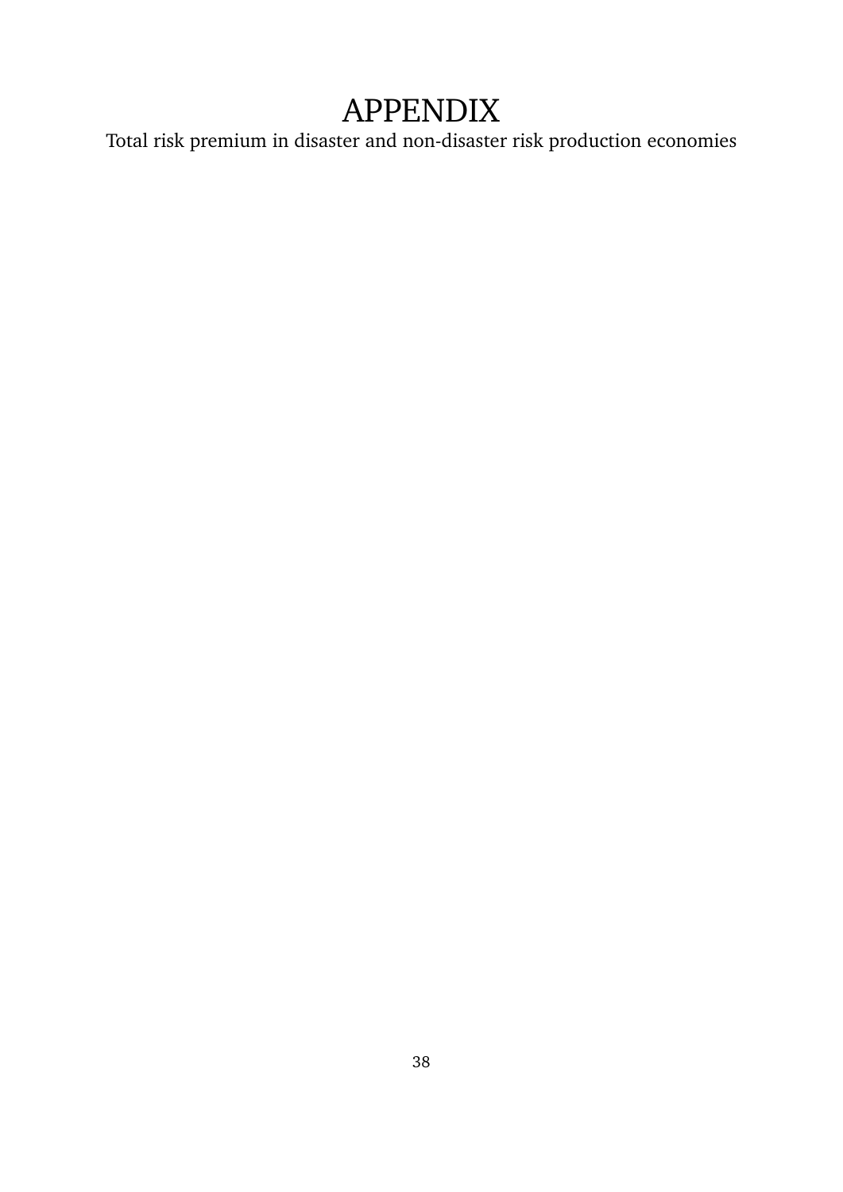# APPENDIX

Total risk premium in disaster and non-disaster risk production economies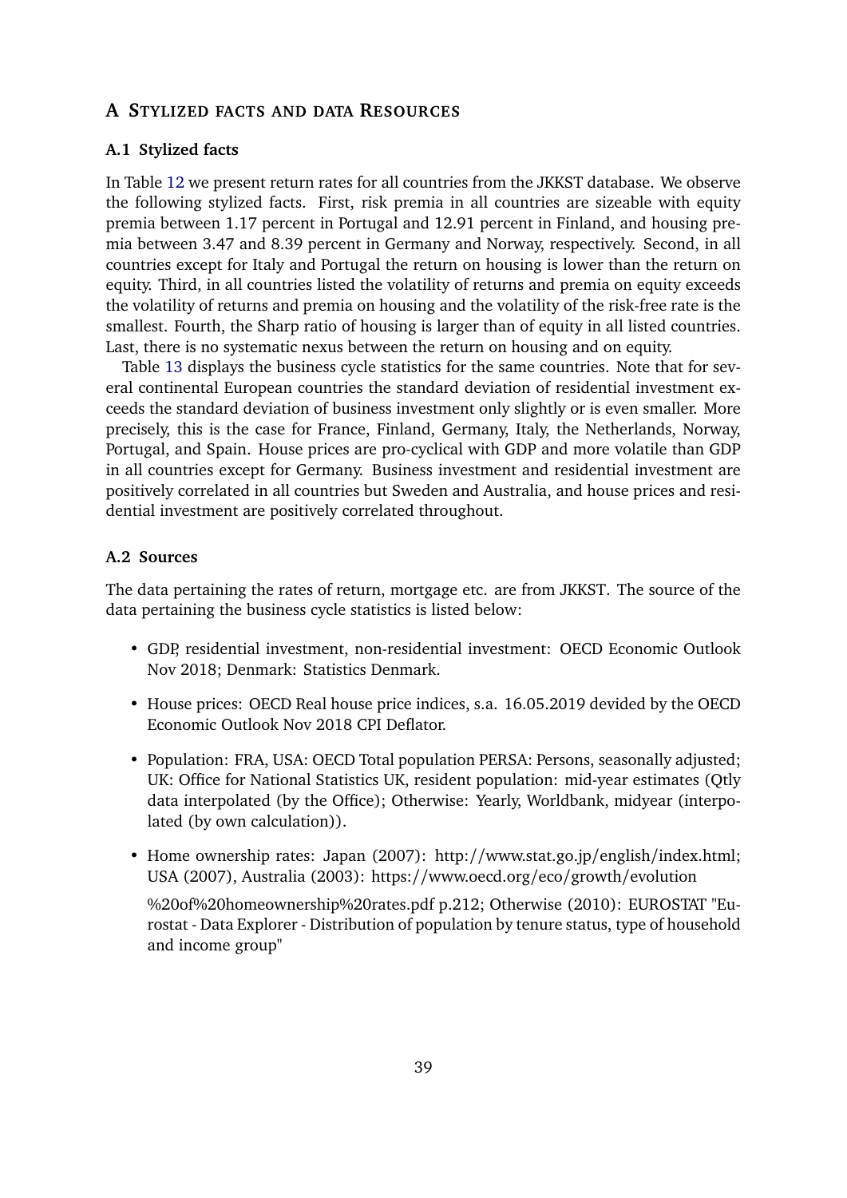# A Stylized facts and data Resources

## A.1 Stylized facts

In Table 12 we present return rates for all countries from the JKKST database. We observe the following stylized facts. First, risk premia in all countries are sizeable with equity premia between 1.17 percent in Portugal and 12.91 percent in Finland, and housing premia between 3.47 and 8.39 percent in Germany and Norway, respectively. Second, in all countries except for Italy and Portugal the return on housing is lower than the return on equity. Third, in all countries listed the volatility of returns and premia on equity exceeds the volatility of returns and premia on housing and the volatility of the risk-free rate is the smallest. Fourth, the Sharp ratio of housing is larger than of equity in all listed countries. Last, there is no systematic nexus between the return on housing and on equity.

Table 13 displays the business cycle statistics for the same countries. Note that for several continental European countries the standard deviation of residential investment exceeds the standard deviation of business investment only slightly or is even smaller. More precisely, this is the case for France, Finland, Germany, Italy, the Netherlands, Norway, Portugal, and Spain. House prices are pro-cyclical with GDP and more volatile than GDP in all countries except for Germany. Business investment and residential investment are positively correlated in all countries but Sweden and Australia, and house prices and residential investment are positively correlated throughout.

## A.2 Sources

The data pertaining the rates of return, mortgage etc. are from JKKST. The source of the data pertaining the business cycle statistics is listed below:

- GDP, residential investment, non-residential investment: OECD Economic Outlook Nov 2018; Denmark: Statistics Denmark.
- House prices: OECD Real house price indices, s.a. 16.05.2019 devided by the OECD Economic Outlook Nov 2018 CPI Deflator.
- Population: FRA, USA: OECD Total population PERSA: Persons, seasonally adjusted; UK: Office for National Statistics UK, resident population: mid-year estimates (Qtly data interpolated (by the Office); Otherwise: Yearly, Worldbank, midyear (interpolated (by own calculation)).
- Home ownership rates: Japan (2007): http://www.stat.go.jp/english/index.html; USA (2007), Australia (2003): https://www.oecd.org/eco/growth/evolution

  %20of%20homeownership%20rates.pdf p.212; Otherwise (2010): EUROSTAT "Eurostat - Data Explorer - Distribution of population by tenure status, type of household and income group"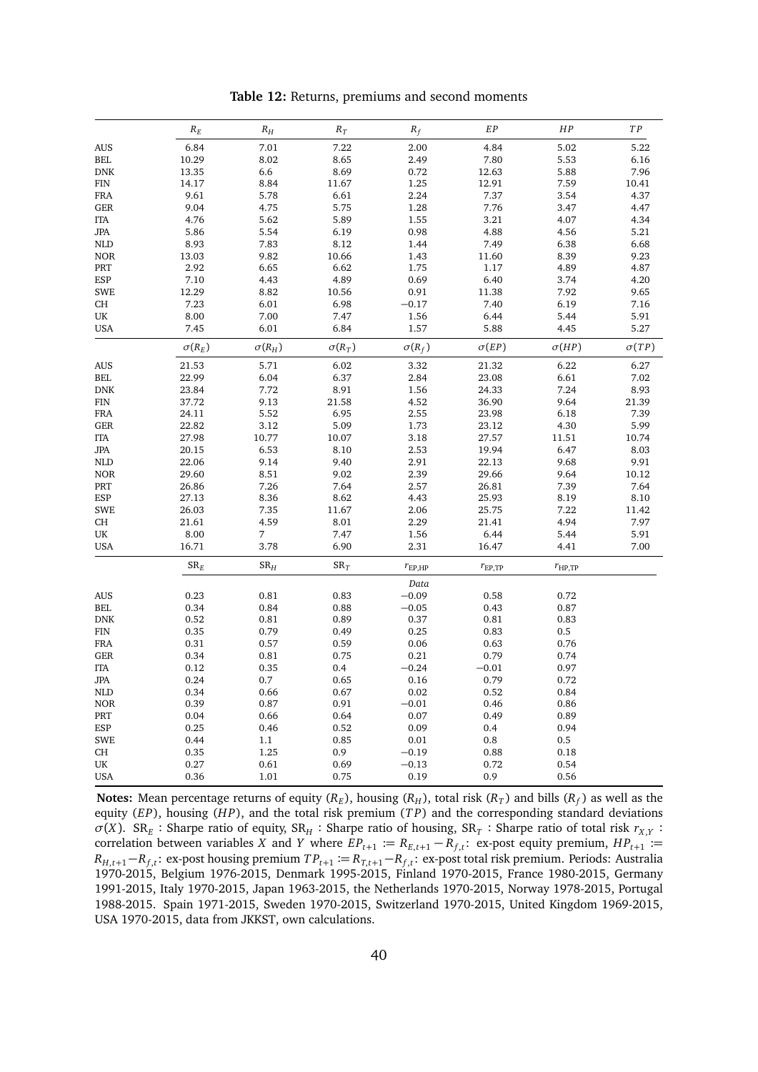**Table 12:** Returns, premiums and second moments

| | $R_E$ | $R_H$ | $R_T$ | $R_f$ | $EP$ | $HP$ | $TP$ |
|---|---|---|---|---|---|---|---|
| AUS | 6.84 | 7.01 | 7.22 | 2.00 | 4.84 | 5.02 | 5.22 |
| BEL | 10.29 | 8.02 | 8.65 | 2.49 | 7.80 | 5.53 | 6.16 |
| DNK | 13.35 | 6.6 | 8.69 | 0.72 | 12.63 | 5.88 | 7.96 |
| FIN | 14.17 | 8.84 | 11.67 | 1.25 | 12.91 | 7.59 | 10.41 |
| FRA | 9.61 | 5.78 | 6.61 | 2.24 | 7.37 | 3.54 | 4.37 |
| GER | 9.04 | 4.75 | 5.75 | 1.28 | 7.76 | 3.47 | 4.47 |
| ITA | 4.76 | 5.62 | 5.89 | 1.55 | 3.21 | 4.07 | 4.34 |
| JPA | 5.86 | 5.54 | 6.19 | 0.98 | 4.88 | 4.56 | 5.21 |
| NLD | 8.93 | 7.83 | 8.12 | 1.44 | 7.49 | 6.38 | 6.68 |
| NOR | 13.03 | 9.82 | 10.66 | 1.43 | 11.60 | 8.39 | 9.23 |
| PRT | 2.92 | 6.65 | 6.62 | 1.75 | 1.17 | 4.89 | 4.87 |
| ESP | 7.10 | 4.43 | 4.89 | 0.69 | 6.40 | 3.74 | 4.20 |
| SWE | 12.29 | 8.82 | 10.56 | 0.91 | 11.38 | 7.92 | 9.65 |
| CH | 7.23 | 6.01 | 6.98 | −0.17 | 7.40 | 6.19 | 7.16 |
| UK | 8.00 | 7.00 | 7.47 | 1.56 | 6.44 | 5.44 | 5.91 |
| USA | 7.45 | 6.01 | 6.84 | 1.57 | 5.88 | 4.45 | 5.27 |
| | $\sigma(R_E)$ | $\sigma(R_H)$ | $\sigma(R_T)$ | $\sigma(R_f)$ | $\sigma(EP)$ | $\sigma(HP)$ | $\sigma(TP)$ |
| AUS | 21.53 | 5.71 | 6.02 | 3.32 | 21.32 | 6.22 | 6.27 |
| BEL | 22.99 | 6.04 | 6.37 | 2.84 | 23.08 | 6.61 | 7.02 |
| DNK | 23.84 | 7.72 | 8.91 | 1.56 | 24.33 | 7.24 | 8.93 |
| FIN | 37.72 | 9.13 | 21.58 | 4.52 | 36.90 | 9.64 | 21.39 |
| FRA | 24.11 | 5.52 | 6.95 | 2.55 | 23.98 | 6.18 | 7.39 |
| GER | 22.82 | 3.12 | 5.09 | 1.73 | 23.12 | 4.30 | 5.99 |
| ITA | 27.98 | 10.77 | 10.07 | 3.18 | 27.57 | 11.51 | 10.74 |
| JPA | 20.15 | 6.53 | 8.10 | 2.53 | 19.94 | 6.47 | 8.03 |
| NLD | 22.06 | 9.14 | 9.40 | 2.91 | 22.13 | 9.68 | 9.91 |
| NOR | 29.60 | 8.51 | 9.02 | 2.39 | 29.66 | 9.64 | 10.12 |
| PRT | 26.86 | 7.26 | 7.64 | 2.57 | 26.81 | 7.39 | 7.64 |
| ESP | 27.13 | 8.36 | 8.62 | 4.43 | 25.93 | 8.19 | 8.10 |
| SWE | 26.03 | 7.35 | 11.67 | 2.06 | 25.75 | 7.22 | 11.42 |
| CH | 21.61 | 4.59 | 8.01 | 2.29 | 21.41 | 4.94 | 7.97 |
| UK | 8.00 | 7 | 7.47 | 1.56 | 6.44 | 5.44 | 5.91 |
| USA | 16.71 | 3.78 | 6.90 | 2.31 | 16.47 | 4.41 | 7.00 |
| | $\text{SR}_E$ | $\text{SR}_H$ | $\text{SR}_T$ | $r_{\text{EP,HP}}$ | $r_{\text{EP,TP}}$ | $r_{\text{HP,TP}}$ | |
| | | | | *Data* | | | |
| AUS | 0.23 | 0.81 | 0.83 | −0.09 | 0.58 | 0.72 | |
| BEL | 0.34 | 0.84 | 0.88 | −0.05 | 0.43 | 0.87 | |
| DNK | 0.52 | 0.81 | 0.89 | 0.37 | 0.81 | 0.83 | |
| FIN | 0.35 | 0.79 | 0.49 | 0.25 | 0.83 | 0.5 | |
| FRA | 0.31 | 0.57 | 0.59 | 0.06 | 0.63 | 0.76 | |
| GER | 0.34 | 0.81 | 0.75 | 0.21 | 0.79 | 0.74 | |
| ITA | 0.12 | 0.35 | 0.4 | −0.24 | −0.01 | 0.97 | |
| JPA | 0.24 | 0.7 | 0.65 | 0.16 | 0.79 | 0.72 | |
| NLD | 0.34 | 0.66 | 0.67 | 0.02 | 0.52 | 0.84 | |
| NOR | 0.39 | 0.87 | 0.91 | −0.01 | 0.46 | 0.86 | |
| PRT | 0.04 | 0.66 | 0.64 | 0.07 | 0.49 | 0.89 | |
| ESP | 0.25 | 0.46 | 0.52 | 0.09 | 0.4 | 0.94 | |
| SWE | 0.44 | 1.1 | 0.85 | 0.01 | 0.8 | 0.5 | |
| CH | 0.35 | 1.25 | 0.9 | −0.19 | 0.88 | 0.18 | |
| UK | 0.27 | 0.61 | 0.69 | −0.13 | 0.72 | 0.54 | |
| USA | 0.36 | 1.01 | 0.75 | 0.19 | 0.9 | 0.56 | |

**Notes:** Mean percentage returns of equity ($R_E$), housing ($R_H$), total risk ($R_T$) and bills ($R_f$) as well as the equity ($EP$), housing ($HP$), and the total risk premium ($TP$) and the corresponding standard deviations $\sigma(X)$. $\text{SR}_E$ : Sharpe ratio of equity, $\text{SR}_H$ : Sharpe ratio of housing, $\text{SR}_T$ : Sharpe ratio of total risk $r_{X,Y}$ : correlation between variables $X$ and $Y$ where $EP_{t+1} := R_{E,t+1} - R_{f,t}$: ex-post equity premium, $HP_{t+1} := R_{H,t+1} - R_{f,t}$: ex-post housing premium $TP_{t+1} := R_{T,t+1} - R_{f,t}$: ex-post total risk premium. Periods: Australia 1970-2015, Belgium 1976-2015, Denmark 1995-2015, Finland 1970-2015, France 1980-2015, Germany 1991-2015, Italy 1970-2015, Japan 1963-2015, the Netherlands 1970-2015, Norway 1978-2015, Portugal 1988-2015. Spain 1971-2015, Sweden 1970-2015, Switzerland 1970-2015, United Kingdom 1969-2015, USA 1970-2015, data from JKKST, own calculations.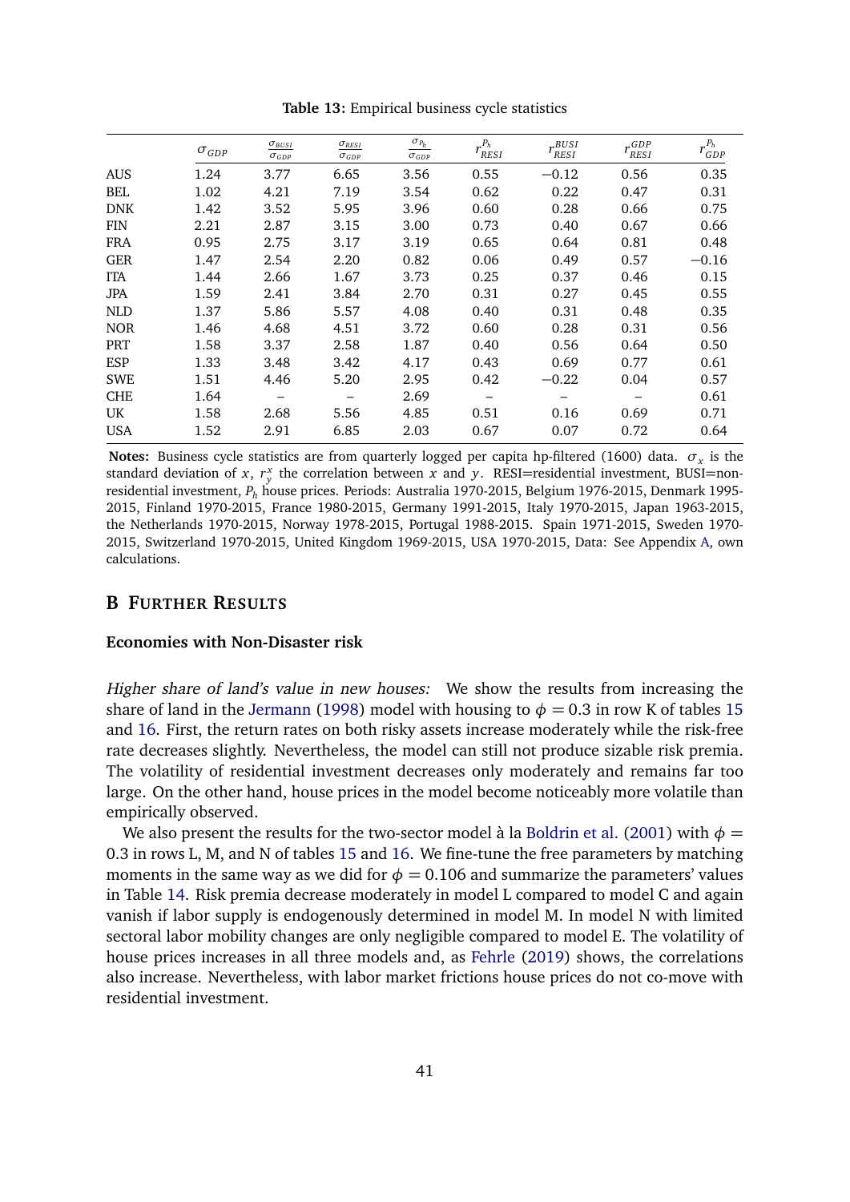**Table 13:** Empirical business cycle statistics

| | $\sigma_{GDP}$ | $\frac{\sigma_{BUSI}}{\sigma_{GDP}}$ | $\frac{\sigma_{RESI}}{\sigma_{GDP}}$ | $\frac{\sigma_{P_h}}{\sigma_{GDP}}$ | $r^{P_h}_{RESI}$ | $r^{BUSI}_{RESI}$ | $r^{GDP}_{RESI}$ | $r^{P_h}_{GDP}$ |
|---|---|---|---|---|---|---|---|---|
| AUS | 1.24 | 3.77 | 6.65 | 3.56 | 0.55 | −0.12 | 0.56 | 0.35 |
| BEL | 1.02 | 4.21 | 7.19 | 3.54 | 0.62 | 0.22 | 0.47 | 0.31 |
| DNK | 1.42 | 3.52 | 5.95 | 3.96 | 0.60 | 0.28 | 0.66 | 0.75 |
| FIN | 2.21 | 2.87 | 3.15 | 3.00 | 0.73 | 0.40 | 0.67 | 0.66 |
| FRA | 0.95 | 2.75 | 3.17 | 3.19 | 0.65 | 0.64 | 0.81 | 0.48 |
| GER | 1.47 | 2.54 | 2.20 | 0.82 | 0.06 | 0.49 | 0.57 | −0.16 |
| ITA | 1.44 | 2.66 | 1.67 | 3.73 | 0.25 | 0.37 | 0.46 | 0.15 |
| JPA | 1.59 | 2.41 | 3.84 | 2.70 | 0.31 | 0.27 | 0.45 | 0.55 |
| NLD | 1.37 | 5.86 | 5.57 | 4.08 | 0.40 | 0.31 | 0.48 | 0.35 |
| NOR | 1.46 | 4.68 | 4.51 | 3.72 | 0.60 | 0.28 | 0.31 | 0.56 |
| PRT | 1.58 | 3.37 | 2.58 | 1.87 | 0.40 | 0.56 | 0.64 | 0.50 |
| ESP | 1.33 | 3.48 | 3.42 | 4.17 | 0.43 | 0.69 | 0.77 | 0.61 |
| SWE | 1.51 | 4.46 | 5.20 | 2.95 | 0.42 | −0.22 | 0.04 | 0.57 |
| CHE | 1.64 | – | – | 2.69 | – | – | – | 0.61 |
| UK | 1.58 | 2.68 | 5.56 | 4.85 | 0.51 | 0.16 | 0.69 | 0.71 |
| USA | 1.52 | 2.91 | 6.85 | 2.03 | 0.67 | 0.07 | 0.72 | 0.64 |

**Notes:** Business cycle statistics are from quarterly logged per capita hp-filtered (1600) data. $\sigma_x$ is the standard deviation of $x$, $r^x_y$ the correlation between $x$ and $y$. RESI=residential investment, BUSI=non-residential investment, $P_h$ house prices. Periods: Australia 1970-2015, Belgium 1976-2015, Denmark 1995-2015, Finland 1970-2015, France 1980-2015, Germany 1991-2015, Italy 1970-2015, Japan 1963-2015, the Netherlands 1970-2015, Norway 1978-2015, Portugal 1988-2015. Spain 1971-2015, Sweden 1970-2015, Switzerland 1970-2015, United Kingdom 1969-2015, USA 1970-2015, Data: See Appendix A, own calculations.

# B Further Results

### Economies with Non-Disaster risk

*Higher share of land's value in new houses:* We show the results from increasing the share of land in the Jermann (1998) model with housing to $\phi = 0.3$ in row K of tables 15 and 16. First, the return rates on both risky assets increase moderately while the risk-free rate decreases slightly. Nevertheless, the model can still not produce sizable risk premia. The volatility of residential investment decreases only moderately and remains far too large. On the other hand, house prices in the model become noticeably more volatile than empirically observed.

We also present the results for the two-sector model à la Boldrin et al. (2001) with $\phi = 0.3$ in rows L, M, and N of tables 15 and 16. We fine-tune the free parameters by matching moments in the same way as we did for $\phi = 0.106$ and summarize the parameters' values in Table 14. Risk premia decrease moderately in model L compared to model C and again vanish if labor supply is endogenously determined in model M. In model N with limited sectoral labor mobility changes are only negligible compared to model E. The volatility of house prices increases in all three models and, as Fehrle (2019) shows, the correlations also increase. Nevertheless, with labor market frictions house prices do not co-move with residential investment.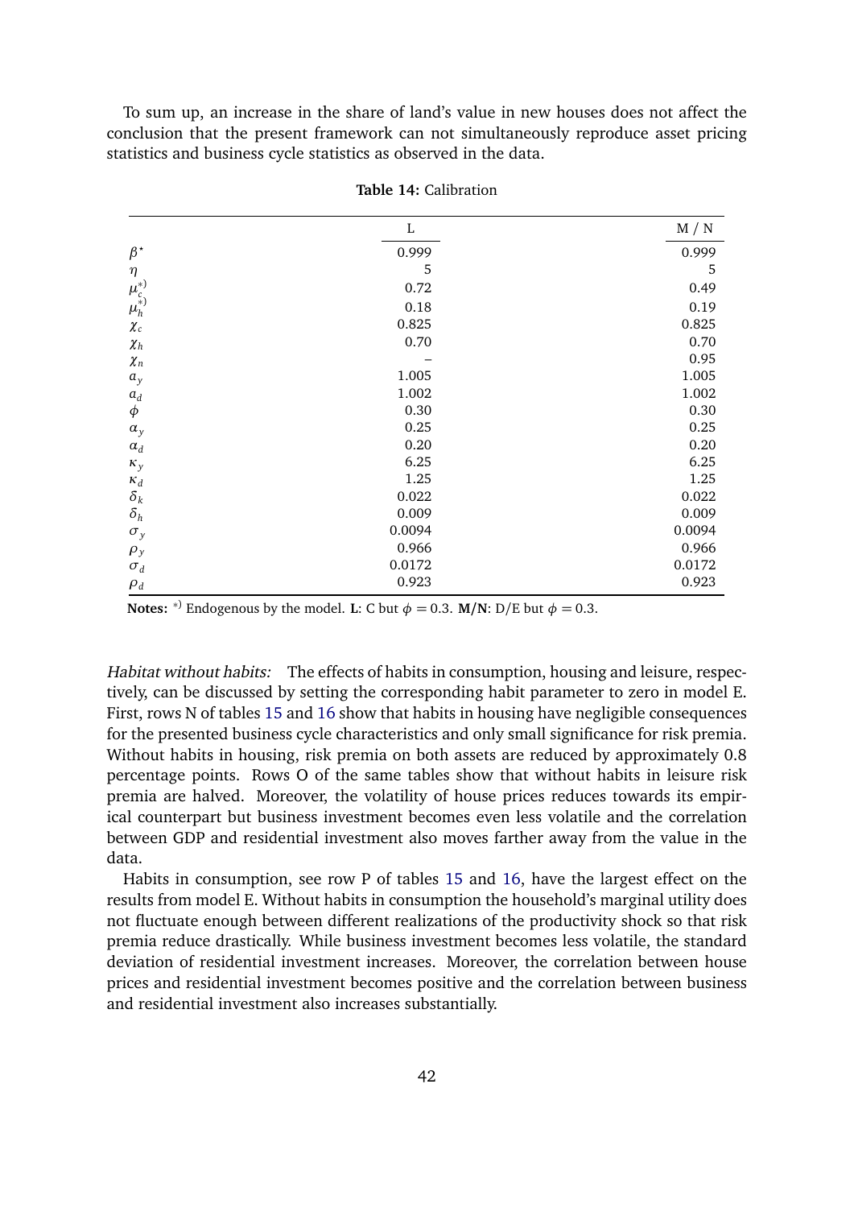To sum up, an increase in the share of land's value in new houses does not affect the conclusion that the present framework can not simultaneously reproduce asset pricing statistics and business cycle statistics as observed in the data.

**Table 14:** Calibration

| | L | M / N |
|---|---|---|
| $\beta^{\star}$ | 0.999 | 0.999 |
| $\eta$ | 5 | 5 |
| $\mu_c^{*)}$ | 0.72 | 0.49 |
| $\mu_h^{*)}$ | 0.18 | 0.19 |
| $\chi_c$ | 0.825 | 0.825 |
| $\chi_h$ | 0.70 | 0.70 |
| $\chi_n$ | – | 0.95 |
| $a_y$ | 1.005 | 1.005 |
| $a_d$ | 1.002 | 1.002 |
| $\phi$ | 0.30 | 0.30 |
| $\alpha_y$ | 0.25 | 0.25 |
| $\alpha_d$ | 0.20 | 0.20 |
| $\kappa_y$ | 6.25 | 6.25 |
| $\kappa_d$ | 1.25 | 1.25 |
| $\delta_k$ | 0.022 | 0.022 |
| $\delta_h$ | 0.009 | 0.009 |
| $\sigma_y$ | 0.0094 | 0.0094 |
| $\rho_y$ | 0.966 | 0.966 |
| $\sigma_d$ | 0.0172 | 0.0172 |
| $\rho_d$ | 0.923 | 0.923 |

**Notes:** *) Endogenous by the model. **L**: C but $\phi = 0.3$. **M/N**: D/E but $\phi = 0.3$.

*Habitat without habits:* The effects of habits in consumption, housing and leisure, respectively, can be discussed by setting the corresponding habit parameter to zero in model E. First, rows N of tables 15 and 16 show that habits in housing have negligible consequences for the presented business cycle characteristics and only small significance for risk premia. Without habits in housing, risk premia on both assets are reduced by approximately 0.8 percentage points. Rows O of the same tables show that without habits in leisure risk premia are halved. Moreover, the volatility of house prices reduces towards its empirical counterpart but business investment becomes even less volatile and the correlation between GDP and residential investment also moves farther away from the value in the data.

Habits in consumption, see row P of tables 15 and 16, have the largest effect on the results from model E. Without habits in consumption the household's marginal utility does not fluctuate enough between different realizations of the productivity shock so that risk premia reduce drastically. While business investment becomes less volatile, the standard deviation of residential investment increases. Moreover, the correlation between house prices and residential investment becomes positive and the correlation between business and residential investment also increases substantially.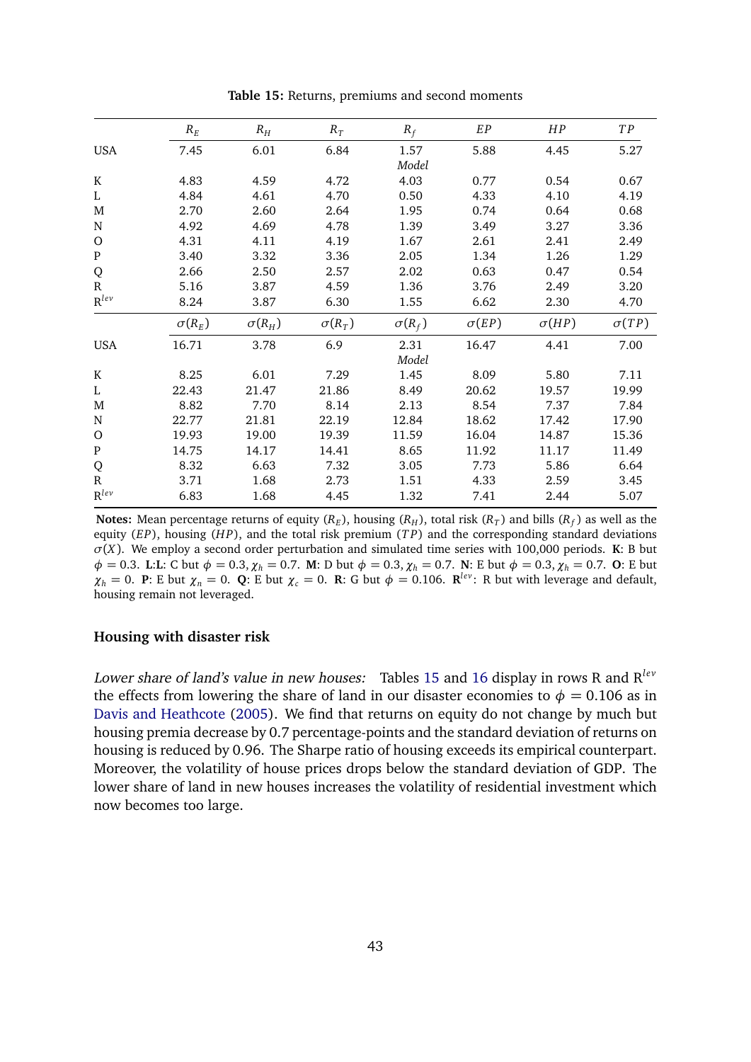**Table 15:** Returns, premiums and second moments

| | $R_E$ | $R_H$ | $R_T$ | $R_f$ | $EP$ | $HP$ | $TP$ |
|---|---|---|---|---|---|---|---|
| USA | 7.45 | 6.01 | 6.84 | 1.57 | 5.88 | 4.45 | 5.27 |
| | | | | *Model* | | | |
| K | 4.83 | 4.59 | 4.72 | 4.03 | 0.77 | 0.54 | 0.67 |
| L | 4.84 | 4.61 | 4.70 | 0.50 | 4.33 | 4.10 | 4.19 |
| M | 2.70 | 2.60 | 2.64 | 1.95 | 0.74 | 0.64 | 0.68 |
| N | 4.92 | 4.69 | 4.78 | 1.39 | 3.49 | 3.27 | 3.36 |
| O | 4.31 | 4.11 | 4.19 | 1.67 | 2.61 | 2.41 | 2.49 |
| P | 3.40 | 3.32 | 3.36 | 2.05 | 1.34 | 1.26 | 1.29 |
| Q | 2.66 | 2.50 | 2.57 | 2.02 | 0.63 | 0.47 | 0.54 |
| R | 5.16 | 3.87 | 4.59 | 1.36 | 3.76 | 2.49 | 3.20 |
| $R^{lev}$ | 8.24 | 3.87 | 6.30 | 1.55 | 6.62 | 2.30 | 4.70 |
| | $\sigma(R_E)$ | $\sigma(R_H)$ | $\sigma(R_T)$ | $\sigma(R_f)$ | $\sigma(EP)$ | $\sigma(HP)$ | $\sigma(TP)$ |
| USA | 16.71 | 3.78 | 6.9 | 2.31 | 16.47 | 4.41 | 7.00 |
| | | | | *Model* | | | |
| K | 8.25 | 6.01 | 7.29 | 1.45 | 8.09 | 5.80 | 7.11 |
| L | 22.43 | 21.47 | 21.86 | 8.49 | 20.62 | 19.57 | 19.99 |
| M | 8.82 | 7.70 | 8.14 | 2.13 | 8.54 | 7.37 | 7.84 |
| N | 22.77 | 21.81 | 22.19 | 12.84 | 18.62 | 17.42 | 17.90 |
| O | 19.93 | 19.00 | 19.39 | 11.59 | 16.04 | 14.87 | 15.36 |
| P | 14.75 | 14.17 | 14.41 | 8.65 | 11.92 | 11.17 | 11.49 |
| Q | 8.32 | 6.63 | 7.32 | 3.05 | 7.73 | 5.86 | 6.64 |
| R | 3.71 | 1.68 | 2.73 | 1.51 | 4.33 | 2.59 | 3.45 |
| $R^{lev}$ | 6.83 | 1.68 | 4.45 | 1.32 | 7.41 | 2.44 | 5.07 |

**Notes:** Mean percentage returns of equity ($R_E$), housing ($R_H$), total risk ($R_T$) and bills ($R_f$) as well as the equity ($EP$), housing ($HP$), and the total risk premium ($TP$) and the corresponding standard deviations $\sigma(X)$. We employ a second order perturbation and simulated time series with 100,000 periods. **K**: B but $\phi = 0.3$. **L**:**L**: C but $\phi = 0.3, \chi_h = 0.7$. **M**: D but $\phi = 0.3, \chi_h = 0.7$. **N**: E but $\phi = 0.3, \chi_h = 0.7$. **O**: E but $\chi_h = 0$. **P**: E but $\chi_n = 0$. **Q**: E but $\chi_c = 0$. **R**: G but $\phi = 0.106$. **$R^{lev}$**: R but with leverage and default, housing remain not leveraged.

### Housing with disaster risk

*Lower share of land's value in new houses:* Tables 15 and 16 display in rows R and $R^{lev}$ the effects from lowering the share of land in our disaster economies to $\phi = 0.106$ as in Davis and Heathcote (2005). We find that returns on equity do not change by much but housing premia decrease by 0.7 percentage-points and the standard deviation of returns on housing is reduced by 0.96. The Sharpe ratio of housing exceeds its empirical counterpart. Moreover, the volatility of house prices drops below the standard deviation of GDP. The lower share of land in new houses increases the volatility of residential investment which now becomes too large.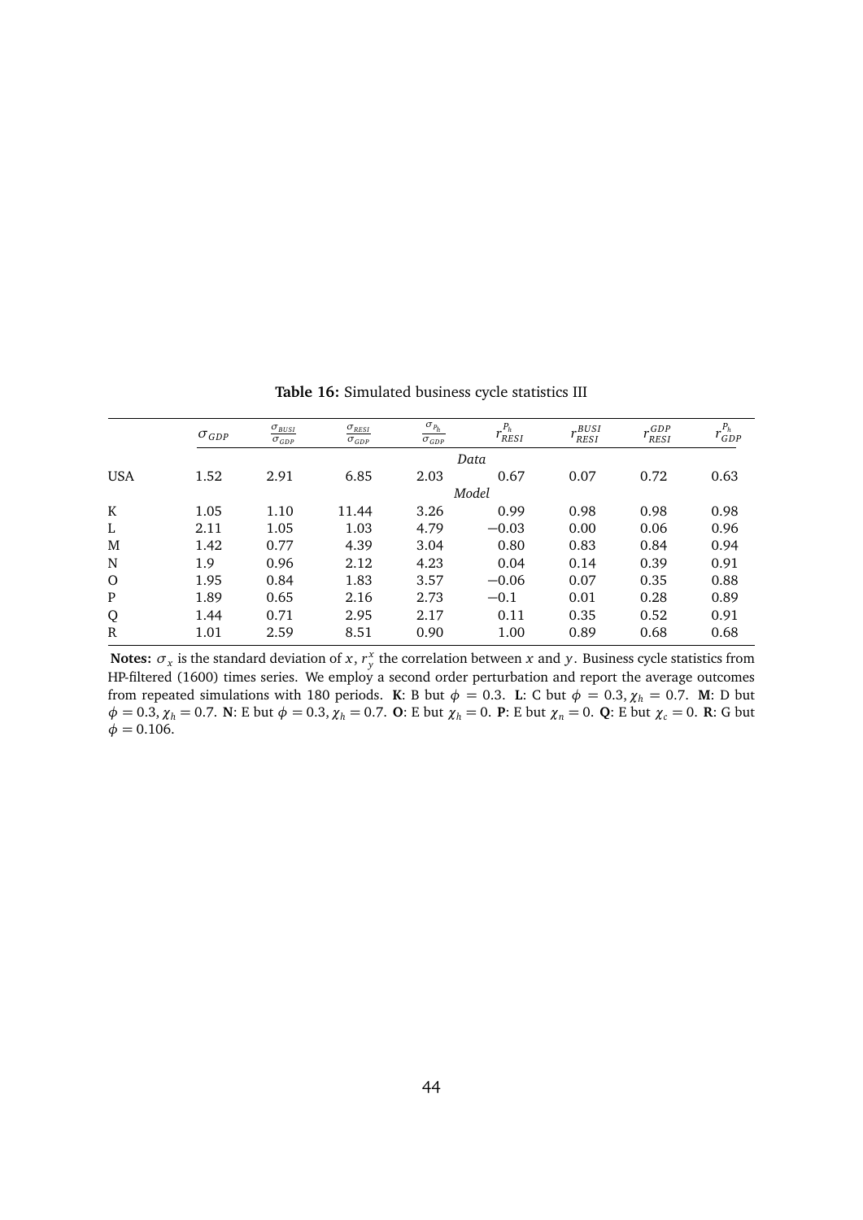**Table 16:** Simulated business cycle statistics III

| | $\sigma_{GDP}$ | $\frac{\sigma_{BUSI}}{\sigma_{GDP}}$ | $\frac{\sigma_{RESI}}{\sigma_{GDP}}$ | $\frac{\sigma_{P_h}}{\sigma_{GDP}}$ | $r_{RESI}^{P_h}$ | $r_{RESI}^{BUSI}$ | $r_{RESI}^{GDP}$ | $r_{GDP}^{P_h}$ |
|---|---|---|---|---|---|---|---|---|
| | | | | | *Data* | | | |
| USA | 1.52 | 2.91 | 6.85 | 2.03 | 0.67 | 0.07 | 0.72 | 0.63 |
| | | | | | *Model* | | | |
| K | 1.05 | 1.10 | 11.44 | 3.26 | 0.99 | 0.98 | 0.98 | 0.98 |
| L | 2.11 | 1.05 | 1.03 | 4.79 | −0.03 | 0.00 | 0.06 | 0.96 |
| M | 1.42 | 0.77 | 4.39 | 3.04 | 0.80 | 0.83 | 0.84 | 0.94 |
| N | 1.9 | 0.96 | 2.12 | 4.23 | 0.04 | 0.14 | 0.39 | 0.91 |
| O | 1.95 | 0.84 | 1.83 | 3.57 | −0.06 | 0.07 | 0.35 | 0.88 |
| P | 1.89 | 0.65 | 2.16 | 2.73 | −0.1 | 0.01 | 0.28 | 0.89 |
| Q | 1.44 | 0.71 | 2.95 | 2.17 | 0.11 | 0.35 | 0.52 | 0.91 |
| R | 1.01 | 2.59 | 8.51 | 0.90 | 1.00 | 0.89 | 0.68 | 0.68 |

**Notes:** $\sigma_x$ is the standard deviation of $x$, $r_y^x$ the correlation between $x$ and $y$. Business cycle statistics from HP-filtered (1600) times series. We employ a second order perturbation and report the average outcomes from repeated simulations with 180 periods. **K**: B but $\phi = 0.3$. **L**: C but $\phi = 0.3, \chi_h = 0.7$. **M**: D but $\phi = 0.3, \chi_h = 0.7$. **N**: E but $\phi = 0.3, \chi_h = 0.7$. **O**: E but $\chi_h = 0$. **P**: E but $\chi_n = 0$. **Q**: E but $\chi_c = 0$. **R**: G but $\phi = 0.106$.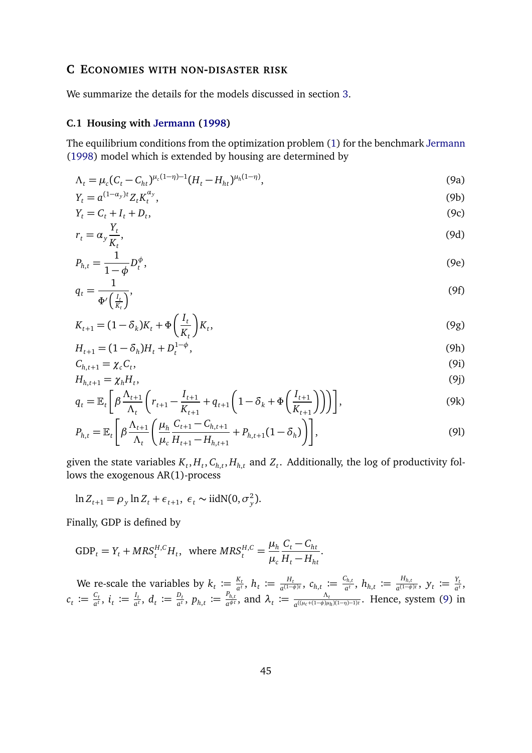## C Economies with non-disaster risk

We summarize the details for the models discussed in section 3.

### C.1 Housing with Jermann (1998)

The equilibrium conditions from the optimization problem (1) for the benchmark Jermann (1998) model which is extended by housing are determined by

$$\Lambda_t = \mu_c (C_t - C_{ht})^{\mu_c(1-\eta)-1}(H_t - H_{ht})^{\mu_h(1-\eta)}, \tag{9a}$$

$$Y_t = a^{(1-\alpha_y)t} Z_t K_t^{\alpha_y}, \tag{9b}$$

$$Y_t = C_t + I_t + D_t, \tag{9c}$$

$$r_t = \alpha_y \frac{Y_t}{K_t}, \tag{9d}$$

$$P_{h,t} = \frac{1}{1-\phi} D_t^{\phi}, \tag{9e}$$

$$q_t = \frac{1}{\Phi'\left(\frac{I_t}{K_t}\right)}, \tag{9f}$$

$$K_{t+1} = (1-\delta_k)K_t + \Phi\left(\frac{I_t}{K_t}\right)K_t, \tag{9g}$$

$$H_{t+1} = (1-\delta_h)H_t + D_t^{1-\phi}, \tag{9h}$$

$$C_{h,t+1} = \chi_c C_t, \tag{9i}$$

$$H_{h,t+1} = \chi_h H_t, \tag{9j}$$

$$q_t = \mathbb{E}_t\left[\beta \frac{\Lambda_{t+1}}{\Lambda_t}\left(r_{t+1} - \frac{I_{t+1}}{K_{t+1}} + q_{t+1}\left(1-\delta_k + \Phi\left(\frac{I_{t+1}}{K_{t+1}}\right)\right)\right)\right], \tag{9k}$$

$$P_{h,t} = \mathbb{E}_t\left[\beta \frac{\Lambda_{t+1}}{\Lambda_t}\left(\frac{\mu_h}{\mu_c}\frac{C_{t+1} - C_{h,t+1}}{H_{t+1} - H_{h,t+1}} + P_{h,t+1}(1-\delta_h)\right)\right], \tag{9l}$$

given the state variables $K_t, H_t, C_{h,t}, H_{h,t}$ and $Z_t$. Additionally, the log of productivity follows the exogenous AR(1)-process

$$\ln Z_{t+1} = \rho_y \ln Z_t + \epsilon_{t+1},\ \epsilon_t \sim \text{iidN}(0, \sigma_y^2).$$

Finally, GDP is defined by

$$\text{GDP}_t = Y_t + MRS_t^{H,C} H_t, \text{ where } MRS_t^{H,C} = \frac{\mu_h}{\mu_c}\frac{C_t - C_{ht}}{H_t - H_{ht}}.$$

We re-scale the variables by $k_t := \frac{K_t}{a^t}$, $h_t := \frac{H_t}{a^{(1-\phi)t}}$, $c_{h,t} := \frac{C_{h,t}}{a^t}$, $h_{h,t} := \frac{H_{h,t}}{a^{(1-\phi)t}}$, $y_t := \frac{Y_t}{a^t}$, $c_t := \frac{C_t}{a^t}$, $i_t := \frac{I_t}{a^t}$, $d_t := \frac{D_t}{a^t}$, $p_{h,t} := \frac{P_{h,t}}{a^{\phi t}}$, and $\lambda_t := \frac{\Lambda_t}{a^{((\mu_c+(1-\phi)\mu_h)(1-\eta)-1)t}}$. Hence, system (9) in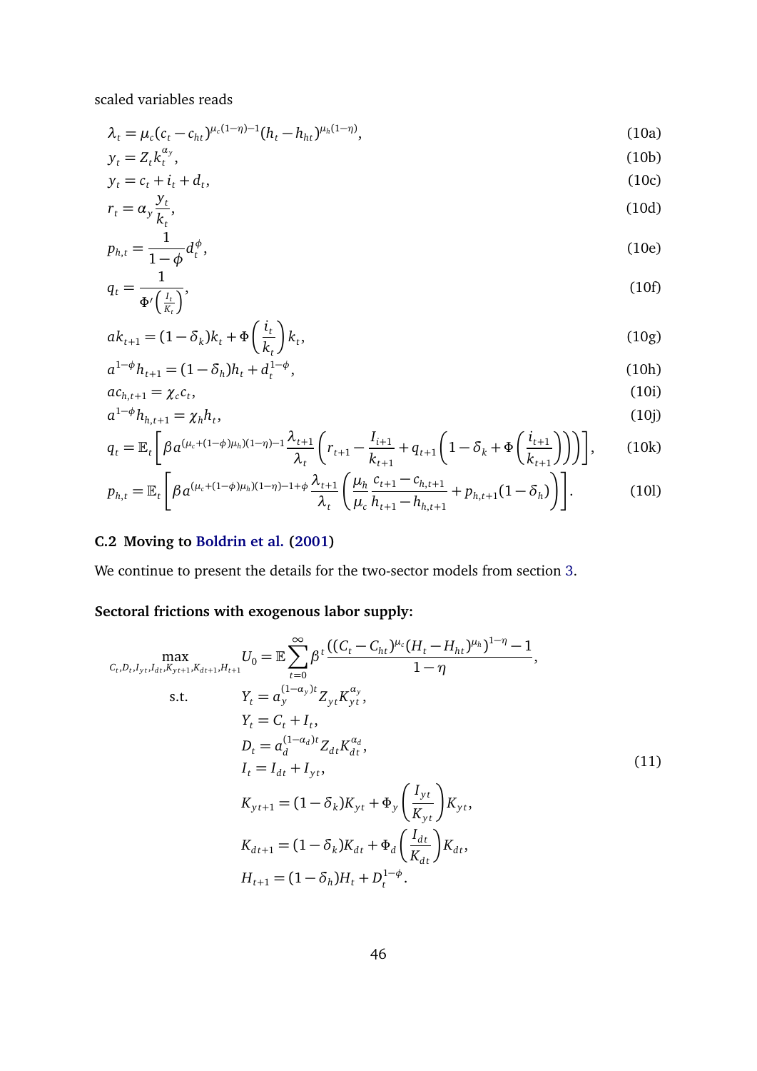scaled variables reads

$$\lambda_t = \mu_c (c_t - c_{ht})^{\mu_c(1-\eta)-1} (h_t - h_{ht})^{\mu_h(1-\eta)}, \tag{10a}$$

$$y_t = Z_t k_t^{\alpha_y}, \tag{10b}$$

$$y_t = c_t + i_t + d_t, \tag{10c}$$

$$r_t = \alpha_y \frac{y_t}{k_t}, \tag{10d}$$

$$p_{h,t} = \frac{1}{1-\phi} d_t^{\phi}, \tag{10e}$$

$$q_t = \frac{1}{\Phi'\left(\frac{I_t}{K_t}\right)}, \tag{10f}$$

$$a k_{t+1} = (1-\delta_k) k_t + \Phi\left(\frac{i_t}{k_t}\right) k_t, \tag{10g}$$

$$a^{1-\phi} h_{t+1} = (1-\delta_h) h_t + d_t^{1-\phi}, \tag{10h}$$

$$a c_{h,t+1} = \chi_c c_t, \tag{10i}$$

$$a^{1-\phi} h_{h,t+1} = \chi_h h_t, \tag{10j}$$

$$q_t = \mathbb{E}_t \left[ \beta a^{(\mu_c + (1-\phi)\mu_h)(1-\eta)-1} \frac{\lambda_{t+1}}{\lambda_t} \left( r_{t+1} - \frac{I_{i+1}}{k_{t+1}} + q_{t+1} \left( 1 - \delta_k + \Phi\left( \frac{i_{t+1}}{k_{t+1}} \right) \right) \right) \right], \tag{10k}$$

$$p_{h,t} = \mathbb{E}_t \left[ \beta a^{(\mu_c + (1-\phi)\mu_h)(1-\eta)-1+\phi} \frac{\lambda_{t+1}}{\lambda_t} \left( \frac{\mu_h}{\mu_c} \frac{c_{t+1} - c_{h,t+1}}{h_{t+1} - h_{h,t+1}} + p_{h,t+1}(1-\delta_h) \right) \right]. \tag{10l}$$

### C.2 Moving to Boldrin et al. (2001)

We continue to present the details for the two-sector models from section 3.

**Sectoral frictions with exogenous labor supply:**

$$
\begin{aligned}
\max_{C_t, D_t, I_{yt}, I_{dt}, K_{yt+1}, K_{dt+1}, H_{t+1}} \quad & U_0 = \mathbb{E} \sum_{t=0}^{\infty} \beta^t \frac{((C_t - C_{ht})^{\mu_c} (H_t - H_{ht})^{\mu_h})^{1-\eta} - 1}{1-\eta}, \\
\text{s.t.} \quad & Y_t = a_y^{(1-\alpha_y)t} Z_{yt} K_{yt}^{\alpha_y}, \\
& Y_t = C_t + I_t, \\
& D_t = a_d^{(1-\alpha_d)t} Z_{dt} K_{dt}^{\alpha_d}, \\
& I_t = I_{dt} + I_{yt}, \\
& K_{yt+1} = (1-\delta_k) K_{yt} + \Phi_y\left(\frac{I_{yt}}{K_{yt}}\right) K_{yt}, \\
& K_{dt+1} = (1-\delta_k) K_{dt} + \Phi_d\left(\frac{I_{dt}}{K_{dt}}\right) K_{dt}, \\
& H_{t+1} = (1-\delta_h) H_t + D_t^{1-\phi}.
\end{aligned}
\tag{11}
$$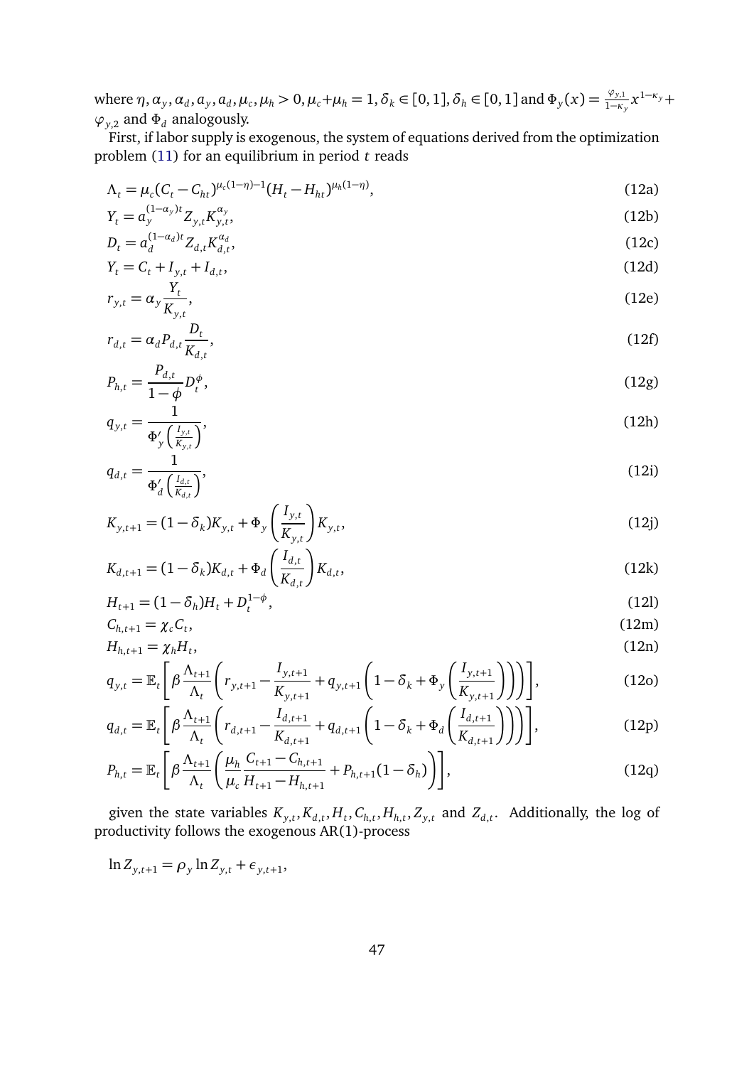where $\eta, \alpha_y, \alpha_d, a_y, a_d, \mu_c, \mu_h > 0, \mu_c+\mu_h = 1, \delta_k \in [0,1], \delta_h \in [0,1]$ and $\Phi_y(x) = \frac{\varphi_{y,1}}{1-\kappa_y} x^{1-\kappa_y} + \varphi_{y,2}$ and $\Phi_d$ analogously.

First, if labor supply is exogenous, the system of equations derived from the optimization problem (11) for an equilibrium in period $t$ reads

$$\Lambda_t = \mu_c (C_t - C_{ht})^{\mu_c(1-\eta)-1} (H_t - H_{ht})^{\mu_h(1-\eta)}, \tag{12a}$$

$$Y_t = a_y^{(1-\alpha_y)t} Z_{y,t} K_{y,t}^{\alpha_y}, \tag{12b}$$

$$D_t = a_d^{(1-\alpha_d)t} Z_{d,t} K_{d,t}^{\alpha_d}, \tag{12c}$$

$$Y_t = C_t + I_{y,t} + I_{d,t}, \tag{12d}$$

$$r_{y,t} = \alpha_y \frac{Y_t}{K_{y,t}}, \tag{12e}$$

$$r_{d,t} = \alpha_d P_{d,t} \frac{D_t}{K_{d,t}}, \tag{12f}$$

$$P_{h,t} = \frac{P_{d,t}}{1-\phi} D_t^{\phi}, \tag{12g}$$

$$q_{y,t} = \frac{1}{\Phi_y'\left(\frac{I_{y,t}}{K_{y,t}}\right)}, \tag{12h}$$

$$q_{d,t} = \frac{1}{\Phi_d'\left(\frac{I_{d,t}}{K_{d,t}}\right)}, \tag{12i}$$

$$K_{y,t+1} = (1-\delta_k) K_{y,t} + \Phi_y\left(\frac{I_{y,t}}{K_{y,t}}\right) K_{y,t}, \tag{12j}$$

$$K_{d,t+1} = (1-\delta_k) K_{d,t} + \Phi_d\left(\frac{I_{d,t}}{K_{d,t}}\right) K_{d,t}, \tag{12k}$$

$$H_{t+1} = (1-\delta_h) H_t + D_t^{1-\phi}, \tag{12l}$$

$$C_{h,t+1} = \chi_c C_t, \tag{12m}$$

$$H_{h,t+1} = \chi_h H_t, \tag{12n}$$

$$q_{y,t} = \mathbb{E}_t\left[\beta \frac{\Lambda_{t+1}}{\Lambda_t}\left(r_{y,t+1} - \frac{I_{y,t+1}}{K_{y,t+1}} + q_{y,t+1}\left(1-\delta_k + \Phi_y\left(\frac{I_{y,t+1}}{K_{y,t+1}}\right)\right)\right)\right], \tag{12o}$$

$$q_{d,t} = \mathbb{E}_t\left[\beta \frac{\Lambda_{t+1}}{\Lambda_t}\left(r_{d,t+1} - \frac{I_{d,t+1}}{K_{d,t+1}} + q_{d,t+1}\left(1-\delta_k + \Phi_d\left(\frac{I_{d,t+1}}{K_{d,t+1}}\right)\right)\right)\right], \tag{12p}$$

$$P_{h,t} = \mathbb{E}_t\left[\beta \frac{\Lambda_{t+1}}{\Lambda_t}\left(\frac{\mu_h}{\mu_c} \frac{C_{t+1} - C_{h,t+1}}{H_{t+1} - H_{h,t+1}} + P_{h,t+1}(1-\delta_h)\right)\right], \tag{12q}$$

given the state variables $K_{y,t}, K_{d,t}, H_t, C_{h,t}, H_{h,t}, Z_{y,t}$ and $Z_{d,t}$. Additionally, the log of productivity follows the exogenous AR(1)-process

$$\ln Z_{y,t+1} = \rho_y \ln Z_{y,t} + \epsilon_{y,t+1},$$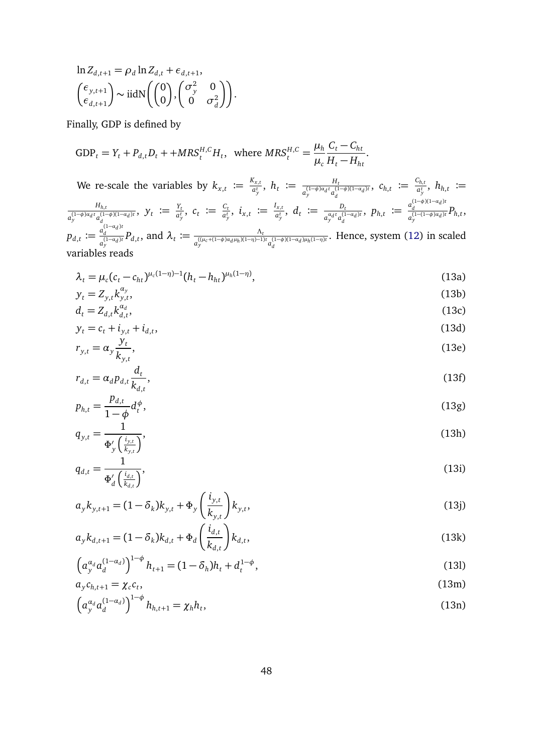$$\ln Z_{d,t+1} = \rho_d \ln Z_{d,t} + \epsilon_{d,t+1},$$

$$\begin{pmatrix} \epsilon_{y,t+1} \\ \epsilon_{d,t+1} \end{pmatrix} \sim \text{iidN}\left( \begin{pmatrix} 0 \\ 0 \end{pmatrix}, \begin{pmatrix} \sigma_y^2 & 0 \\ 0 & \sigma_d^2 \end{pmatrix} \right).$$

Finally, GDP is defined by

$$\text{GDP}_t = Y_t + P_{d,t} D_t + +MRS_t^{H,C} H_t, \quad \text{where } MRS_t^{H,C} = \frac{\mu_h}{\mu_c} \frac{C_t - C_{ht}}{H_t - H_{ht}}.$$

We re-scale the variables by $k_{x,t} := \frac{K_{x,t}}{a_y^t}$, $h_t := \frac{H_t}{a_y^{(1-\phi)\alpha_d t} a_d^{(1-\phi)(1-\alpha_d)t}}$, $c_{h,t} := \frac{C_{h,t}}{a_y^t}$, $h_{h,t} := \frac{H_{h,t}}{a_y^{(1-\phi)\alpha_d t} a_d^{(1-\phi)(1-\alpha_d)t}}$, $y_t := \frac{Y_t}{a_y^t}$, $c_t := \frac{C_t}{a_y^t}$, $i_{x,t} := \frac{I_{x,t}}{a_y^t}$, $d_t := \frac{D_t}{a_y^{\alpha_d t} a_d^{(1-\alpha_d)t}}$, $p_{h,t} := \frac{a_d^{(1-\phi)(1-\alpha_d)t}}{a_y^{(1-(1-\phi)\alpha_d)t}} P_{h,t}$, $p_{d,t} := \frac{a_d^{(1-\alpha_d)t}}{a_y^{(1-\alpha_d)t}} P_{d,t}$, and $\lambda_t := \frac{\Lambda_t}{a_y^{((\mu_c+(1-\phi)\alpha_d\mu_h)(1-\eta)-1)t} a_d^{(1-\phi)(1-\alpha_d)\mu_h(1-\eta)t}}$. Hence, system (12) in scaled variables reads

$$\lambda_t = \mu_c (c_t - c_{ht})^{\mu_c(1-\eta)-1} (h_t - h_{ht})^{\mu_h(1-\eta)}, \tag{13a}$$

$$y_t = Z_{y,t} k_{y,t}^{\alpha_y}, \tag{13b}$$

$$d_t = Z_{d,t} k_{d,t}^{\alpha_d}, \tag{13c}$$

$$y_t = c_t + i_{y,t} + i_{d,t}, \tag{13d}$$

$$r_{y,t} = \alpha_y \frac{y_t}{k_{y,t}}, \tag{13e}$$

$$r_{d,t} = \alpha_d p_{d,t} \frac{d_t}{k_{d,t}}, \tag{13f}$$

$$p_{h,t} = \frac{p_{d,t}}{1-\phi} d_t^{\phi}, \tag{13g}$$

$$q_{y,t} = \frac{1}{\Phi_y'\left(\frac{i_{y,t}}{k_{y,t}}\right)}, \tag{13h}$$

$$q_{d,t} = \frac{1}{\Phi_d'\left(\frac{i_{d,t}}{k_{d,t}}\right)}, \tag{13i}$$

$$a_y k_{y,t+1} = (1-\delta_k) k_{y,t} + \Phi_y\left(\frac{i_{y,t}}{k_{y,t}}\right) k_{y,t}, \tag{13j}$$

$$a_y k_{d,t+1} = (1-\delta_k) k_{d,t} + \Phi_d\left(\frac{i_{d,t}}{k_{d,t}}\right) k_{d,t}, \tag{13k}$$

$$\left(a_y^{\alpha_d} a_d^{(1-\alpha_d)}\right)^{1-\phi} h_{t+1} = (1-\delta_h) h_t + d_t^{1-\phi}, \tag{13l}$$

$$a_y c_{h,t+1} = \chi_c c_t, \tag{13m}$$

$$\left(a_y^{\alpha_d} a_d^{(1-\alpha_d)}\right)^{1-\phi} h_{h,t+1} = \chi_h h_t, \tag{13n}$$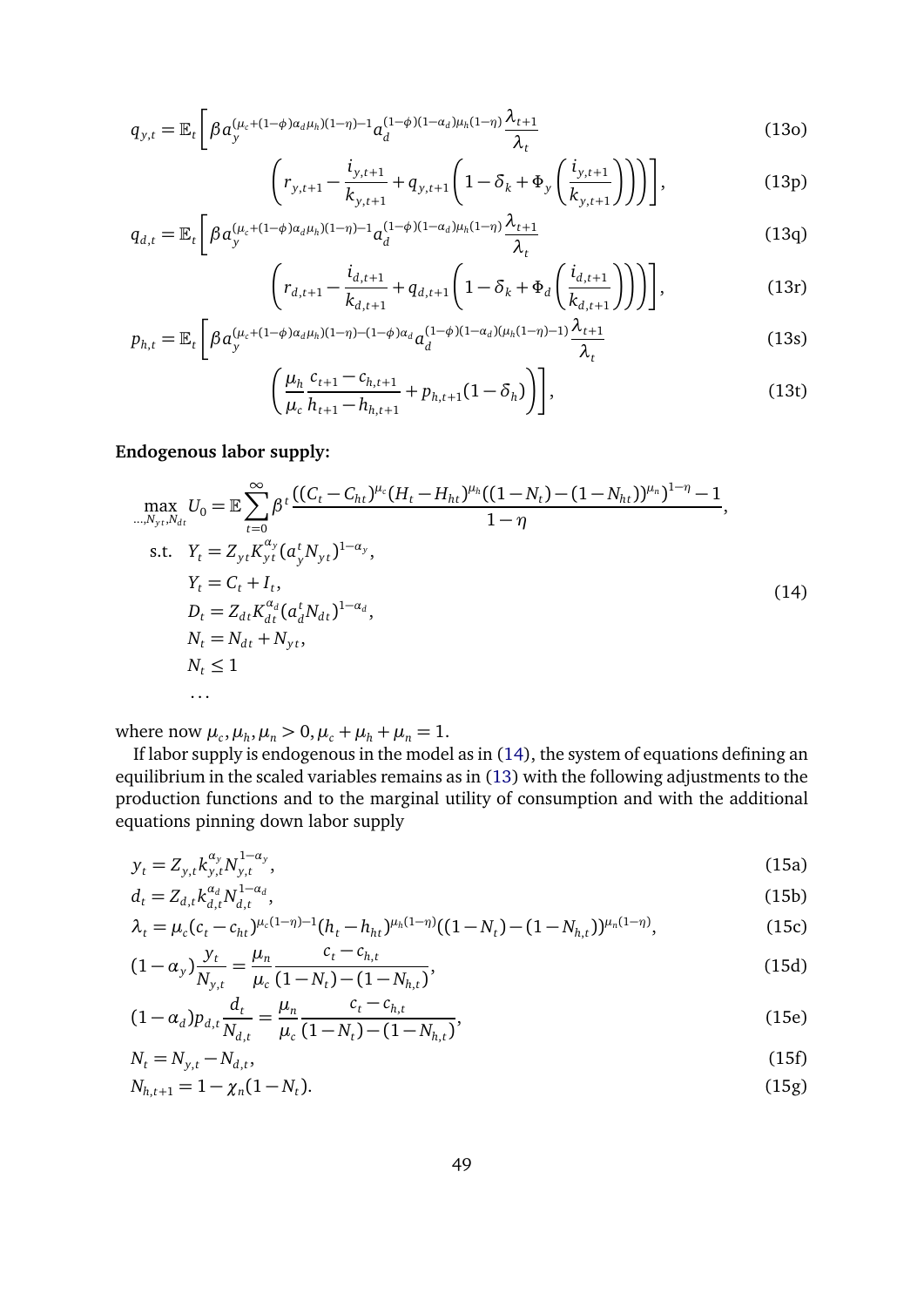$$q_{y,t} = \mathbb{E}_t \Bigg[ \beta a_y^{(\mu_c+(1-\phi)\alpha_d\mu_h)(1-\eta))-1} a_d^{(1-\phi)(1-\alpha_d)\mu_h(1-\eta)} \frac{\lambda_{t+1}}{\lambda_t} \tag{13o}$$

$$\left( r_{y,t+1} - \frac{i_{y,t+1}}{k_{y,t+1}} + q_{y,t+1}\left(1 - \delta_k + \Phi_y\left(\frac{i_{y,t+1}}{k_{y,t+1}}\right)\right)\right)\Bigg], \tag{13p}$$

$$q_{d,t} = \mathbb{E}_t \Bigg[ \beta a_y^{(\mu_c+(1-\phi)\alpha_d\mu_h)(1-\eta))-1} a_d^{(1-\phi)(1-\alpha_d)\mu_h(1-\eta)} \frac{\lambda_{t+1}}{\lambda_t} \tag{13q}$$

$$\left( r_{d,t+1} - \frac{i_{d,t+1}}{k_{d,t+1}} + q_{d,t+1}\left(1 - \delta_k + \Phi_d\left(\frac{i_{d,t+1}}{k_{d,t+1}}\right)\right)\right)\Bigg], \tag{13r}$$

$$p_{h,t} = \mathbb{E}_t \Bigg[ \beta a_y^{(\mu_c+(1-\phi)\alpha_d\mu_h)(1-\eta))-(1-\phi)\alpha_d} a_d^{(1-\phi)(1-\alpha_d)(\mu_h(1-\eta)-1)} \frac{\lambda_{t+1}}{\lambda_t} \tag{13s}$$

$$\left( \frac{\mu_h}{\mu_c} \frac{c_{t+1} - c_{h,t+1}}{h_{t+1} - h_{h,t+1}} + p_{h,t+1}(1-\delta_h) \right)\Bigg], \tag{13t}$$

**Endogenous labor supply:**

$$\begin{aligned}
\max_{\ldots,N_{yt},N_{dt}} U_0 = \mathbb{E} \sum_{t=0}^{\infty} \beta^t & \frac{((C_t - C_{ht})^{\mu_c}(H_t - H_{ht})^{\mu_h}((1-N_t)-(1-N_{ht}))^{\mu_n})^{1-\eta} - 1}{1-\eta}, \\
\text{s.t.} \quad & Y_t = Z_{yt} K_{yt}^{\alpha_y} (a_y^t N_{yt})^{1-\alpha_y}, \\
& Y_t = C_t + I_t, \\
& D_t = Z_{dt} K_{dt}^{\alpha_d} (a_d^t N_{dt})^{1-\alpha_d}, \\
& N_t = N_{dt} + N_{yt}, \\
& N_t \leq 1 \\
& \ldots
\end{aligned} \tag{14}$$

where now $\mu_c, \mu_h, \mu_n > 0, \mu_c + \mu_h + \mu_n = 1$.

If labor supply is endogenous in the model as in (14), the system of equations defining an equilibrium in the scaled variables remains as in (13) with the following adjustments to the production functions and to the marginal utility of consumption and with the additional equations pinning down labor supply

$$y_t = Z_{y,t} k_{y,t}^{\alpha_y} N_{y,t}^{1-\alpha_y}, \tag{15a}$$

$$d_t = Z_{d,t} k_{d,t}^{\alpha_d} N_{d,t}^{1-\alpha_d}, \tag{15b}$$

$$\lambda_t = \mu_c (c_t - c_{ht})^{\mu_c(1-\eta)-1} (h_t - h_{ht})^{\mu_h(1-\eta)} ((1-N_t)-(1-N_{h,t}))^{\mu_n(1-\eta)}, \tag{15c}$$

$$(1-\alpha_y)\frac{y_t}{N_{y,t}} = \frac{\mu_n}{\mu_c} \frac{c_t - c_{h,t}}{(1-N_t)-(1-N_{h,t})}, \tag{15d}$$

$$(1-\alpha_d) p_{d,t} \frac{d_t}{N_{d,t}} = \frac{\mu_n}{\mu_c} \frac{c_t - c_{h,t}}{(1-N_t)-(1-N_{h,t})}, \tag{15e}$$

$$N_t = N_{y,t} - N_{d,t}, \tag{15f}$$

$$N_{h,t+1} = 1 - \chi_n (1 - N_t). \tag{15g}$$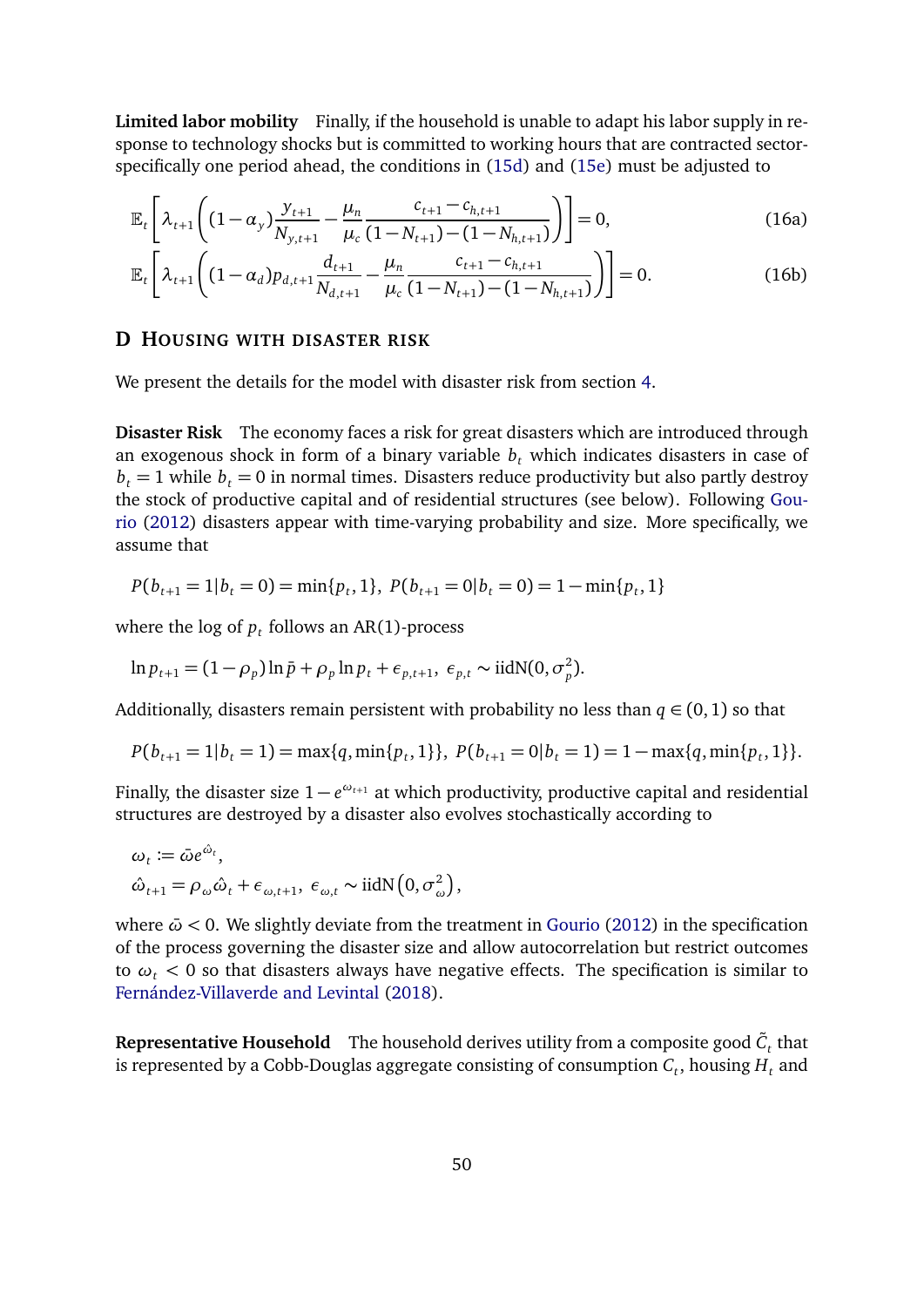**Limited labor mobility** Finally, if the household is unable to adapt his labor supply in response to technology shocks but is committed to working hours that are contracted sector-specifically one period ahead, the conditions in (15d) and (15e) must be adjusted to

$$\mathbb{E}_t\left[\lambda_{t+1}\left((1-\alpha_y)\frac{y_{t+1}}{N_{y,t+1}}-\frac{\mu_n}{\mu_c}\frac{c_{t+1}-c_{h,t+1}}{(1-N_{t+1})-(1-N_{h,t+1})}\right)\right]=0, \tag{16a}$$

$$\mathbb{E}_t\left[\lambda_{t+1}\left((1-\alpha_d)p_{d,t+1}\frac{d_{t+1}}{N_{d,t+1}}-\frac{\mu_n}{\mu_c}\frac{c_{t+1}-c_{h,t+1}}{(1-N_{t+1})-(1-N_{h,t+1})}\right)\right]=0. \tag{16b}$$

## D Housing with disaster risk

We present the details for the model with disaster risk from section 4.

**Disaster Risk** The economy faces a risk for great disasters which are introduced through an exogenous shock in form of a binary variable $b_t$ which indicates disasters in case of $b_t = 1$ while $b_t = 0$ in normal times. Disasters reduce productivity but also partly destroy the stock of productive capital and of residential structures (see below). Following Gourio (2012) disasters appear with time-varying probability and size. More specifically, we assume that

$$P(b_{t+1}=1|b_t=0)=\min\{p_t,1\},\ P(b_{t+1}=0|b_t=0)=1-\min\{p_t,1\}$$

where the log of $p_t$ follows an AR(1)-process

$$\ln p_{t+1}=(1-\rho_p)\ln\bar{p}+\rho_p\ln p_t+\epsilon_{p,t+1},\ \epsilon_{p,t}\sim \text{iidN}(0,\sigma_p^2).$$

Additionally, disasters remain persistent with probability no less than $q \in (0,1)$ so that

$$P(b_{t+1}=1|b_t=1)=\max\{q,\min\{p_t,1\}\},\ P(b_{t+1}=0|b_t=1)=1-\max\{q,\min\{p_t,1\}\}.$$

Finally, the disaster size $1-e^{\omega_{t+1}}$ at which productivity, productive capital and residential structures are destroyed by a disaster also evolves stochastically according to

$$\omega_t := \bar{\omega}e^{\hat{\omega}_t},$$
$$\hat{\omega}_{t+1}=\rho_\omega\hat{\omega}_t+\epsilon_{\omega,t+1},\ \epsilon_{\omega,t}\sim \text{iidN}\left(0,\sigma_\omega^2\right),$$

where $\bar{\omega} < 0$. We slightly deviate from the treatment in Gourio (2012) in the specification of the process governing the disaster size and allow autocorrelation but restrict outcomes to $\omega_t < 0$ so that disasters always have negative effects. The specification is similar to Fernández-Villaverde and Levintal (2018).

**Representative Household** The household derives utility from a composite good $\tilde{C}_t$ that is represented by a Cobb-Douglas aggregate consisting of consumption $C_t$, housing $H_t$ and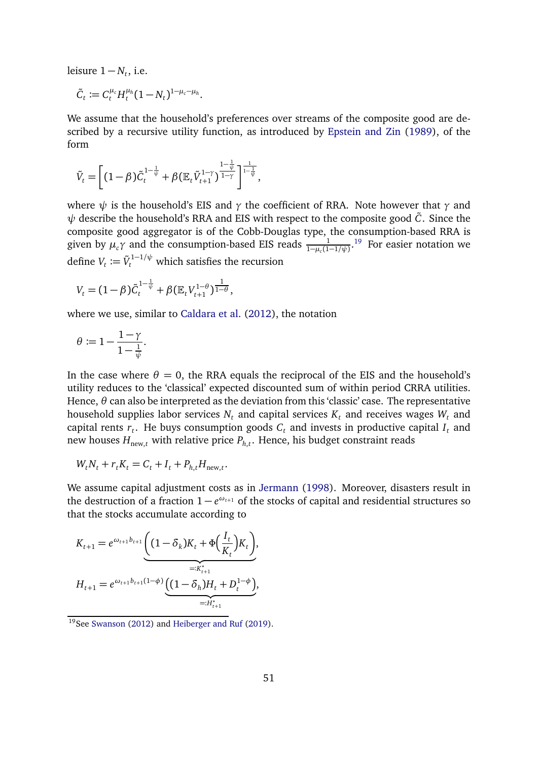leisure $1-N_t$, i.e.

$$\tilde{C}_t := C_t^{\mu_c} H_t^{\mu_h} (1-N_t)^{1-\mu_c-\mu_h}.$$

We assume that the household's preferences over streams of the composite good are described by a recursive utility function, as introduced by Epstein and Zin (1989), of the form

$$\tilde{V}_t = \left[(1-\beta)\tilde{C}_t^{1-\frac{1}{\psi}} + \beta(\mathbb{E}_t \tilde{V}_{t+1}^{1-\gamma})^{\frac{1-\frac{1}{\psi}}{1-\gamma}}\right]^{\frac{1}{1-\frac{1}{\psi}}},$$

where $\psi$ is the household's EIS and $\gamma$ the coefficient of RRA. Note however that $\gamma$ and $\psi$ describe the household's RRA and EIS with respect to the composite good $\tilde{C}$. Since the composite good aggregator is of the Cobb-Douglas type, the consumption-based RRA is given by $\mu_c\gamma$ and the consumption-based EIS reads $\frac{1}{1-\mu_c(1-1/\psi)}$.[19] For easier notation we define $V_t := \tilde{V}_t^{1-1/\psi}$ which satisfies the recursion

$$V_t = (1-\beta)\tilde{C}_t^{1-\frac{1}{\psi}} + \beta(\mathbb{E}_t V_{t+1}^{1-\theta})^{\frac{1}{1-\theta}},$$

where we use, similar to Caldara et al. (2012), the notation

$$\theta := 1 - \frac{1-\gamma}{1-\frac{1}{\psi}}.$$

In the case where $\theta = 0$, the RRA equals the reciprocal of the EIS and the household's utility reduces to the 'classical' expected discounted sum of within period CRRA utilities. Hence, $\theta$ can also be interpreted as the deviation from this 'classic' case. The representative household supplies labor services $N_t$ and capital services $K_t$ and receives wages $W_t$ and capital rents $r_t$. He buys consumption goods $C_t$ and invests in productive capital $I_t$ and new houses $H_{\text{new},t}$ with relative price $P_{h,t}$. Hence, his budget constraint reads

$$W_t N_t + r_t K_t = C_t + I_t + P_{h,t} H_{\text{new},t}.$$

We assume capital adjustment costs as in Jermann (1998). Moreover, disasters result in the destruction of a fraction $1-e^{\omega_{t+1}}$ of the stocks of capital and residential structures so that the stocks accumulate according to

$$K_{t+1} = e^{\omega_{t+1} b_{t+1}} \underbrace{\left((1-\delta_k)K_t + \Phi\left(\frac{I_t}{K_t}\right)K_t\right)}_{=:K_{t+1}^\star},$$

$$H_{t+1} = e^{\omega_{t+1} b_{t+1}(1-\phi)} \underbrace{\left((1-\delta_h)H_t + D_t^{1-\phi}\right)}_{=:H_{t+1}^\star},$$

[19] See Swanson (2012) and Heiberger and Ruf (2019).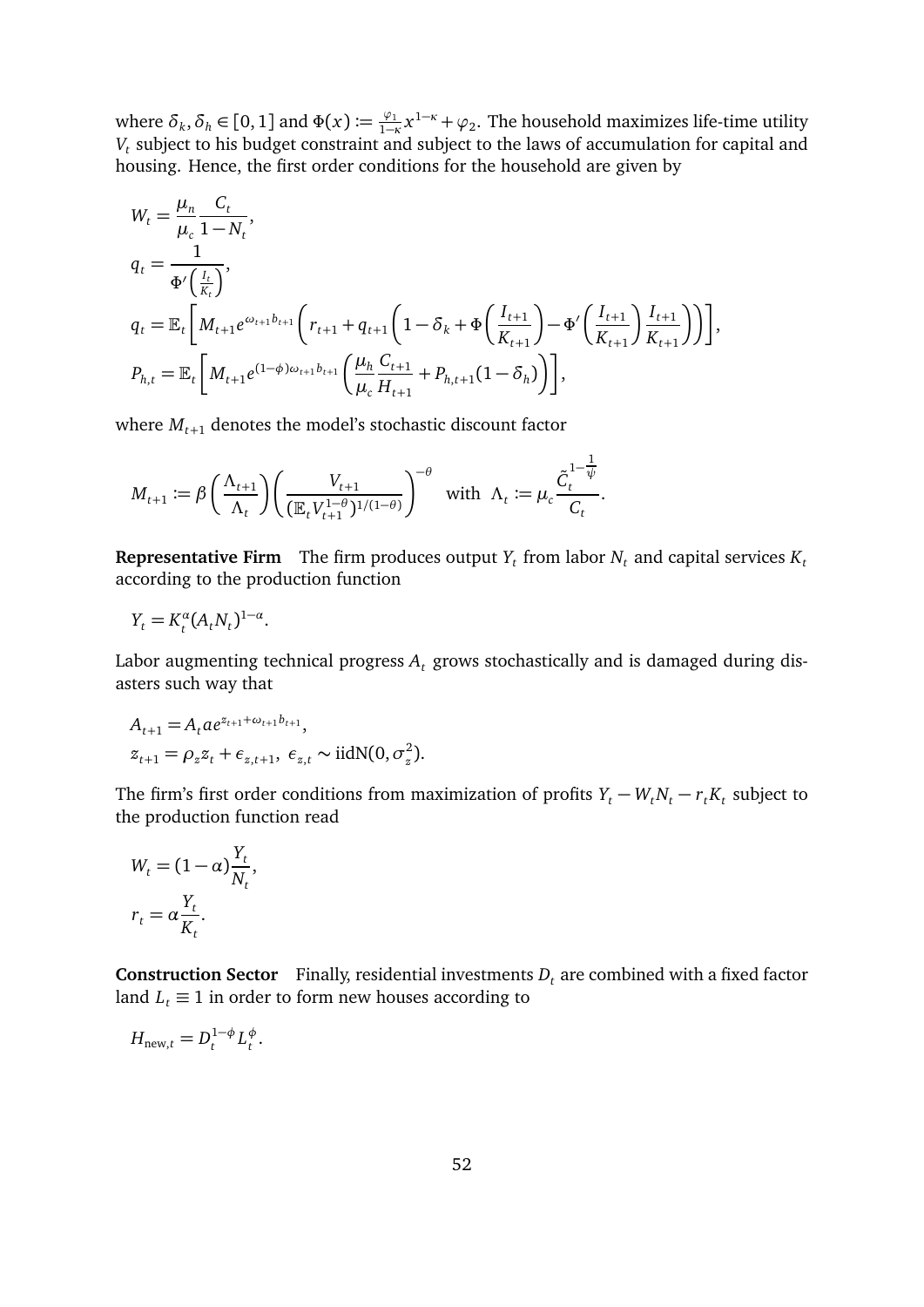where $\delta_k, \delta_h \in [0,1]$ and $\Phi(x) := \frac{\varphi_1}{1-\kappa} x^{1-\kappa} + \varphi_2$. The household maximizes life-time utility $V_t$ subject to his budget constraint and subject to the laws of accumulation for capital and housing. Hence, the first order conditions for the household are given by

$$
\begin{aligned}
W_t &= \frac{\mu_n}{\mu_c} \frac{C_t}{1-N_t}, \\
q_t &= \frac{1}{\Phi'\left(\frac{I_t}{K_t}\right)}, \\
q_t &= \mathbb{E}_t \left[ M_{t+1} e^{\omega_{t+1} b_{t+1}} \left( r_{t+1} + q_{t+1} \left( 1 - \delta_k + \Phi\left(\frac{I_{t+1}}{K_{t+1}}\right) - \Phi'\left(\frac{I_{t+1}}{K_{t+1}}\right) \frac{I_{t+1}}{K_{t+1}} \right) \right) \right], \\
P_{h,t} &= \mathbb{E}_t \left[ M_{t+1} e^{(1-\phi)\omega_{t+1} b_{t+1}} \left( \frac{\mu_h}{\mu_c} \frac{C_{t+1}}{H_{t+1}} + P_{h,t+1}(1-\delta_h) \right) \right],
\end{aligned}
$$

where $M_{t+1}$ denotes the model's stochastic discount factor

$$
M_{t+1} := \beta \left( \frac{\Lambda_{t+1}}{\Lambda_t} \right) \left( \frac{V_{t+1}}{(\mathbb{E}_t V_{t+1}^{1-\theta})^{1/(1-\theta)}} \right)^{-\theta} \quad \text{with} \ \ \Lambda_t := \mu_c \frac{\tilde{C}_t^{1-\frac{1}{\psi}}}{C_t}.
$$

**Representative Firm** The firm produces output $Y_t$ from labor $N_t$ and capital services $K_t$ according to the production function

$$
Y_t = K_t^{\alpha} (A_t N_t)^{1-\alpha}.
$$

Labor augmenting technical progress $A_t$ grows stochastically and is damaged during disasters such way that

$$
\begin{aligned}
A_{t+1} &= A_t a e^{z_{t+1} + \omega_{t+1} b_{t+1}}, \\
z_{t+1} &= \rho_z z_t + \epsilon_{z,t+1}, \ \epsilon_{z,t} \sim \text{iidN}(0, \sigma_z^2).
\end{aligned}
$$

The firm's first order conditions from maximization of profits $Y_t - W_t N_t - r_t K_t$ subject to the production function read

$$
\begin{aligned}
W_t &= (1-\alpha) \frac{Y_t}{N_t}, \\
r_t &= \alpha \frac{Y_t}{K_t}.
\end{aligned}
$$

**Construction Sector** Finally, residential investments $D_t$ are combined with a fixed factor land $L_t \equiv 1$ in order to form new houses according to

$$
H_{\text{new},t} = D_t^{1-\phi} L_t^{\phi}.
$$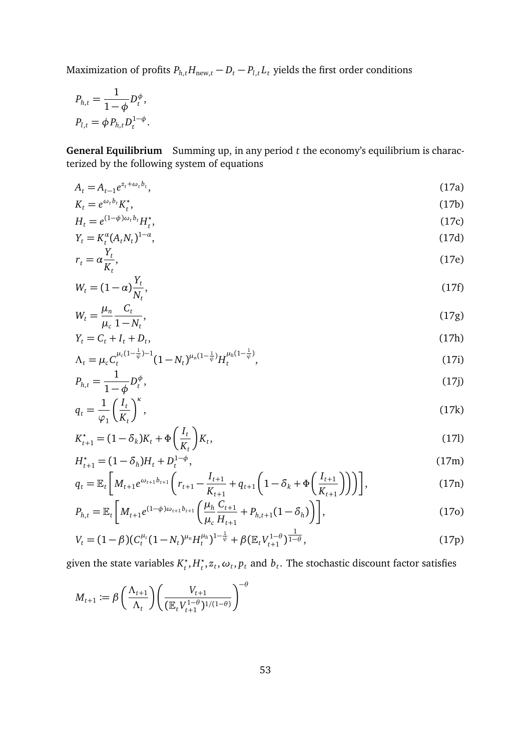Maximization of profits $P_{h,t}H_{\text{new},t} - D_t - P_{l,t}L_t$ yields the first order conditions

$$P_{h,t} = \frac{1}{1-\phi}D_t^{\phi},$$
$$P_{l,t} = \phi P_{h,t} D_t^{1-\phi}.$$

**General Equilibrium** Summing up, in any period $t$ the economy's equilibrium is characterized by the following system of equations

$$A_t = A_{t-1}e^{z_t + \omega_t b_t}, \tag{17a}$$

$$K_t = e^{\omega_t b_t} K_t^{\star}, \tag{17b}$$

$$H_t = e^{(1-\phi)\omega_t b_t} H_t^{\star}, \tag{17c}$$

$$Y_t = K_t^{\alpha}(A_t N_t)^{1-\alpha}, \tag{17d}$$

$$r_t = \alpha \frac{Y_t}{K_t}, \tag{17e}$$

$$W_t = (1-\alpha)\frac{Y_t}{N_t}, \tag{17f}$$

$$W_t = \frac{\mu_n}{\mu_c}\frac{C_t}{1-N_t}, \tag{17g}$$

$$Y_t = C_t + I_t + D_t, \tag{17h}$$

$$\Lambda_t = \mu_c C_t^{\mu_c(1-\frac{1}{\psi})-1}(1-N_t)^{\mu_n(1-\frac{1}{\psi})} H_t^{\mu_h(1-\frac{1}{\psi})}, \tag{17i}$$

$$P_{h,t} = \frac{1}{1-\phi}D_t^{\phi}, \tag{17j}$$

$$q_t = \frac{1}{\varphi_1}\left(\frac{I_t}{K_t}\right)^{\kappa}, \tag{17k}$$

$$K_{t+1}^{\star} = (1-\delta_k)K_t + \Phi\left(\frac{I_t}{K_t}\right)K_t, \tag{17l}$$

$$H_{t+1}^{\star} = (1-\delta_h)H_t + D_t^{1-\phi}, \tag{17m}$$

$$q_t = \mathbb{E}_t\left[M_{t+1}e^{\omega_{t+1}b_{t+1}}\left(r_{t+1} - \frac{I_{t+1}}{K_{t+1}} + q_{t+1}\left(1-\delta_k + \Phi\left(\frac{I_{t+1}}{K_{t+1}}\right)\right)\right)\right], \tag{17n}$$

$$P_{h,t} = \mathbb{E}_t\left[M_{t+1}e^{(1-\phi)\omega_{t+1}b_{t+1}}\left(\frac{\mu_h}{\mu_c}\frac{C_{t+1}}{H_{t+1}} + P_{h,t+1}(1-\delta_h)\right)\right], \tag{17o}$$

$$V_t = (1-\beta)(C_t^{\mu_c}(1-N_t)^{\mu_n}H_t^{\mu_h})^{1-\frac{1}{\psi}} + \beta(\mathbb{E}_t V_{t+1}^{1-\theta})^{\frac{1}{1-\theta}}, \tag{17p}$$

given the state variables $K_t^{\star}, H_t^{\star}, z_t, \omega_t, p_t$ and $b_t$. The stochastic discount factor satisfies

$$M_{t+1} := \beta\left(\frac{\Lambda_{t+1}}{\Lambda_t}\right)\left(\frac{V_{t+1}}{(\mathbb{E}_t V_{t+1}^{1-\theta})^{1/(1-\theta)}}\right)^{-\theta}$$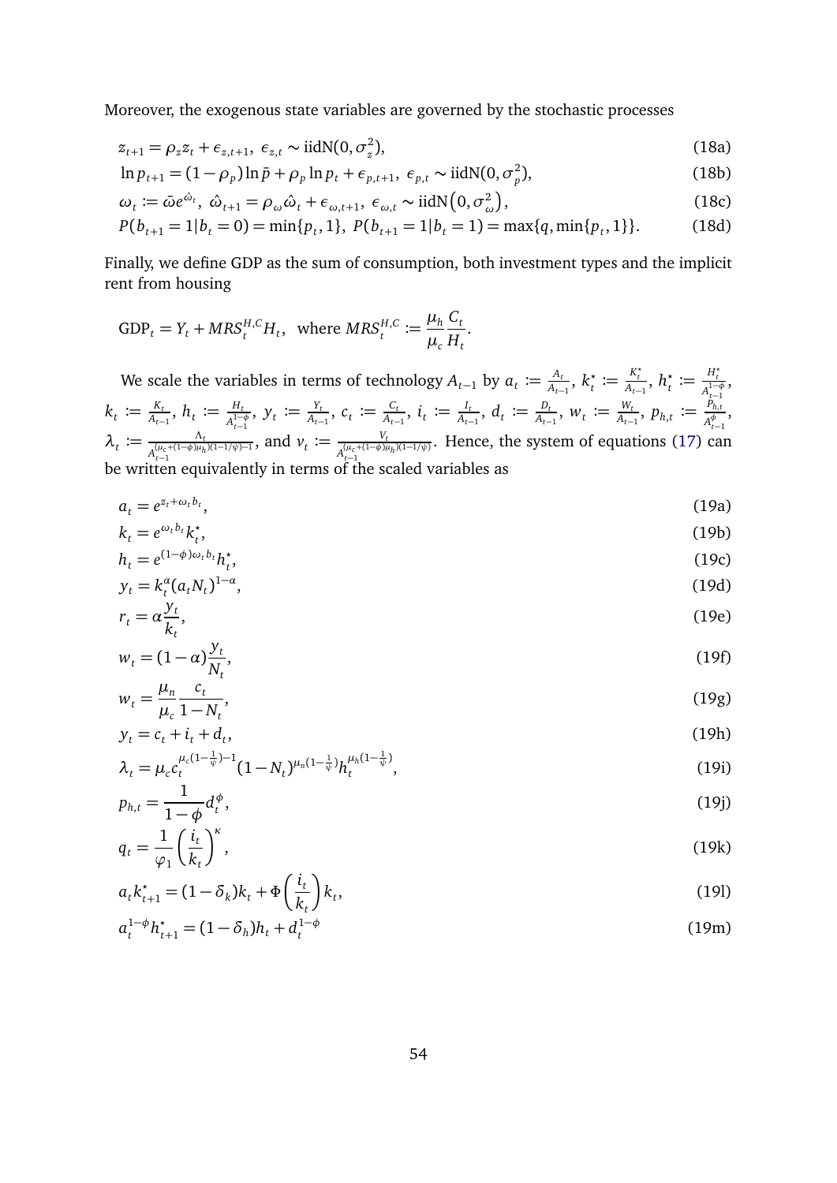Moreover, the exogenous state variables are governed by the stochastic processes

$$z_{t+1} = \rho_z z_t + \epsilon_{z,t+1},\ \epsilon_{z,t} \sim \text{iidN}(0, \sigma_z^2), \tag{18a}$$

$$\ln p_{t+1} = (1-\rho_p)\ln \bar{p} + \rho_p \ln p_t + \epsilon_{p,t+1},\ \epsilon_{p,t} \sim \text{iidN}(0, \sigma_p^2), \tag{18b}$$

$$\omega_t := \bar{\omega} e^{\hat{\omega}_t},\ \hat{\omega}_{t+1} = \rho_\omega \hat{\omega}_t + \epsilon_{\omega,t+1},\ \epsilon_{\omega,t} \sim \text{iidN}\left(0, \sigma_\omega^2\right), \tag{18c}$$

$$P(b_{t+1} = 1 | b_t = 0) = \min\{p_t, 1\},\ P(b_{t+1} = 1 | b_t = 1) = \max\{q, \min\{p_t, 1\}\}. \tag{18d}$$

Finally, we define GDP as the sum of consumption, both investment types and the implicit rent from housing

$$\text{GDP}_t = Y_t + MRS_t^{H,C} H_t, \text{ where } MRS_t^{H,C} := \frac{\mu_h}{\mu_c}\frac{C_t}{H_t}.$$

We scale the variables in terms of technology $A_{t-1}$ by $a_t := \frac{A_t}{A_{t-1}}$, $k_t^\star := \frac{K_t^\star}{A_{t-1}}$, $h_t^\star := \frac{H_t^\star}{A_{t-1}^{1-\phi}}$, $k_t := \frac{K_t}{A_{t-1}}$, $h_t := \frac{H_t}{A_{t-1}^{1-\phi}}$, $y_t := \frac{Y_t}{A_{t-1}}$, $c_t := \frac{C_t}{A_{t-1}}$, $i_t := \frac{I_t}{A_{t-1}}$, $d_t := \frac{D_t}{A_{t-1}}$, $w_t := \frac{W_t}{A_{t-1}}$, $p_{h,t} := \frac{P_{h,t}}{A_{t-1}^{\phi}}$, $\lambda_t := \frac{\Lambda_t}{A_{t-1}^{(\mu_c+(1-\phi)\mu_h)(1-1/\psi)-1}}$, and $v_t := \frac{V_t}{A_{t-1}^{(\mu_c+(1-\phi)\mu_h)(1-1/\psi)}}$. Hence, the system of equations (17) can be written equivalently in terms of the scaled variables as

$$a_t = e^{z_t + \omega_t b_t}, \tag{19a}$$

$$k_t = e^{\omega_t b_t} k_t^\star, \tag{19b}$$

$$h_t = e^{(1-\phi)\omega_t b_t} h_t^\star, \tag{19c}$$

$$y_t = k_t^\alpha (a_t N_t)^{1-\alpha}, \tag{19d}$$

$$r_t = \alpha \frac{y_t}{k_t}, \tag{19e}$$

$$w_t = (1-\alpha)\frac{y_t}{N_t}, \tag{19f}$$

$$w_t = \frac{\mu_n}{\mu_c}\frac{c_t}{1-N_t}, \tag{19g}$$

$$y_t = c_t + i_t + d_t, \tag{19h}$$

$$\lambda_t = \mu_c c_t^{\mu_c(1-\frac{1}{\psi})-1}(1-N_t)^{\mu_n(1-\frac{1}{\psi})} h_t^{\mu_h(1-\frac{1}{\psi})}, \tag{19i}$$

$$p_{h,t} = \frac{1}{1-\phi} d_t^{\phi}, \tag{19j}$$

$$q_t = \frac{1}{\varphi_1}\left(\frac{i_t}{k_t}\right)^{\kappa}, \tag{19k}$$

$$a_t k_{t+1}^\star = (1-\delta_k)k_t + \Phi\left(\frac{i_t}{k_t}\right)k_t, \tag{19l}$$

$$a_t^{1-\phi} h_{t+1}^\star = (1-\delta_h)h_t + d_t^{1-\phi} \tag{19m}$$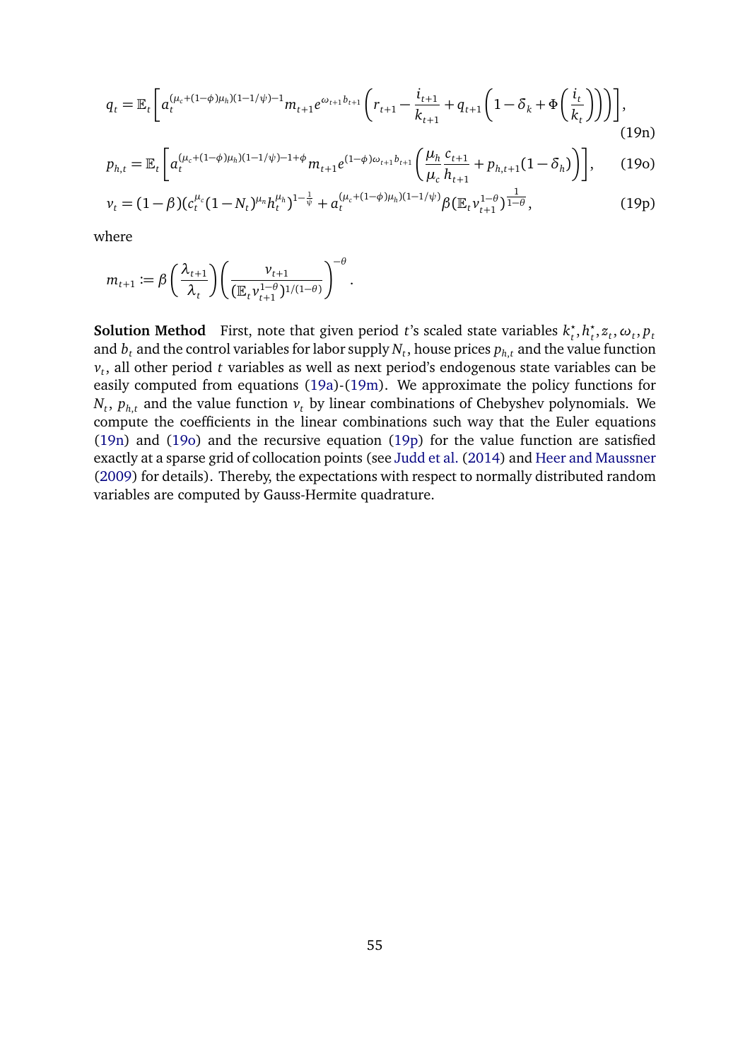$$q_t = \mathbb{E}_t \left[ a_t^{(\mu_c+(1-\phi)\mu_h)(1-1/\psi)-1} m_{t+1} e^{\omega_{t+1} b_{t+1}} \left( r_{t+1} - \frac{i_{t+1}}{k_{t+1}} + q_{t+1} \left( 1 - \delta_k + \Phi\left( \frac{i_t}{k_t} \right) \right) \right) \right], \tag{19n}$$

$$p_{h,t} = \mathbb{E}_t \left[ a_t^{(\mu_c+(1-\phi)\mu_h)(1-1/\psi)-1+\phi} m_{t+1} e^{(1-\phi)\omega_{t+1} b_{t+1}} \left( \frac{\mu_h}{\mu_c} \frac{c_{t+1}}{h_{t+1}} + p_{h,t+1}(1-\delta_h) \right) \right], \tag{19o}$$

$$v_t = (1-\beta)(c_t^{\mu_c}(1-N_t)^{\mu_n} h_t^{\mu_h})^{1-\frac{1}{\psi}} + a_t^{(\mu_c+(1-\phi)\mu_h)(1-1/\psi)} \beta (\mathbb{E}_t v_{t+1}^{1-\theta})^{\frac{1}{1-\theta}}, \tag{19p}$$

where

$$m_{t+1} := \beta \left( \frac{\lambda_{t+1}}{\lambda_t} \right) \left( \frac{v_{t+1}}{(\mathbb{E}_t v_{t+1}^{1-\theta})^{1/(1-\theta)}} \right)^{-\theta}.$$

**Solution Method** First, note that given period $t$'s scaled state variables $k_t^\star, h_t^\star, z_t, \omega_t, p_t$ and $b_t$ and the control variables for labor supply $N_t$, house prices $p_{h,t}$ and the value function $v_t$, all other period $t$ variables as well as next period's endogenous state variables can be easily computed from equations (19a)-(19m). We approximate the policy functions for $N_t$, $p_{h,t}$ and the value function $v_t$ by linear combinations of Chebyshev polynomials. We compute the coefficients in the linear combinations such way that the Euler equations (19n) and (19o) and the recursive equation (19p) for the value function are satisfied exactly at a sparse grid of collocation points (see Judd et al. (2014) and Heer and Maussner (2009) for details). Thereby, the expectations with respect to normally distributed random variables are computed by Gauss-Hermite quadrature.